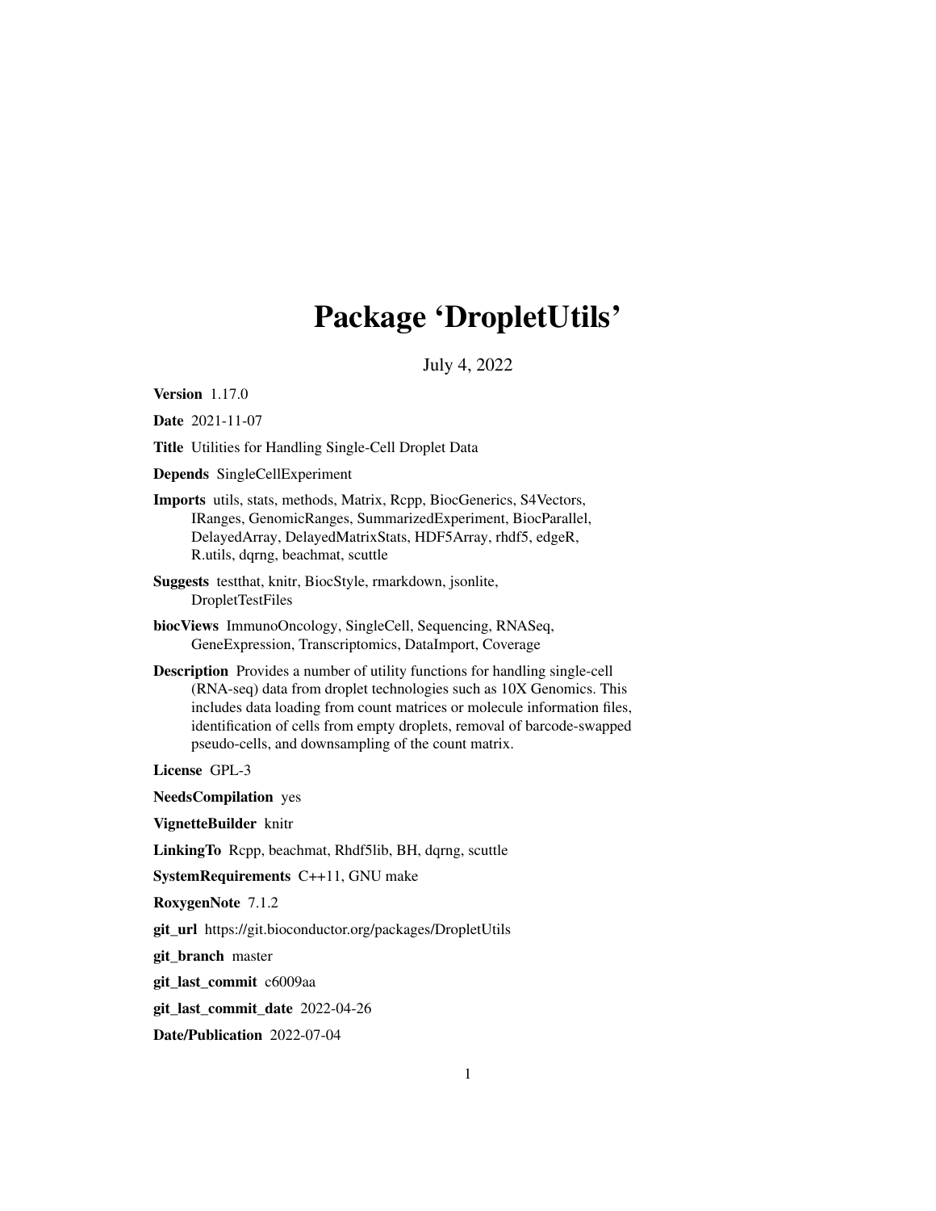# Package 'DropletUtils'

July 4, 2022

**Version** 1.17.0

**Date** 2021-11-07

**Title** Utilities for Handling Single-Cell Droplet Data

**Depends** SingleCellExperiment

**Imports** utils, stats, methods, Matrix, Rcpp, BiocGenerics, S4Vectors, IRanges, GenomicRanges, SummarizedExperiment, BiocParallel, DelayedArray, DelayedMatrixStats, HDF5Array, rhdf5, edgeR, R.utils, dqrng, beachmat, scuttle

**Suggests** testthat, knitr, BiocStyle, rmarkdown, jsonlite, DropletTestFiles

**biocViews** ImmunoOncology, SingleCell, Sequencing, RNASeq, GeneExpression, Transcriptomics, DataImport, Coverage

**Description** Provides a number of utility functions for handling single-cell (RNA-seq) data from droplet technologies such as 10X Genomics. This includes data loading from count matrices or molecule information files, identification of cells from empty droplets, removal of barcode-swapped pseudo-cells, and downsampling of the count matrix.

**License** GPL-3

**NeedsCompilation** yes

**VignetteBuilder** knitr

**LinkingTo** Rcpp, beachmat, Rhdf5lib, BH, dqrng, scuttle

**SystemRequirements** C++11, GNU make

**RoxygenNote** 7.1.2

**git_url** https://git.bioconductor.org/packages/DropletUtils

**git_branch** master

**git_last_commit** c6009aa

**git_last_commit_date** 2022-04-26

**Date/Publication** 2022-07-04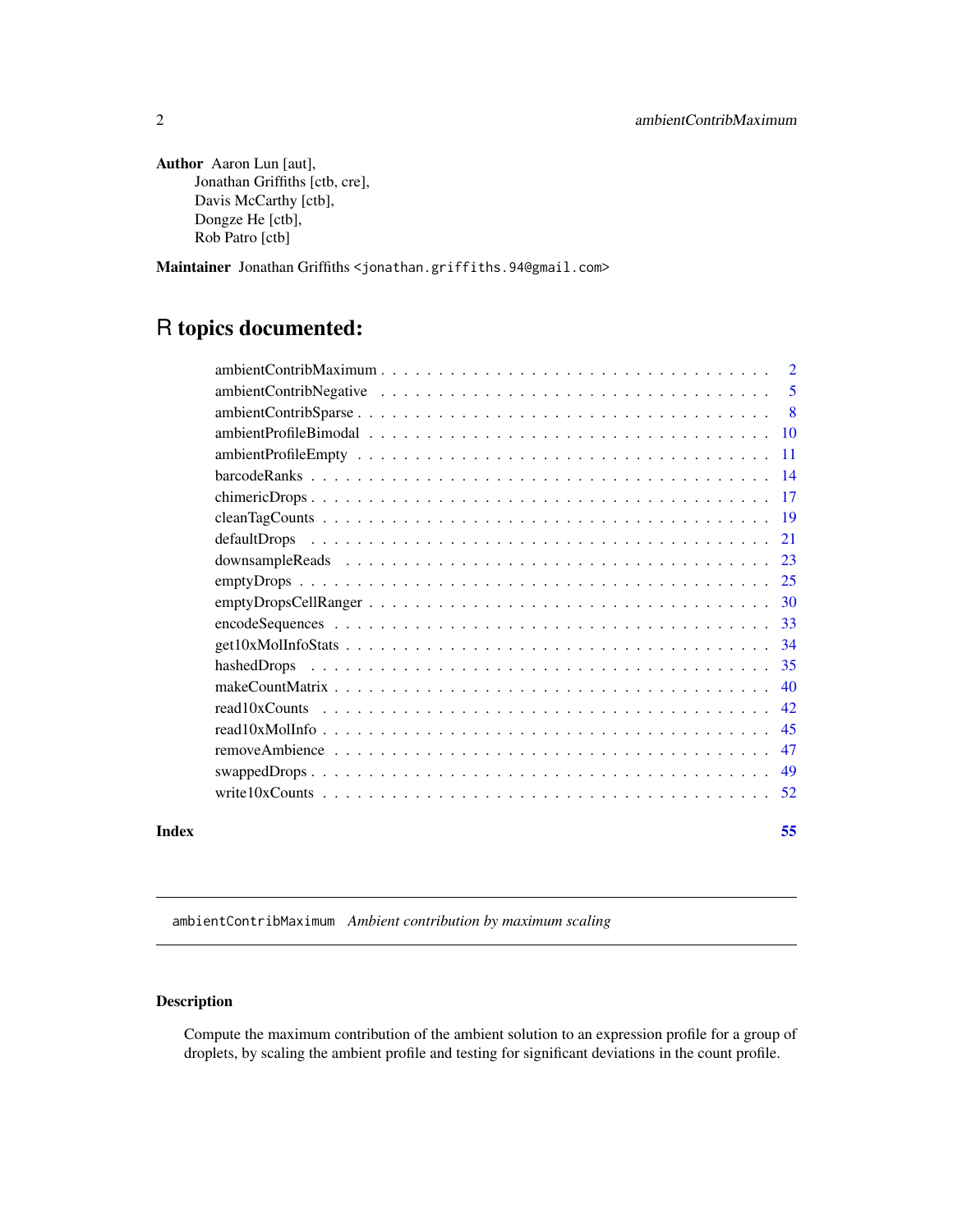**Author** Aaron Lun [aut],
Jonathan Griffiths [ctb, cre],
Davis McCarthy [ctb],
Dongze He [ctb],
Rob Patro [ctb]

**Maintainer** Jonathan Griffiths <jonathan.griffiths.94@gmail.com>

# R topics documented:

| | |
|---|---|
| ambientContribMaximum | 2 |
| ambientContribNegative | 5 |
| ambientContribSparse | 8 |
| ambientProfileBimodal | 10 |
| ambientProfileEmpty | 11 |
| barcodeRanks | 14 |
| chimericDrops | 17 |
| cleanTagCounts | 19 |
| defaultDrops | 21 |
| downsampleReads | 23 |
| emptyDrops | 25 |
| emptyDropsCellRanger | 30 |
| encodeSequences | 33 |
| get10xMolInfoStats | 34 |
| hashedDrops | 35 |
| makeCountMatrix | 40 |
| read10xCounts | 42 |
| read10xMolInfo | 45 |
| removeAmbience | 47 |
| swappedDrops | 49 |
| write10xCounts | 52 |
| **Index** | **55** |

---

`ambientContribMaximum` *Ambient contribution by maximum scaling*

---

## Description

Compute the maximum contribution of the ambient solution to an expression profile for a group of droplets, by scaling the ambient profile and testing for significant deviations in the count profile.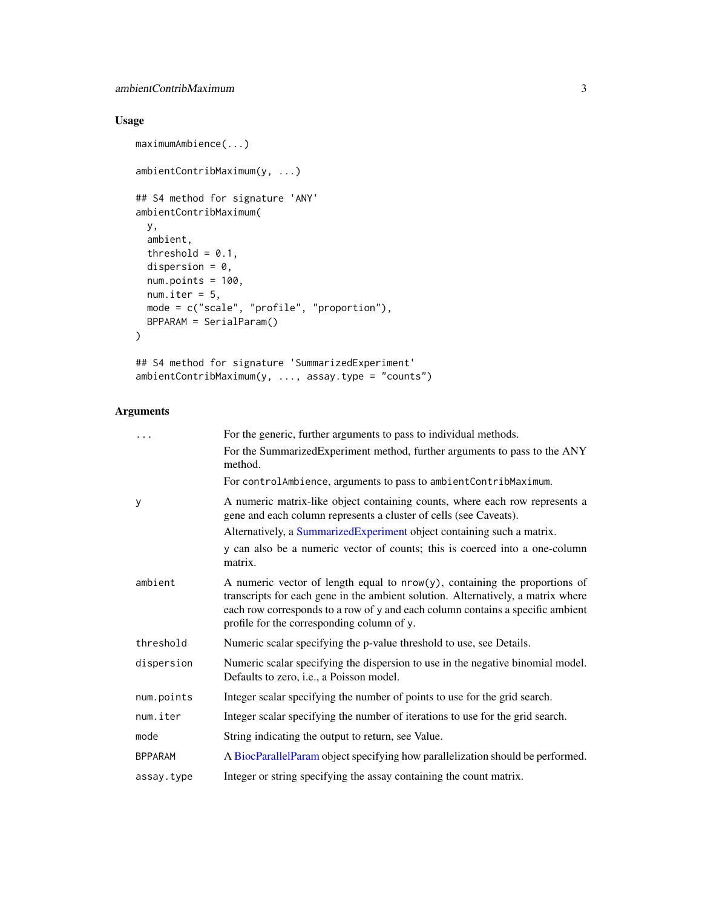## Usage

```
maximumAmbience(...)

ambientContribMaximum(y, ...)

## S4 method for signature 'ANY'
ambientContribMaximum(
  y,
  ambient,
  threshold = 0.1,
  dispersion = 0,
  num.points = 100,
  num.iter = 5,
  mode = c("scale", "profile", "proportion"),
  BPPARAM = SerialParam()
)

## S4 method for signature 'SummarizedExperiment'
ambientContribMaximum(y, ..., assay.type = "counts")
```

## Arguments

| | |
|---|---|
| `...` | For the generic, further arguments to pass to individual methods.<br>For the SummarizedExperiment method, further arguments to pass to the ANY method.<br>For `controlAmbience`, arguments to pass to `ambientContribMaximum`. |
| `y` | A numeric matrix-like object containing counts, where each row represents a gene and each column represents a cluster of cells (see Caveats).<br>Alternatively, a SummarizedExperiment object containing such a matrix.<br>`y` can also be a numeric vector of counts; this is coerced into a one-column matrix. |
| `ambient` | A numeric vector of length equal to `nrow(y)`, containing the proportions of transcripts for each gene in the ambient solution. Alternatively, a matrix where each row corresponds to a row of `y` and each column contains a specific ambient profile for the corresponding column of `y`. |
| `threshold` | Numeric scalar specifying the p-value threshold to use, see Details. |
| `dispersion` | Numeric scalar specifying the dispersion to use in the negative binomial model. Defaults to zero, i.e., a Poisson model. |
| `num.points` | Integer scalar specifying the number of points to use for the grid search. |
| `num.iter` | Integer scalar specifying the number of iterations to use for the grid search. |
| `mode` | String indicating the output to return, see Value. |
| `BPPARAM` | A BiocParallelParam object specifying how parallelization should be performed. |
| `assay.type` | Integer or string specifying the assay containing the count matrix. |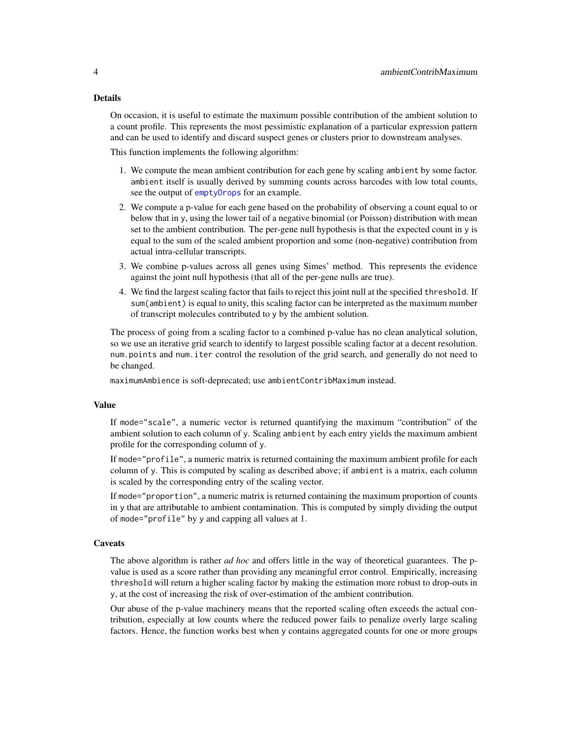## Details

On occasion, it is useful to estimate the maximum possible contribution of the ambient solution to a count profile. This represents the most pessimistic explanation of a particular expression pattern and can be used to identify and discard suspect genes or clusters prior to downstream analyses.

This function implements the following algorithm:

1. We compute the mean ambient contribution for each gene by scaling `ambient` by some factor. `ambient` itself is usually derived by summing counts across barcodes with low total counts, see the output of `emptyDrops` for an example.
2. We compute a p-value for each gene based on the probability of observing a count equal to or below that in `y`, using the lower tail of a negative binomial (or Poisson) distribution with mean set to the ambient contribution. The per-gene null hypothesis is that the expected count in `y` is equal to the sum of the scaled ambient proportion and some (non-negative) contribution from actual intra-cellular transcripts.
3. We combine p-values across all genes using Simes' method. This represents the evidence against the joint null hypothesis (that all of the per-gene nulls are true).
4. We find the largest scaling factor that fails to reject this joint null at the specified `threshold`. If `sum(ambient)` is equal to unity, this scaling factor can be interpreted as the maximum number of transcript molecules contributed to `y` by the ambient solution.

The process of going from a scaling factor to a combined p-value has no clean analytical solution, so we use an iterative grid search to identify to largest possible scaling factor at a decent resolution. `num.points` and `num.iter` control the resolution of the grid search, and generally do not need to be changed.

`maximumAmbience` is soft-deprecated; use `ambientContribMaximum` instead.

## Value

If `mode="scale"`, a numeric vector is returned quantifying the maximum "contribution" of the ambient solution to each column of `y`. Scaling `ambient` by each entry yields the maximum ambient profile for the corresponding column of `y`.

If `mode="profile"`, a numeric matrix is returned containing the maximum ambient profile for each column of `y`. This is computed by scaling as described above; if `ambient` is a matrix, each column is scaled by the corresponding entry of the scaling vector.

If `mode="proportion"`, a numeric matrix is returned containing the maximum proportion of counts in `y` that are attributable to ambient contamination. This is computed by simply dividing the output of `mode="profile"` by `y` and capping all values at 1.

## Caveats

The above algorithm is rather *ad hoc* and offers little in the way of theoretical guarantees. The p-value is used as a score rather than providing any meaningful error control. Empirically, increasing `threshold` will return a higher scaling factor by making the estimation more robust to drop-outs in `y`, at the cost of increasing the risk of over-estimation of the ambient contribution.

Our abuse of the p-value machinery means that the reported scaling often exceeds the actual contribution, especially at low counts where the reduced power fails to penalize overly large scaling factors. Hence, the function works best when `y` contains aggregated counts for one or more groups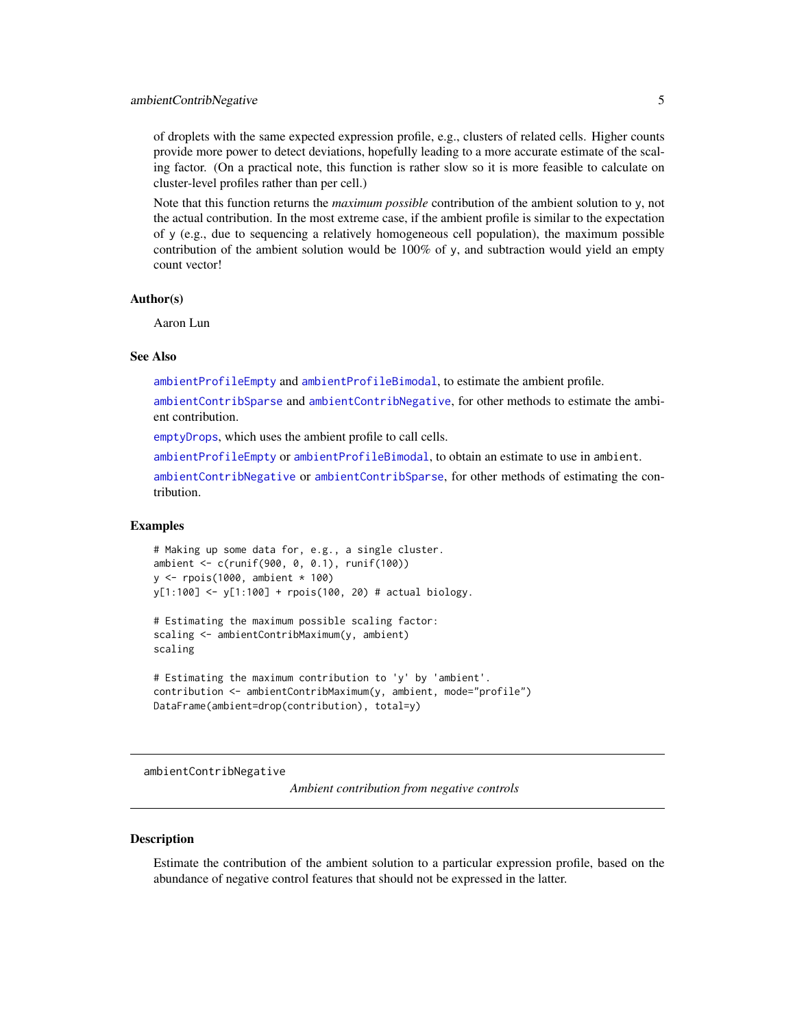of droplets with the same expected expression profile, e.g., clusters of related cells. Higher counts provide more power to detect deviations, hopefully leading to a more accurate estimate of the scaling factor. (On a practical note, this function is rather slow so it is more feasible to calculate on cluster-level profiles rather than per cell.)

Note that this function returns the *maximum possible* contribution of the ambient solution to `y`, not the actual contribution. In the most extreme case, if the ambient profile is similar to the expectation of `y` (e.g., due to sequencing a relatively homogeneous cell population), the maximum possible contribution of the ambient solution would be 100% of `y`, and subtraction would yield an empty count vector!

### Author(s)

Aaron Lun

### See Also

`ambientProfileEmpty` and `ambientProfileBimodal`, to estimate the ambient profile.

`ambientContribSparse` and `ambientContribNegative`, for other methods to estimate the ambient contribution.

`emptyDrops`, which uses the ambient profile to call cells.

`ambientProfileEmpty` or `ambientProfileBimodal`, to obtain an estimate to use in `ambient`.

`ambientContribNegative` or `ambientContribSparse`, for other methods of estimating the contribution.

### Examples

```
# Making up some data for, e.g., a single cluster.
ambient <- c(runif(900, 0, 0.1), runif(100))
y <- rpois(1000, ambient * 100)
y[1:100] <- y[1:100] + rpois(100, 20) # actual biology.

# Estimating the maximum possible scaling factor:
scaling <- ambientContribMaximum(y, ambient)
scaling

# Estimating the maximum contribution to 'y' by 'ambient'.
contribution <- ambientContribMaximum(y, ambient, mode="profile")
DataFrame(ambient=drop(contribution), total=y)
```

---

## ambientContribNegative — *Ambient contribution from negative controls*

### Description

Estimate the contribution of the ambient solution to a particular expression profile, based on the abundance of negative control features that should not be expressed in the latter.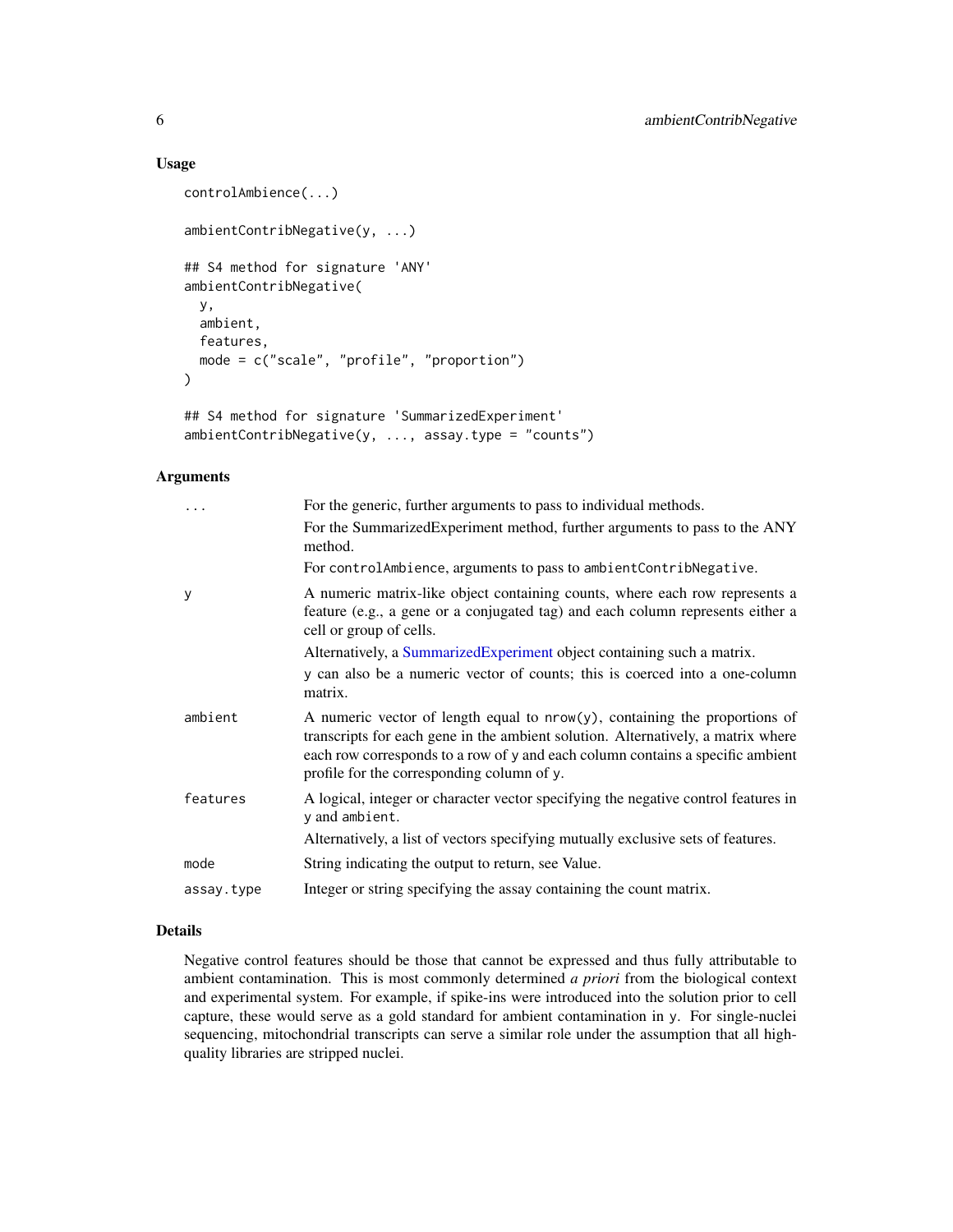## Usage

```
controlAmbience(...)

ambientContribNegative(y, ...)

## S4 method for signature 'ANY'
ambientContribNegative(
  y,
  ambient,
  features,
  mode = c("scale", "profile", "proportion")
)

## S4 method for signature 'SummarizedExperiment'
ambientContribNegative(y, ..., assay.type = "counts")
```

## Arguments

| | |
|---|---|
| `...` | For the generic, further arguments to pass to individual methods.<br>For the SummarizedExperiment method, further arguments to pass to the ANY method.<br>For `controlAmbience`, arguments to pass to `ambientContribNegative`. |
| `y` | A numeric matrix-like object containing counts, where each row represents a feature (e.g., a gene or a conjugated tag) and each column represents either a cell or group of cells.<br>Alternatively, a SummarizedExperiment object containing such a matrix.<br>`y` can also be a numeric vector of counts; this is coerced into a one-column matrix. |
| `ambient` | A numeric vector of length equal to `nrow(y)`, containing the proportions of transcripts for each gene in the ambient solution. Alternatively, a matrix where each row corresponds to a row of `y` and each column contains a specific ambient profile for the corresponding column of `y`. |
| `features` | A logical, integer or character vector specifying the negative control features in `y` and `ambient`.<br>Alternatively, a list of vectors specifying mutually exclusive sets of features. |
| `mode` | String indicating the output to return, see Value. |
| `assay.type` | Integer or string specifying the assay containing the count matrix. |

## Details

Negative control features should be those that cannot be expressed and thus fully attributable to ambient contamination. This is most commonly determined *a priori* from the biological context and experimental system. For example, if spike-ins were introduced into the solution prior to cell capture, these would serve as a gold standard for ambient contamination in `y`. For single-nuclei sequencing, mitochondrial transcripts can serve a similar role under the assumption that all high-quality libraries are stripped nuclei.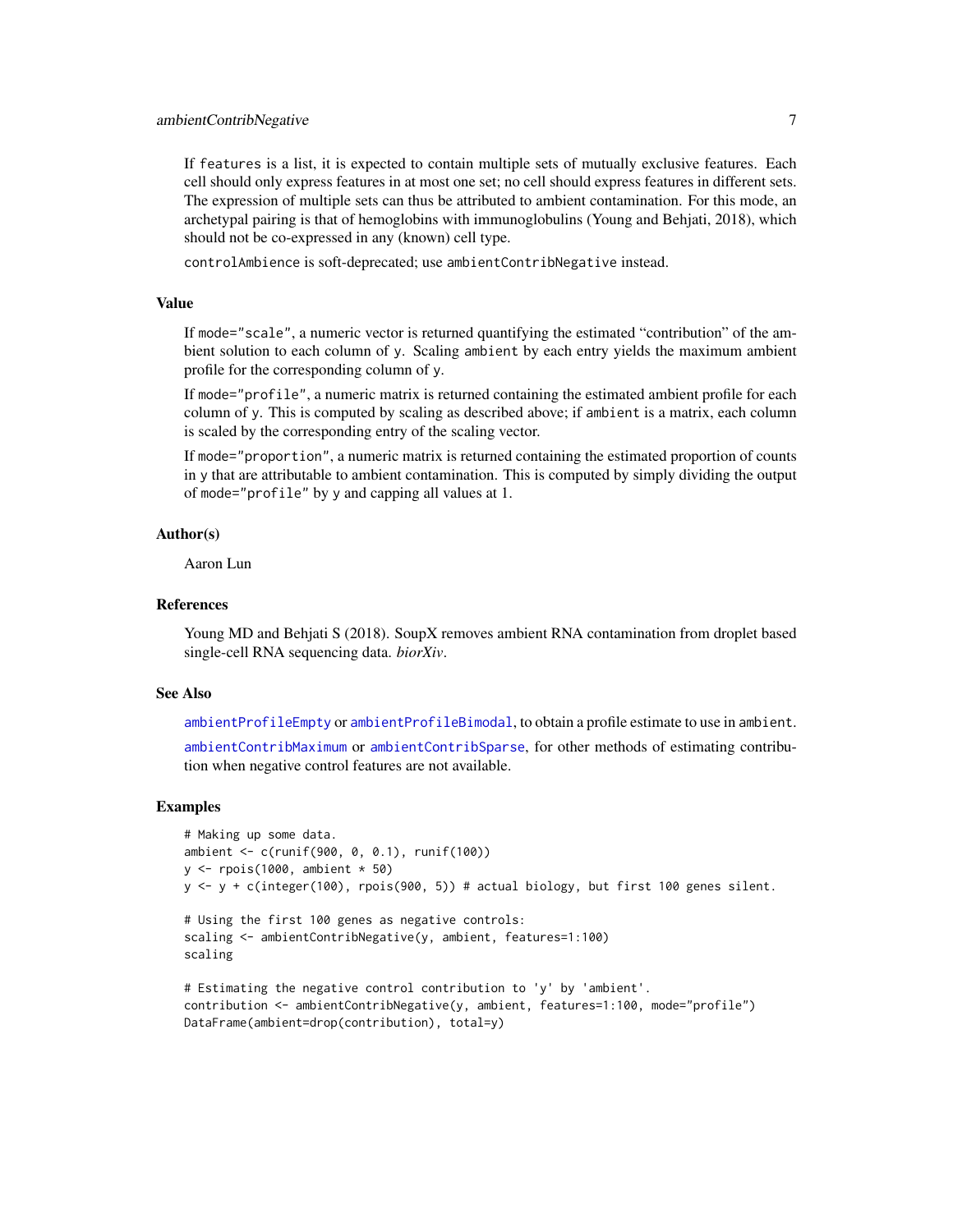If features is a list, it is expected to contain multiple sets of mutually exclusive features. Each cell should only express features in at most one set; no cell should express features in different sets. The expression of multiple sets can thus be attributed to ambient contamination. For this mode, an archetypal pairing is that of hemoglobins with immunoglobulins (Young and Behjati, 2018), which should not be co-expressed in any (known) cell type.

controlAmbience is soft-deprecated; use ambientContribNegative instead.

## Value

If mode="scale", a numeric vector is returned quantifying the estimated "contribution" of the ambient solution to each column of y. Scaling ambient by each entry yields the maximum ambient profile for the corresponding column of y.

If mode="profile", a numeric matrix is returned containing the estimated ambient profile for each column of y. This is computed by scaling as described above; if ambient is a matrix, each column is scaled by the corresponding entry of the scaling vector.

If mode="proportion", a numeric matrix is returned containing the estimated proportion of counts in y that are attributable to ambient contamination. This is computed by simply dividing the output of mode="profile" by y and capping all values at 1.

## Author(s)

Aaron Lun

## References

Young MD and Behjati S (2018). SoupX removes ambient RNA contamination from droplet based single-cell RNA sequencing data. *biorXiv*.

## See Also

ambientProfileEmpty or ambientProfileBimodal, to obtain a profile estimate to use in ambient.

ambientContribMaximum or ambientContribSparse, for other methods of estimating contribution when negative control features are not available.

## Examples

```
# Making up some data.
ambient <- c(runif(900, 0, 0.1), runif(100))
y <- rpois(1000, ambient * 50)
y <- y + c(integer(100), rpois(900, 5)) # actual biology, but first 100 genes silent.

# Using the first 100 genes as negative controls:
scaling <- ambientContribNegative(y, ambient, features=1:100)
scaling

# Estimating the negative control contribution to 'y' by 'ambient'.
contribution <- ambientContribNegative(y, ambient, features=1:100, mode="profile")
DataFrame(ambient=drop(contribution), total=y)
```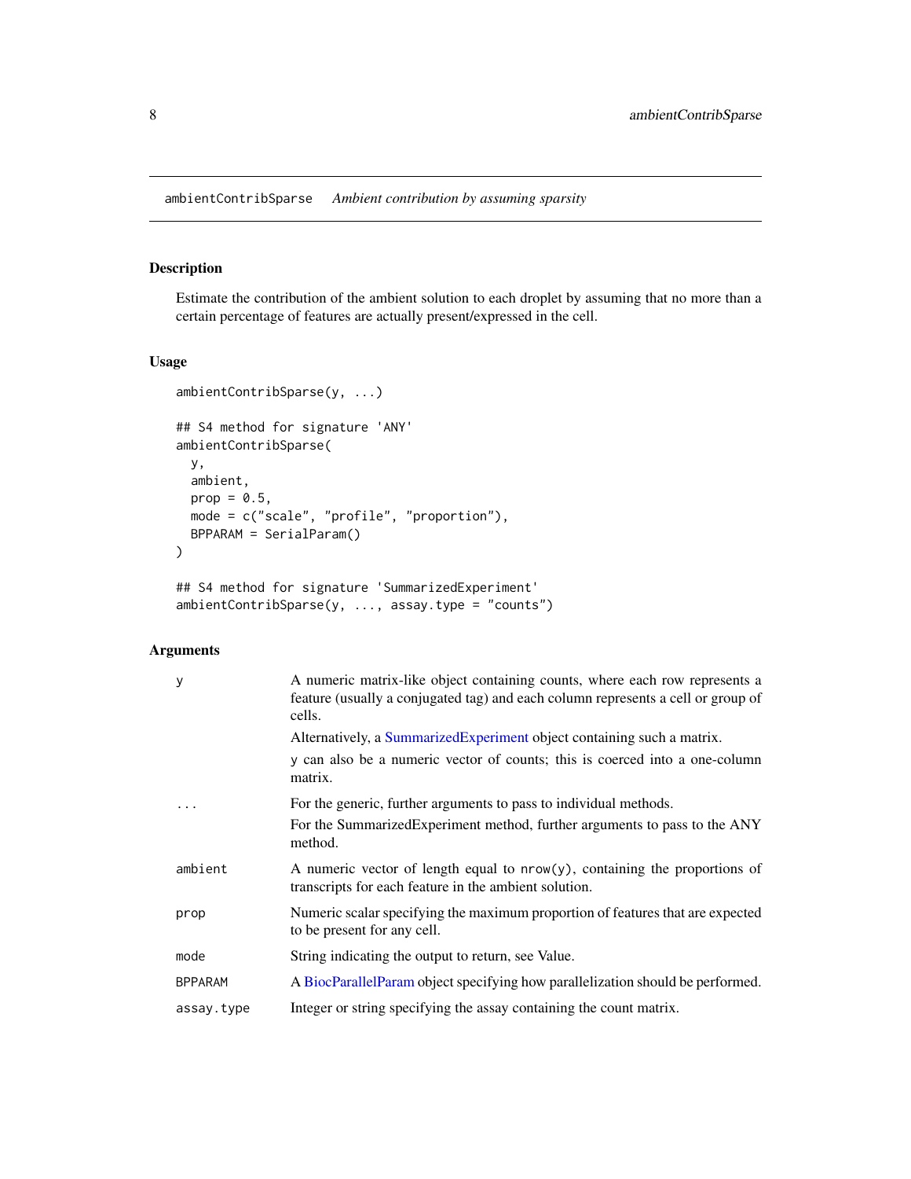`ambientContribSparse` *Ambient contribution by assuming sparsity*

## Description

Estimate the contribution of the ambient solution to each droplet by assuming that no more than a certain percentage of features are actually present/expressed in the cell.

## Usage

```
ambientContribSparse(y, ...)

## S4 method for signature 'ANY'
ambientContribSparse(
  y,
  ambient,
  prop = 0.5,
  mode = c("scale", "profile", "proportion"),
  BPPARAM = SerialParam()
)

## S4 method for signature 'SummarizedExperiment'
ambientContribSparse(y, ..., assay.type = "counts")
```

## Arguments

| | |
|---|---|
| `y` | A numeric matrix-like object containing counts, where each row represents a feature (usually a conjugated tag) and each column represents a cell or group of cells.<br>Alternatively, a SummarizedExperiment object containing such a matrix.<br>`y` can also be a numeric vector of counts; this is coerced into a one-column matrix. |
| `...` | For the generic, further arguments to pass to individual methods.<br>For the SummarizedExperiment method, further arguments to pass to the ANY method. |
| `ambient` | A numeric vector of length equal to `nrow(y)`, containing the proportions of transcripts for each feature in the ambient solution. |
| `prop` | Numeric scalar specifying the maximum proportion of features that are expected to be present for any cell. |
| `mode` | String indicating the output to return, see Value. |
| `BPPARAM` | A BiocParallelParam object specifying how parallelization should be performed. |
| `assay.type` | Integer or string specifying the assay containing the count matrix. |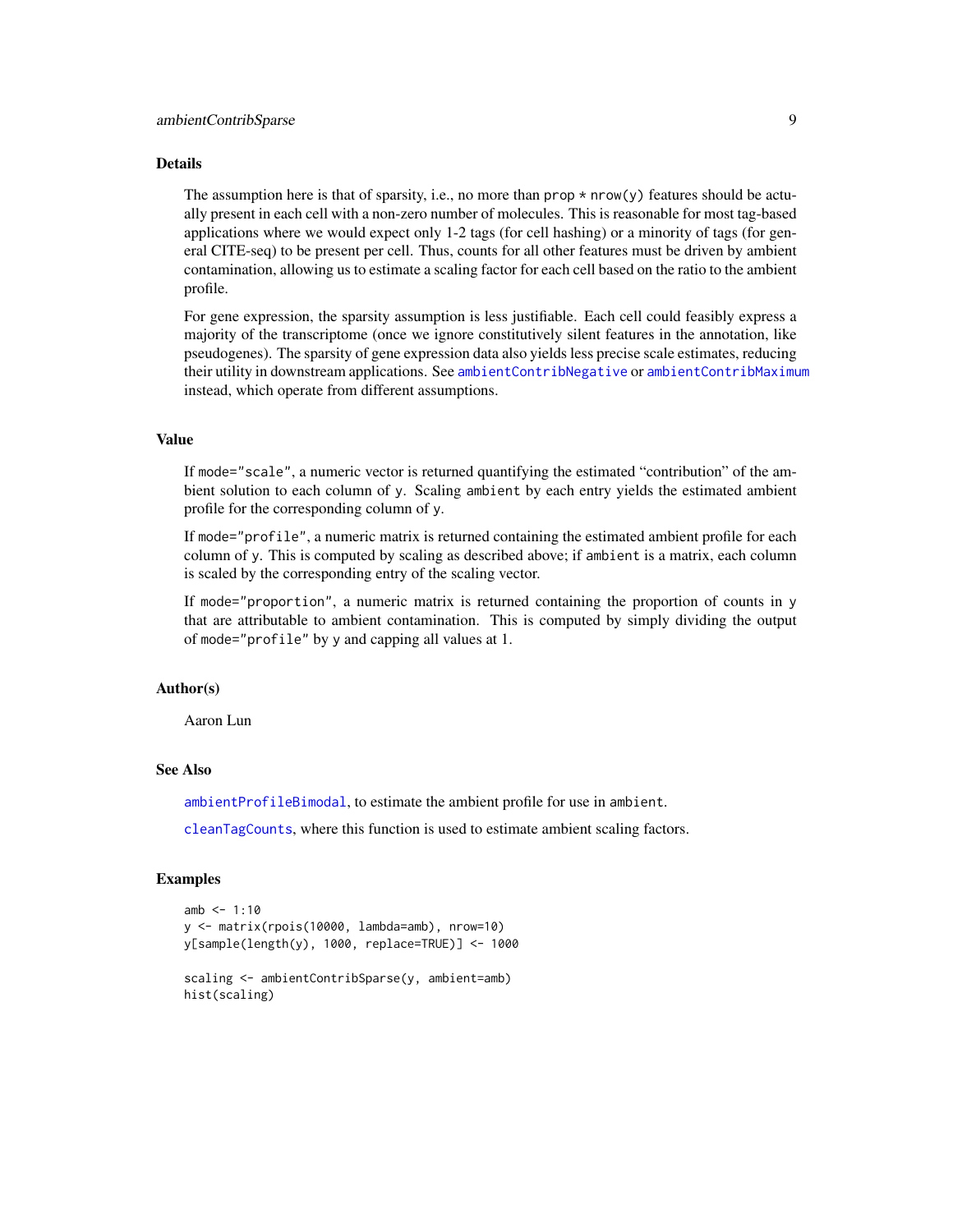## Details

The assumption here is that of sparsity, i.e., no more than `prop * nrow(y)` features should be actually present in each cell with a non-zero number of molecules. This is reasonable for most tag-based applications where we would expect only 1-2 tags (for cell hashing) or a minority of tags (for general CITE-seq) to be present per cell. Thus, counts for all other features must be driven by ambient contamination, allowing us to estimate a scaling factor for each cell based on the ratio to the ambient profile.

For gene expression, the sparsity assumption is less justifiable. Each cell could feasibly express a majority of the transcriptome (once we ignore constitutively silent features in the annotation, like pseudogenes). The sparsity of gene expression data also yields less precise scale estimates, reducing their utility in downstream applications. See `ambientContribNegative` or `ambientContribMaximum` instead, which operate from different assumptions.

## Value

If `mode="scale"`, a numeric vector is returned quantifying the estimated "contribution" of the ambient solution to each column of `y`. Scaling `ambient` by each entry yields the estimated ambient profile for the corresponding column of `y`.

If `mode="profile"`, a numeric matrix is returned containing the estimated ambient profile for each column of `y`. This is computed by scaling as described above; if `ambient` is a matrix, each column is scaled by the corresponding entry of the scaling vector.

If `mode="proportion"`, a numeric matrix is returned containing the proportion of counts in `y` that are attributable to ambient contamination. This is computed by simply dividing the output of `mode="profile"` by `y` and capping all values at 1.

## Author(s)

Aaron Lun

## See Also

`ambientProfileBimodal`, to estimate the ambient profile for use in `ambient`.

`cleanTagCounts`, where this function is used to estimate ambient scaling factors.

## Examples

```
amb <- 1:10
y <- matrix(rpois(10000, lambda=amb), nrow=10)
y[sample(length(y), 1000, replace=TRUE)] <- 1000

scaling <- ambientContribSparse(y, ambient=amb)
hist(scaling)
```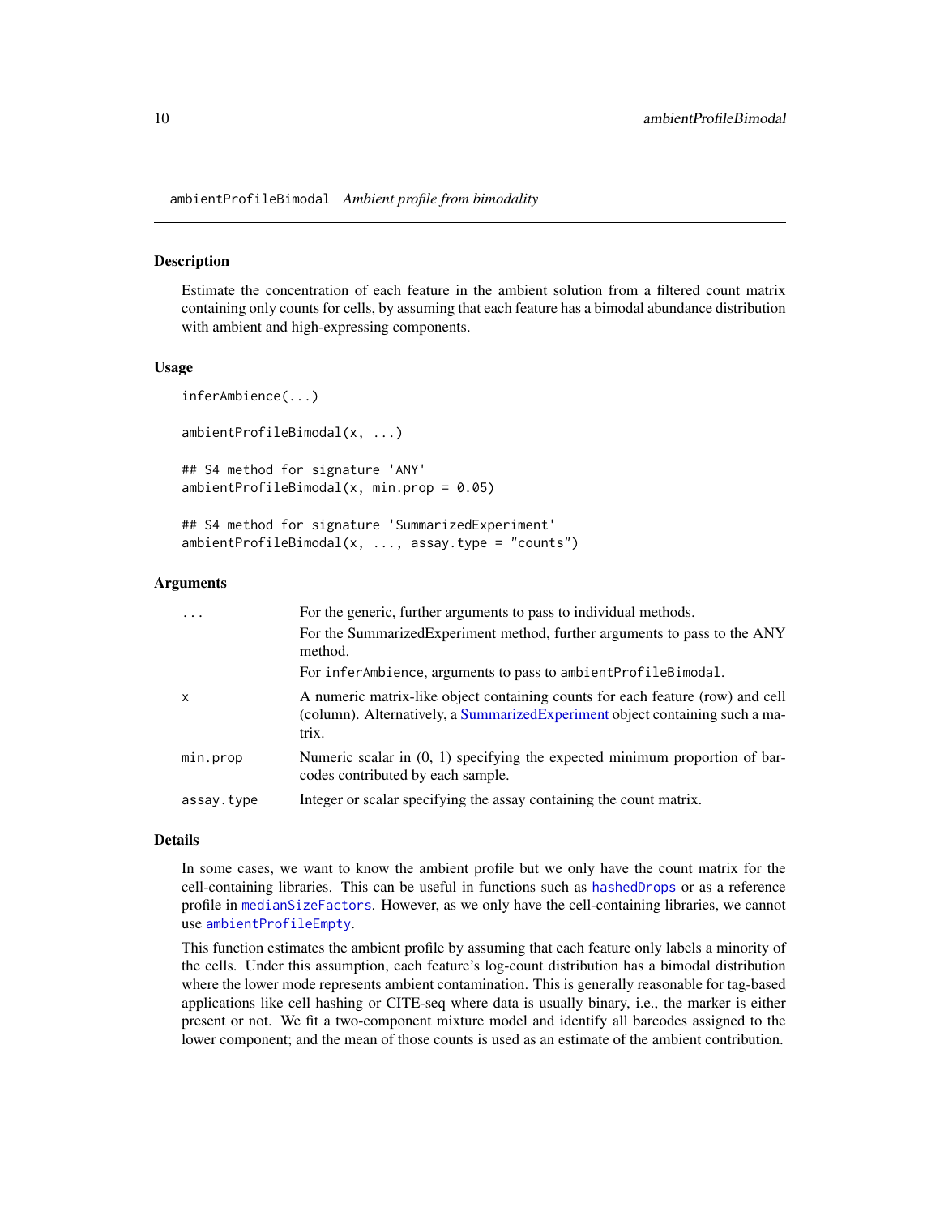# ambientProfileBimodal *Ambient profile from bimodality*

## Description

Estimate the concentration of each feature in the ambient solution from a filtered count matrix containing only counts for cells, by assuming that each feature has a bimodal abundance distribution with ambient and high-expressing components.

## Usage

```
inferAmbience(...)

ambientProfileBimodal(x, ...)

## S4 method for signature 'ANY'
ambientProfileBimodal(x, min.prop = 0.05)

## S4 method for signature 'SummarizedExperiment'
ambientProfileBimodal(x, ..., assay.type = "counts")
```

## Arguments

| | |
|---|---|
| `...` | For the generic, further arguments to pass to individual methods.<br>For the SummarizedExperiment method, further arguments to pass to the ANY method.<br>For `inferAmbience`, arguments to pass to `ambientProfileBimodal`. |
| `x` | A numeric matrix-like object containing counts for each feature (row) and cell (column). Alternatively, a SummarizedExperiment object containing such a matrix. |
| `min.prop` | Numeric scalar in (0, 1) specifying the expected minimum proportion of barcodes contributed by each sample. |
| `assay.type` | Integer or scalar specifying the assay containing the count matrix. |

## Details

In some cases, we want to know the ambient profile but we only have the count matrix for the cell-containing libraries. This can be useful in functions such as `hashedDrops` or as a reference profile in `medianSizeFactors`. However, as we only have the cell-containing libraries, we cannot use `ambientProfileEmpty`.

This function estimates the ambient profile by assuming that each feature only labels a minority of the cells. Under this assumption, each feature's log-count distribution has a bimodal distribution where the lower mode represents ambient contamination. This is generally reasonable for tag-based applications like cell hashing or CITE-seq where data is usually binary, i.e., the marker is either present or not. We fit a two-component mixture model and identify all barcodes assigned to the lower component; and the mean of those counts is used as an estimate of the ambient contribution.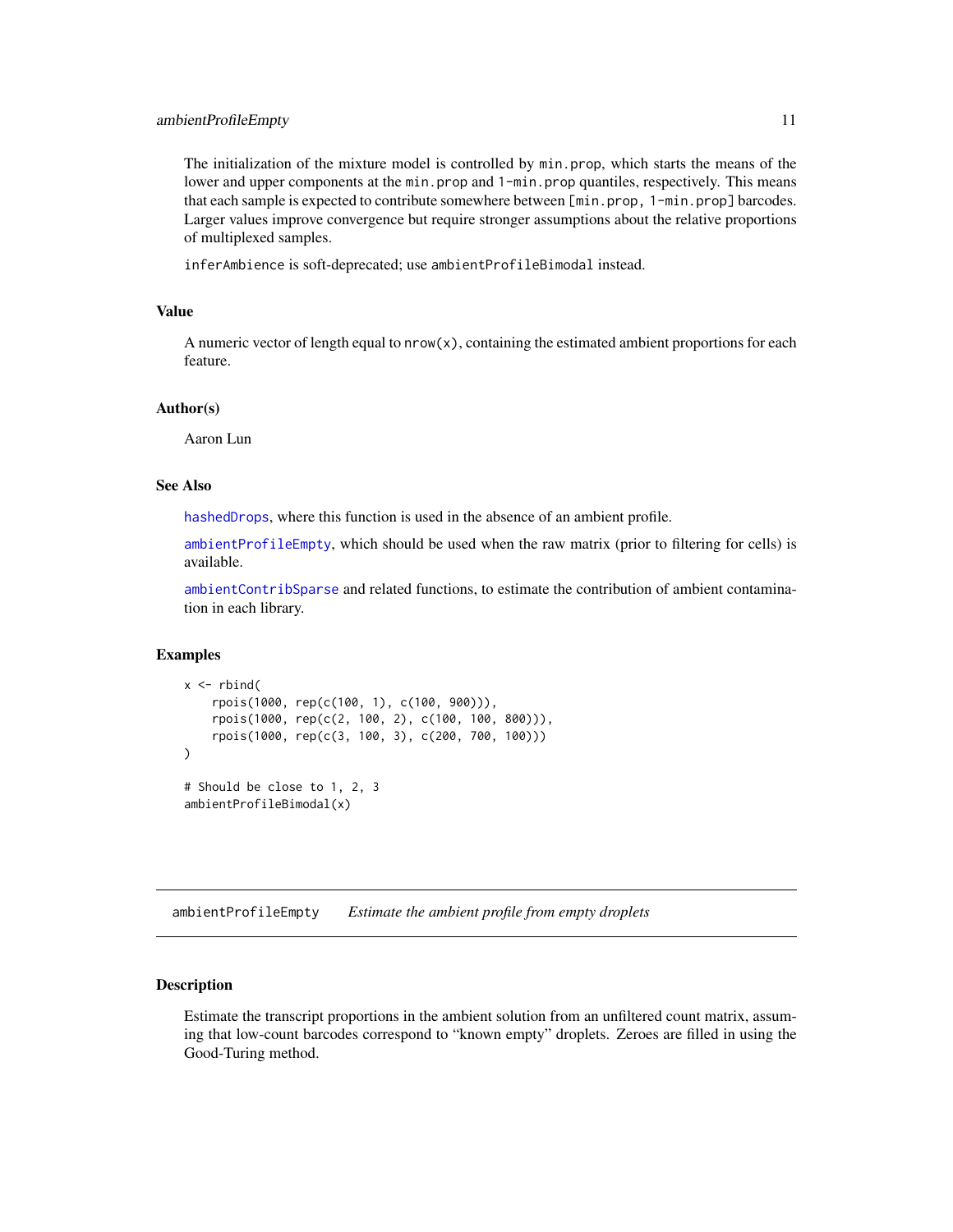The initialization of the mixture model is controlled by `min.prop`, which starts the means of the lower and upper components at the `min.prop` and `1-min.prop` quantiles, respectively. This means that each sample is expected to contribute somewhere between `[min.prop, 1-min.prop]` barcodes. Larger values improve convergence but require stronger assumptions about the relative proportions of multiplexed samples.

`inferAmbience` is soft-deprecated; use `ambientProfileBimodal` instead.

### Value

A numeric vector of length equal to `nrow(x)`, containing the estimated ambient proportions for each feature.

### Author(s)

Aaron Lun

### See Also

`hashedDrops`, where this function is used in the absence of an ambient profile.

`ambientProfileEmpty`, which should be used when the raw matrix (prior to filtering for cells) is available.

`ambientContribSparse` and related functions, to estimate the contribution of ambient contamination in each library.

### Examples

```
x <- rbind(
    rpois(1000, rep(c(100, 1), c(100, 900))),
    rpois(1000, rep(c(2, 100, 2), c(100, 100, 800))),
    rpois(1000, rep(c(3, 100, 3), c(200, 700, 100)))
)

# Should be close to 1, 2, 3
ambientProfileBimodal(x)
```

---

## ambientProfileEmpty    *Estimate the ambient profile from empty droplets*

---

### Description

Estimate the transcript proportions in the ambient solution from an unfiltered count matrix, assuming that low-count barcodes correspond to "known empty" droplets. Zeroes are filled in using the Good-Turing method.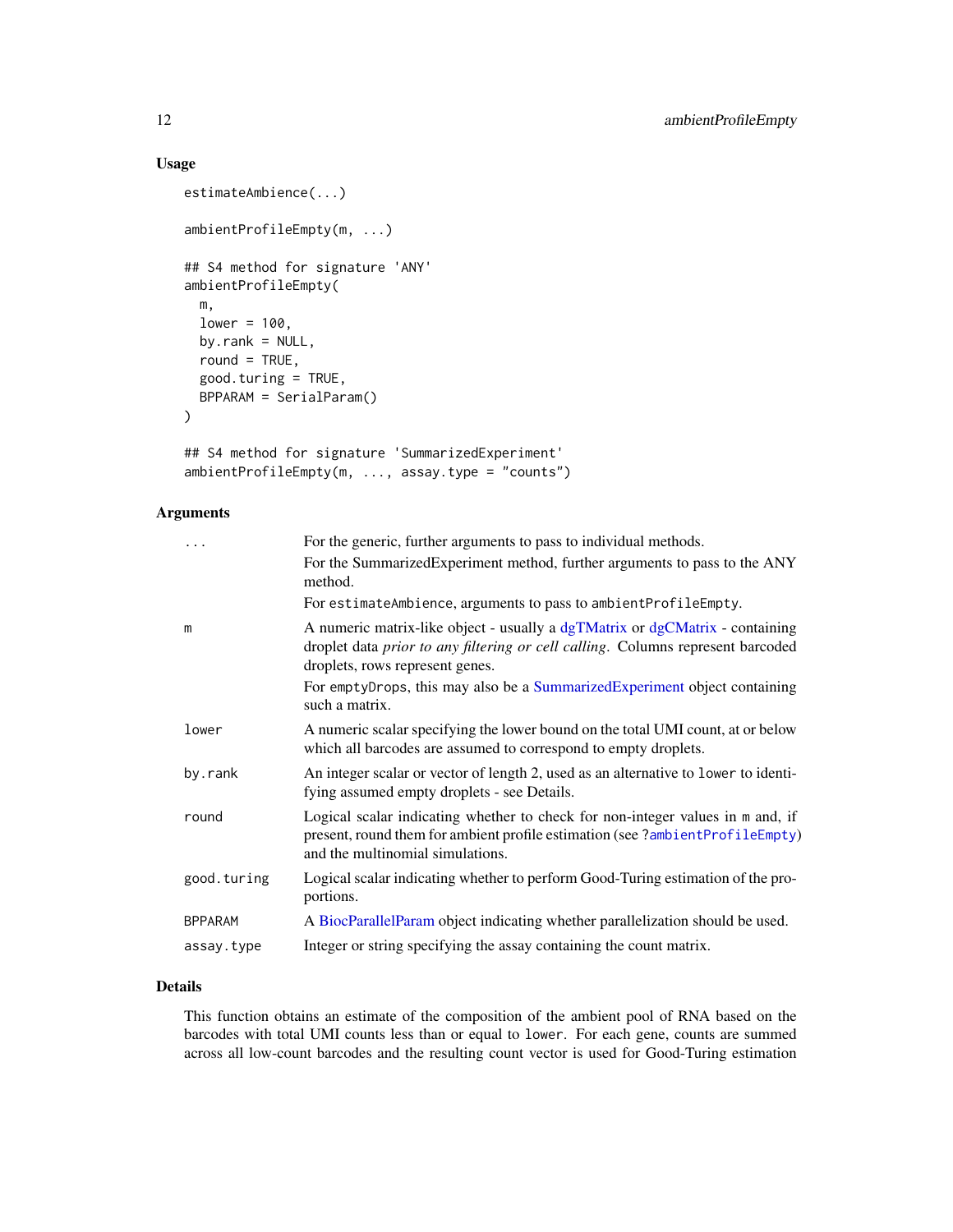## Usage

```
estimateAmbience(...)

ambientProfileEmpty(m, ...)

## S4 method for signature 'ANY'
ambientProfileEmpty(
  m,
  lower = 100,
  by.rank = NULL,
  round = TRUE,
  good.turing = TRUE,
  BPPARAM = SerialParam()
)

## S4 method for signature 'SummarizedExperiment'
ambientProfileEmpty(m, ..., assay.type = "counts")
```

## Arguments

| | |
|---|---|
| `...` | For the generic, further arguments to pass to individual methods. For the SummarizedExperiment method, further arguments to pass to the ANY method. For `estimateAmbience`, arguments to pass to `ambientProfileEmpty`. |
| `m` | A numeric matrix-like object - usually a dgTMatrix or dgCMatrix - containing droplet data *prior to any filtering or cell calling*. Columns represent barcoded droplets, rows represent genes. For `emptyDrops`, this may also be a SummarizedExperiment object containing such a matrix. |
| `lower` | A numeric scalar specifying the lower bound on the total UMI count, at or below which all barcodes are assumed to correspond to empty droplets. |
| `by.rank` | An integer scalar or vector of length 2, used as an alternative to `lower` to identifying assumed empty droplets - see Details. |
| `round` | Logical scalar indicating whether to check for non-integer values in `m` and, if present, round them for ambient profile estimation (see `?ambientProfileEmpty`) and the multinomial simulations. |
| `good.turing` | Logical scalar indicating whether to perform Good-Turing estimation of the proportions. |
| `BPPARAM` | A BiocParallelParam object indicating whether parallelization should be used. |
| `assay.type` | Integer or string specifying the assay containing the count matrix. |

## Details

This function obtains an estimate of the composition of the ambient pool of RNA based on the barcodes with total UMI counts less than or equal to `lower`. For each gene, counts are summed across all low-count barcodes and the resulting count vector is used for Good-Turing estimation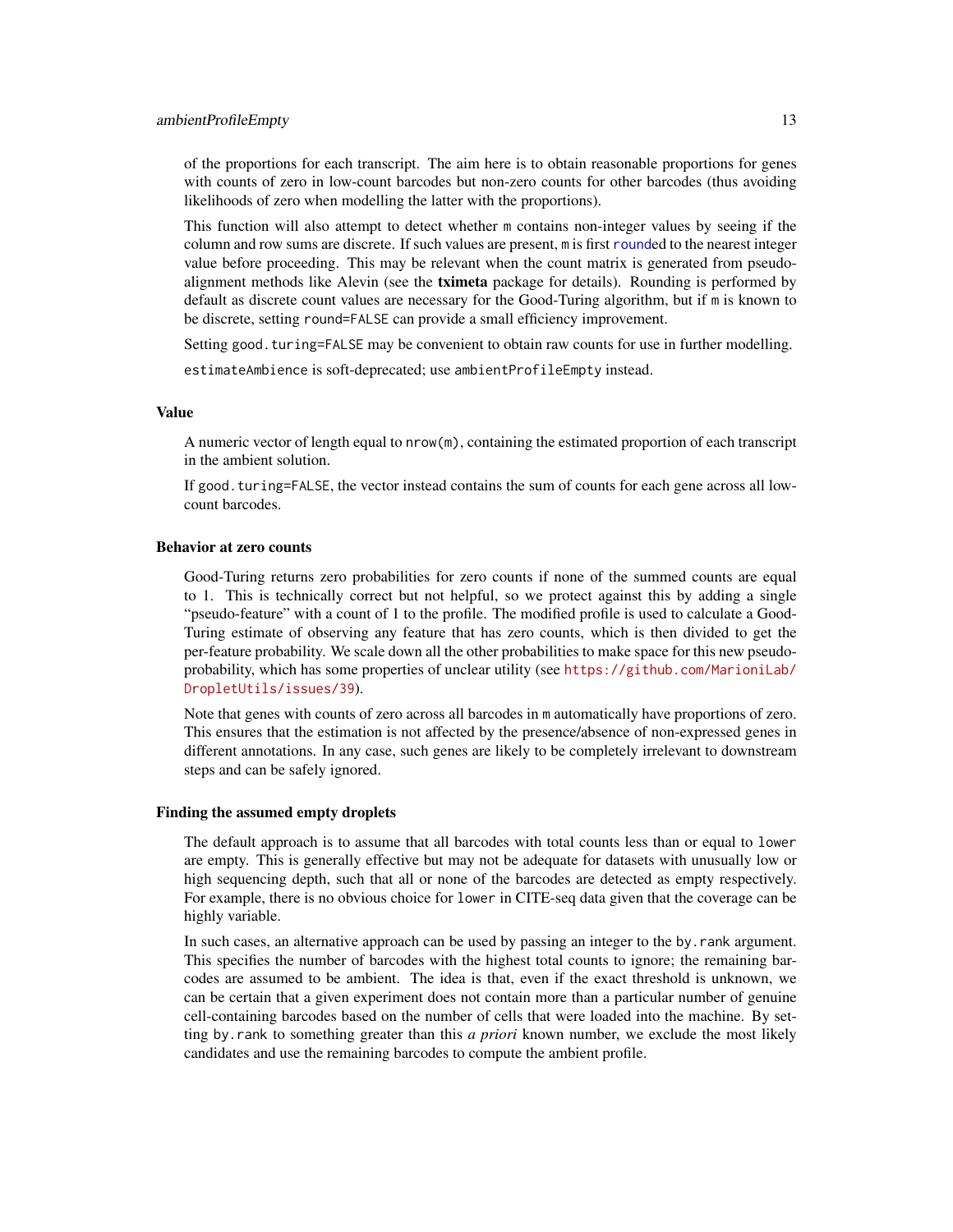of the proportions for each transcript. The aim here is to obtain reasonable proportions for genes with counts of zero in low-count barcodes but non-zero counts for other barcodes (thus avoiding likelihoods of zero when modelling the latter with the proportions).

This function will also attempt to detect whether `m` contains non-integer values by seeing if the column and row sums are discrete. If such values are present, `m` is first `round`ed to the nearest integer value before proceeding. This may be relevant when the count matrix is generated from pseudo-alignment methods like Alevin (see the **tximeta** package for details). Rounding is performed by default as discrete count values are necessary for the Good-Turing algorithm, but if `m` is known to be discrete, setting `round=FALSE` can provide a small efficiency improvement.

Setting `good.turing=FALSE` may be convenient to obtain raw counts for use in further modelling.

`estimateAmbience` is soft-deprecated; use `ambientProfileEmpty` instead.

### Value

A numeric vector of length equal to `nrow(m)`, containing the estimated proportion of each transcript in the ambient solution.

If `good.turing=FALSE`, the vector instead contains the sum of counts for each gene across all low-count barcodes.

### Behavior at zero counts

Good-Turing returns zero probabilities for zero counts if none of the summed counts are equal to 1. This is technically correct but not helpful, so we protect against this by adding a single "pseudo-feature" with a count of 1 to the profile. The modified profile is used to calculate a Good-Turing estimate of observing any feature that has zero counts, which is then divided to get the per-feature probability. We scale down all the other probabilities to make space for this new pseudo-probability, which has some properties of unclear utility (see https://github.com/MarioniLab/DropletUtils/issues/39).

Note that genes with counts of zero across all barcodes in `m` automatically have proportions of zero. This ensures that the estimation is not affected by the presence/absence of non-expressed genes in different annotations. In any case, such genes are likely to be completely irrelevant to downstream steps and can be safely ignored.

### Finding the assumed empty droplets

The default approach is to assume that all barcodes with total counts less than or equal to `lower` are empty. This is generally effective but may not be adequate for datasets with unusually low or high sequencing depth, such that all or none of the barcodes are detected as empty respectively. For example, there is no obvious choice for `lower` in CITE-seq data given that the coverage can be highly variable.

In such cases, an alternative approach can be used by passing an integer to the `by.rank` argument. This specifies the number of barcodes with the highest total counts to ignore; the remaining barcodes are assumed to be ambient. The idea is that, even if the exact threshold is unknown, we can be certain that a given experiment does not contain more than a particular number of genuine cell-containing barcodes based on the number of cells that were loaded into the machine. By setting `by.rank` to something greater than this *a priori* known number, we exclude the most likely candidates and use the remaining barcodes to compute the ambient profile.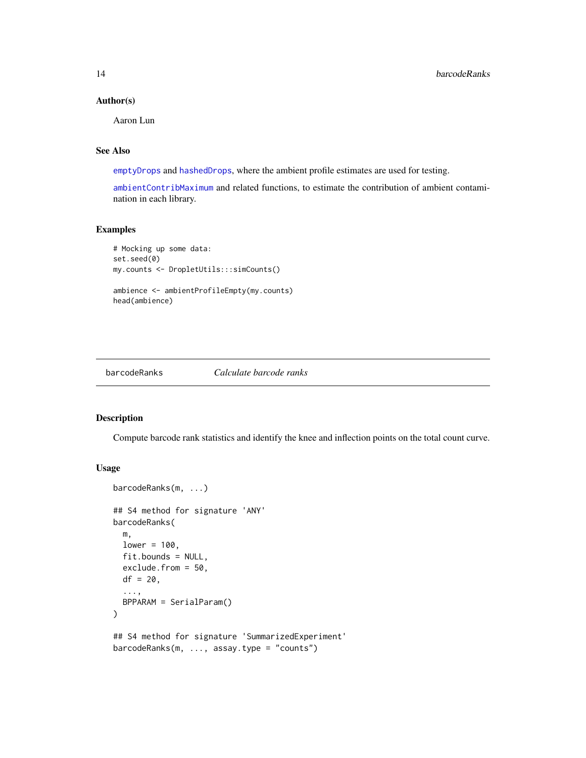### Author(s)

Aaron Lun

### See Also

emptyDrops and hashedDrops, where the ambient profile estimates are used for testing.

ambientContribMaximum and related functions, to estimate the contribution of ambient contamination in each library.

### Examples

```
# Mocking up some data:
set.seed(0)
my.counts <- DropletUtils:::simCounts()

ambience <- ambientProfileEmpty(my.counts)
head(ambience)
```

---

## barcodeRanks &nbsp;&nbsp;&nbsp;&nbsp; *Calculate barcode ranks*

---

### Description

Compute barcode rank statistics and identify the knee and inflection points on the total count curve.

### Usage

```
barcodeRanks(m, ...)

## S4 method for signature 'ANY'
barcodeRanks(
  m,
  lower = 100,
  fit.bounds = NULL,
  exclude.from = 50,
  df = 20,
  ...,
  BPPARAM = SerialParam()
)

## S4 method for signature 'SummarizedExperiment'
barcodeRanks(m, ..., assay.type = "counts")
```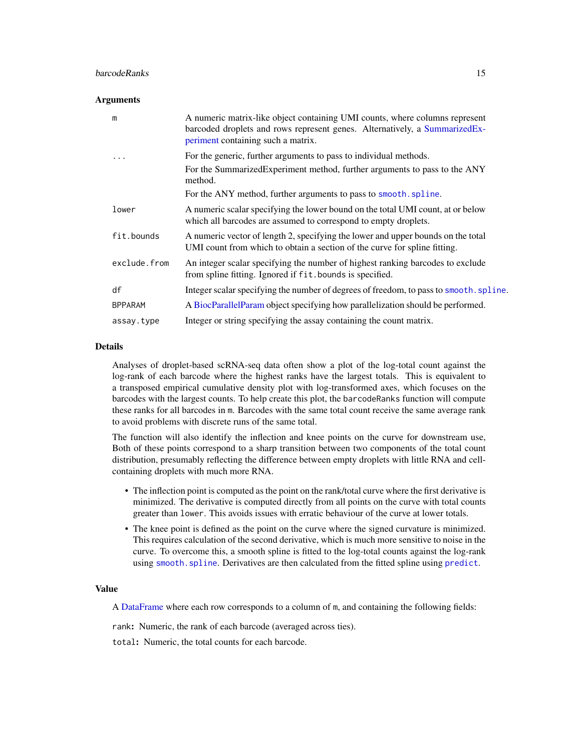## Arguments

| | |
|---|---|
| `m` | A numeric matrix-like object containing UMI counts, where columns represent barcoded droplets and rows represent genes. Alternatively, a SummarizedExperiment containing such a matrix. |
| `...` | For the generic, further arguments to pass to individual methods. For the SummarizedExperiment method, further arguments to pass to the ANY method. For the ANY method, further arguments to pass to `smooth.spline`. |
| `lower` | A numeric scalar specifying the lower bound on the total UMI count, at or below which all barcodes are assumed to correspond to empty droplets. |
| `fit.bounds` | A numeric vector of length 2, specifying the lower and upper bounds on the total UMI count from which to obtain a section of the curve for spline fitting. |
| `exclude.from` | An integer scalar specifying the number of highest ranking barcodes to exclude from spline fitting. Ignored if `fit.bounds` is specified. |
| `df` | Integer scalar specifying the number of degrees of freedom, to pass to `smooth.spline`. |
| `BPPARAM` | A BiocParallelParam object specifying how parallelization should be performed. |
| `assay.type` | Integer or string specifying the assay containing the count matrix. |

## Details

Analyses of droplet-based scRNA-seq data often show a plot of the log-total count against the log-rank of each barcode where the highest ranks have the largest totals. This is equivalent to a transposed empirical cumulative density plot with log-transformed axes, which focuses on the barcodes with the largest counts. To help create this plot, the `barcodeRanks` function will compute these ranks for all barcodes in `m`. Barcodes with the same total count receive the same average rank to avoid problems with discrete runs of the same total.

The function will also identify the inflection and knee points on the curve for downstream use, Both of these points correspond to a sharp transition between two components of the total count distribution, presumably reflecting the difference between empty droplets with little RNA and cell-containing droplets with much more RNA.

- The inflection point is computed as the point on the rank/total curve where the first derivative is minimized. The derivative is computed directly from all points on the curve with total counts greater than `lower`. This avoids issues with erratic behaviour of the curve at lower totals.
- The knee point is defined as the point on the curve where the signed curvature is minimized. This requires calculation of the second derivative, which is much more sensitive to noise in the curve. To overcome this, a smooth spline is fitted to the log-total counts against the log-rank using `smooth.spline`. Derivatives are then calculated from the fitted spline using `predict`.

## Value

A DataFrame where each row corresponds to a column of `m`, and containing the following fields:

`rank`: Numeric, the rank of each barcode (averaged across ties).

`total`: Numeric, the total counts for each barcode.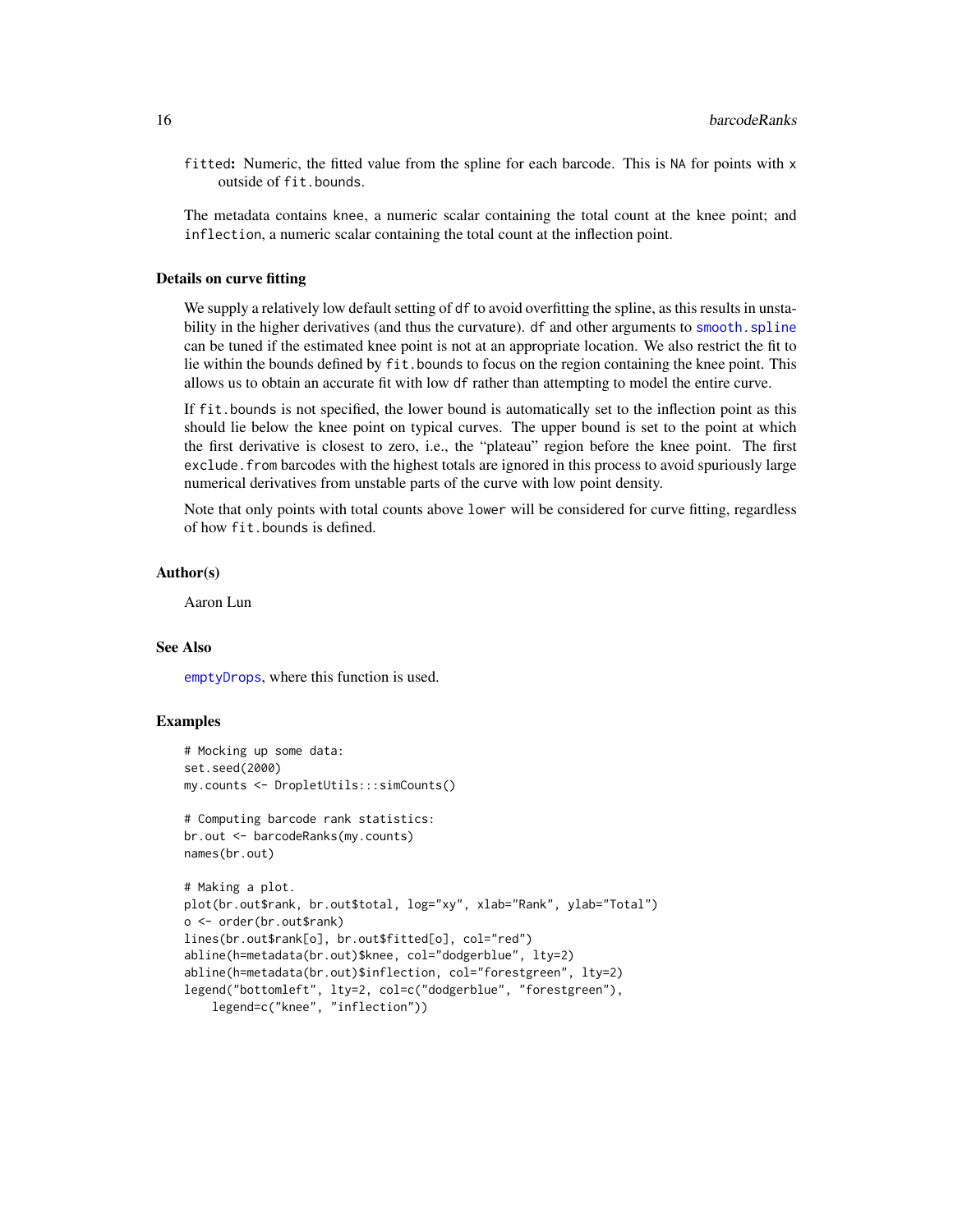`fitted`: Numeric, the fitted value from the spline for each barcode. This is `NA` for points with `x` outside of `fit.bounds`.

The metadata contains `knee`, a numeric scalar containing the total count at the knee point; and `inflection`, a numeric scalar containing the total count at the inflection point.

### Details on curve fitting

We supply a relatively low default setting of `df` to avoid overfitting the spline, as this results in instability in the higher derivatives (and thus the curvature). `df` and other arguments to `smooth.spline` can be tuned if the estimated knee point is not at an appropriate location. We also restrict the fit to lie within the bounds defined by `fit.bounds` to focus on the region containing the knee point. This allows us to obtain an accurate fit with low `df` rather than attempting to model the entire curve.

If `fit.bounds` is not specified, the lower bound is automatically set to the inflection point as this should lie below the knee point on typical curves. The upper bound is set to the point at which the first derivative is closest to zero, i.e., the "plateau" region before the knee point. The first `exclude.from` barcodes with the highest totals are ignored in this process to avoid spuriously large numerical derivatives from unstable parts of the curve with low point density.

Note that only points with total counts above `lower` will be considered for curve fitting, regardless of how `fit.bounds` is defined.

### Author(s)

Aaron Lun

### See Also

`emptyDrops`, where this function is used.

### Examples

```
# Mocking up some data:
set.seed(2000)
my.counts <- DropletUtils:::simCounts()

# Computing barcode rank statistics:
br.out <- barcodeRanks(my.counts)
names(br.out)

# Making a plot.
plot(br.out$rank, br.out$total, log="xy", xlab="Rank", ylab="Total")
o <- order(br.out$rank)
lines(br.out$rank[o], br.out$fitted[o], col="red")
abline(h=metadata(br.out)$knee, col="dodgerblue", lty=2)
abline(h=metadata(br.out)$inflection, col="forestgreen", lty=2)
legend("bottomleft", lty=2, col=c("dodgerblue", "forestgreen"),
    legend=c("knee", "inflection"))
```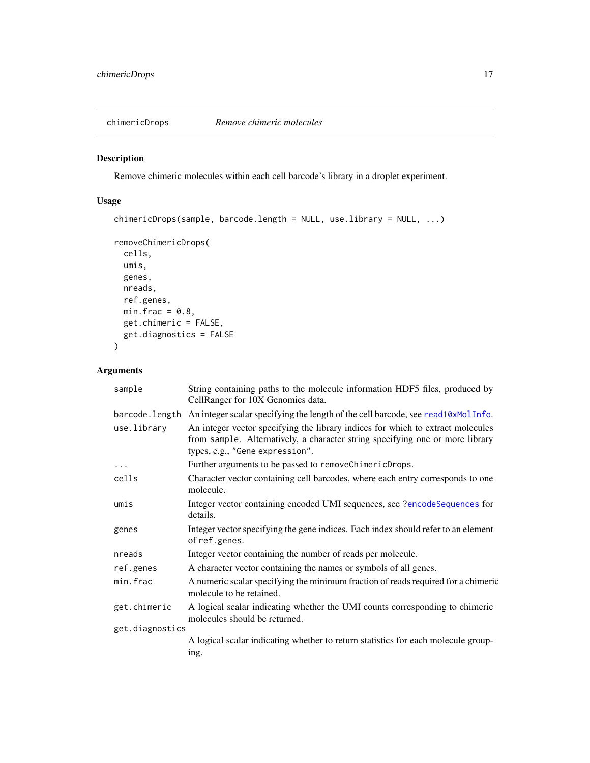## chimericDrops *Remove chimeric molecules*

### Description

Remove chimeric molecules within each cell barcode's library in a droplet experiment.

### Usage

```
chimericDrops(sample, barcode.length = NULL, use.library = NULL, ...)

removeChimericDrops(
  cells,
  umis,
  genes,
  nreads,
  ref.genes,
  min.frac = 0.8,
  get.chimeric = FALSE,
  get.diagnostics = FALSE
)
```

### Arguments

| | |
|---|---|
| `sample` | String containing paths to the molecule information HDF5 files, produced by CellRanger for 10X Genomics data. |
| `barcode.length` | An integer scalar specifying the length of the cell barcode, see `read10xMolInfo`. |
| `use.library` | An integer vector specifying the library indices for which to extract molecules from `sample`. Alternatively, a character string specifying one or more library types, e.g., `"Gene expression"`. |
| `...` | Further arguments to be passed to `removeChimericDrops`. |
| `cells` | Character vector containing cell barcodes, where each entry corresponds to one molecule. |
| `umis` | Integer vector containing encoded UMI sequences, see `?encodeSequences` for details. |
| `genes` | Integer vector specifying the gene indices. Each index should refer to an element of `ref.genes`. |
| `nreads` | Integer vector containing the number of reads per molecule. |
| `ref.genes` | A character vector containing the names or symbols of all genes. |
| `min.frac` | A numeric scalar specifying the minimum fraction of reads required for a chimeric molecule to be retained. |
| `get.chimeric` | A logical scalar indicating whether the UMI counts corresponding to chimeric molecules should be returned. |
| `get.diagnostics` | A logical scalar indicating whether to return statistics for each molecule grouping. |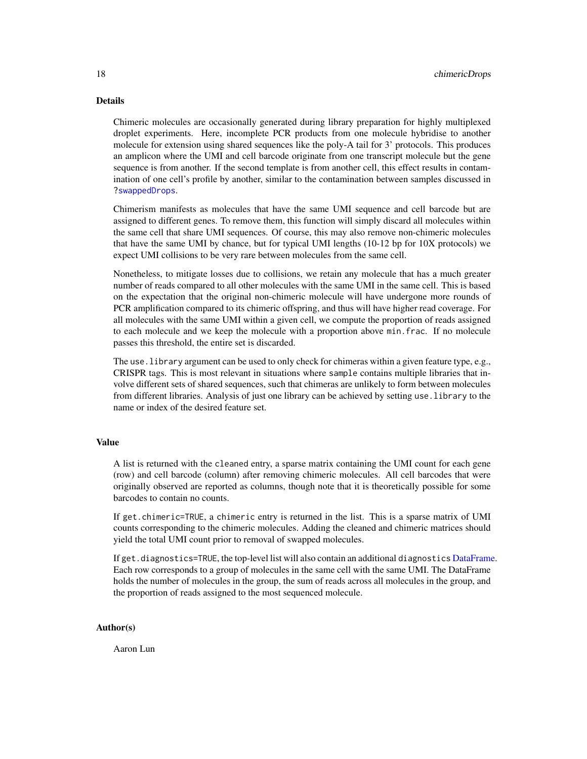## Details

Chimeric molecules are occasionally generated during library preparation for highly multiplexed droplet experiments. Here, incomplete PCR products from one molecule hybridise to another molecule for extension using shared sequences like the poly-A tail for 3' protocols. This produces an amplicon where the UMI and cell barcode originate from one transcript molecule but the gene sequence is from another. If the second template is from another cell, this effect results in contamination of one cell's profile by another, similar to the contamination between samples discussed in `?swappedDrops`.

Chimerism manifests as molecules that have the same UMI sequence and cell barcode but are assigned to different genes. To remove them, this function will simply discard all molecules within the same cell that share UMI sequences. Of course, this may also remove non-chimeric molecules that have the same UMI by chance, but for typical UMI lengths (10-12 bp for 10X protocols) we expect UMI collisions to be very rare between molecules from the same cell.

Nonetheless, to mitigate losses due to collisions, we retain any molecule that has a much greater number of reads compared to all other molecules with the same UMI in the same cell. This is based on the expectation that the original non-chimeric molecule will have undergone more rounds of PCR amplification compared to its chimeric offspring, and thus will have higher read coverage. For all molecules with the same UMI within a given cell, we compute the proportion of reads assigned to each molecule and we keep the molecule with a proportion above `min.frac`. If no molecule passes this threshold, the entire set is discarded.

The `use.library` argument can be used to only check for chimeras within a given feature type, e.g., CRISPR tags. This is most relevant in situations where `sample` contains multiple libraries that involve different sets of shared sequences, such that chimeras are unlikely to form between molecules from different libraries. Analysis of just one library can be achieved by setting `use.library` to the name or index of the desired feature set.

## Value

A list is returned with the `cleaned` entry, a sparse matrix containing the UMI count for each gene (row) and cell barcode (column) after removing chimeric molecules. All cell barcodes that were originally observed are reported as columns, though note that it is theoretically possible for some barcodes to contain no counts.

If `get.chimeric=TRUE`, a `chimeric` entry is returned in the list. This is a sparse matrix of UMI counts corresponding to the chimeric molecules. Adding the cleaned and chimeric matrices should yield the total UMI count prior to removal of swapped molecules.

If `get.diagnostics=TRUE`, the top-level list will also contain an additional `diagnostics` DataFrame. Each row corresponds to a group of molecules in the same cell with the same UMI. The DataFrame holds the number of molecules in the group, the sum of reads across all molecules in the group, and the proportion of reads assigned to the most sequenced molecule.

## Author(s)

Aaron Lun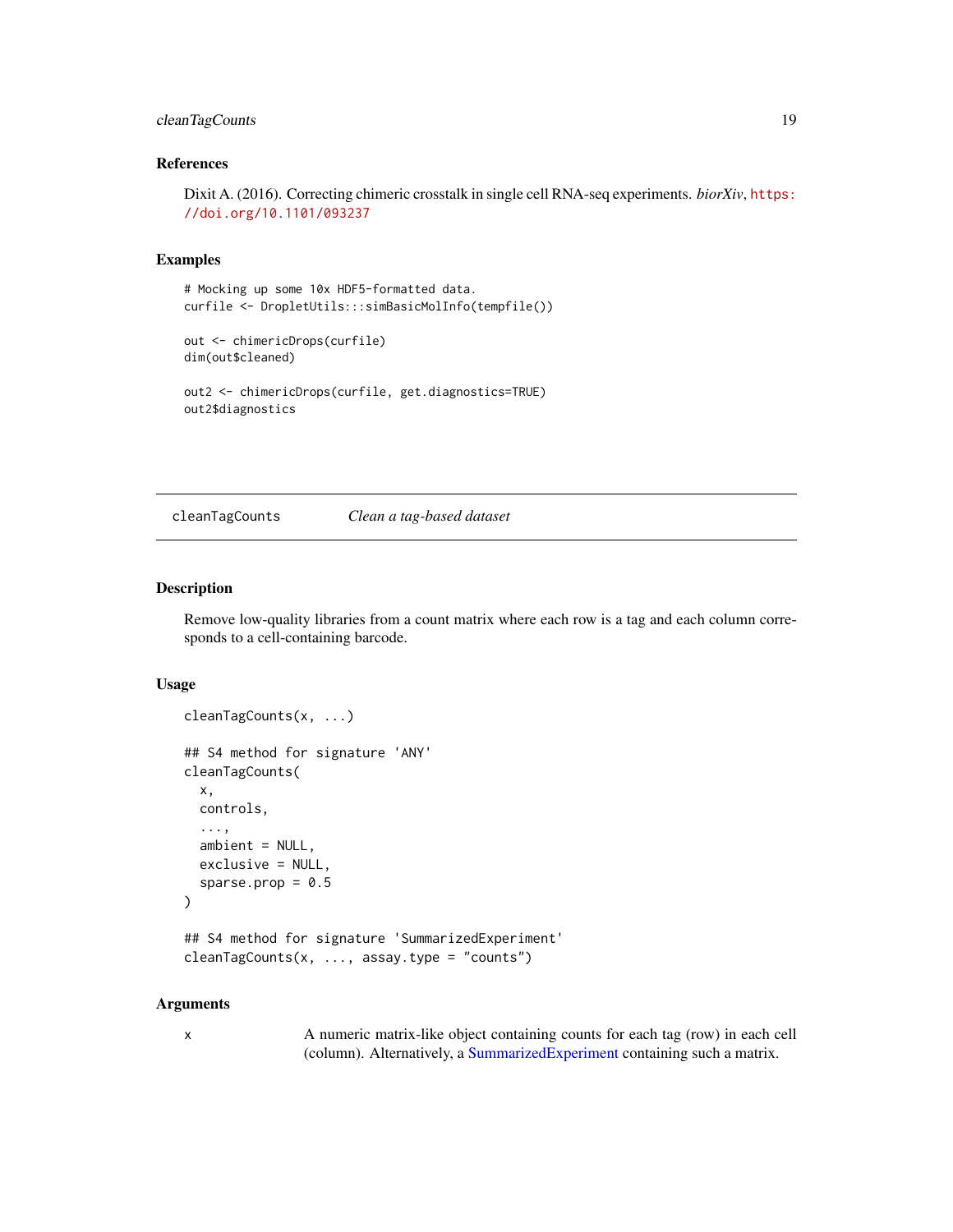### References

Dixit A. (2016). Correcting chimeric crosstalk in single cell RNA-seq experiments. *biorXiv*, https://doi.org/10.1101/093237

### Examples

```
# Mocking up some 10x HDF5-formatted data.
curfile <- DropletUtils:::simBasicMolInfo(tempfile())

out <- chimericDrops(curfile)
dim(out$cleaned)

out2 <- chimericDrops(curfile, get.diagnostics=TRUE)
out2$diagnostics
```

---

## cleanTagCounts *Clean a tag-based dataset*

---

### Description

Remove low-quality libraries from a count matrix where each row is a tag and each column corresponds to a cell-containing barcode.

### Usage

```
cleanTagCounts(x, ...)

## S4 method for signature 'ANY'
cleanTagCounts(
  x,
  controls,
  ...,
  ambient = NULL,
  exclusive = NULL,
  sparse.prop = 0.5
)

## S4 method for signature 'SummarizedExperiment'
cleanTagCounts(x, ..., assay.type = "counts")
```

### Arguments

x A numeric matrix-like object containing counts for each tag (row) in each cell (column). Alternatively, a SummarizedExperiment containing such a matrix.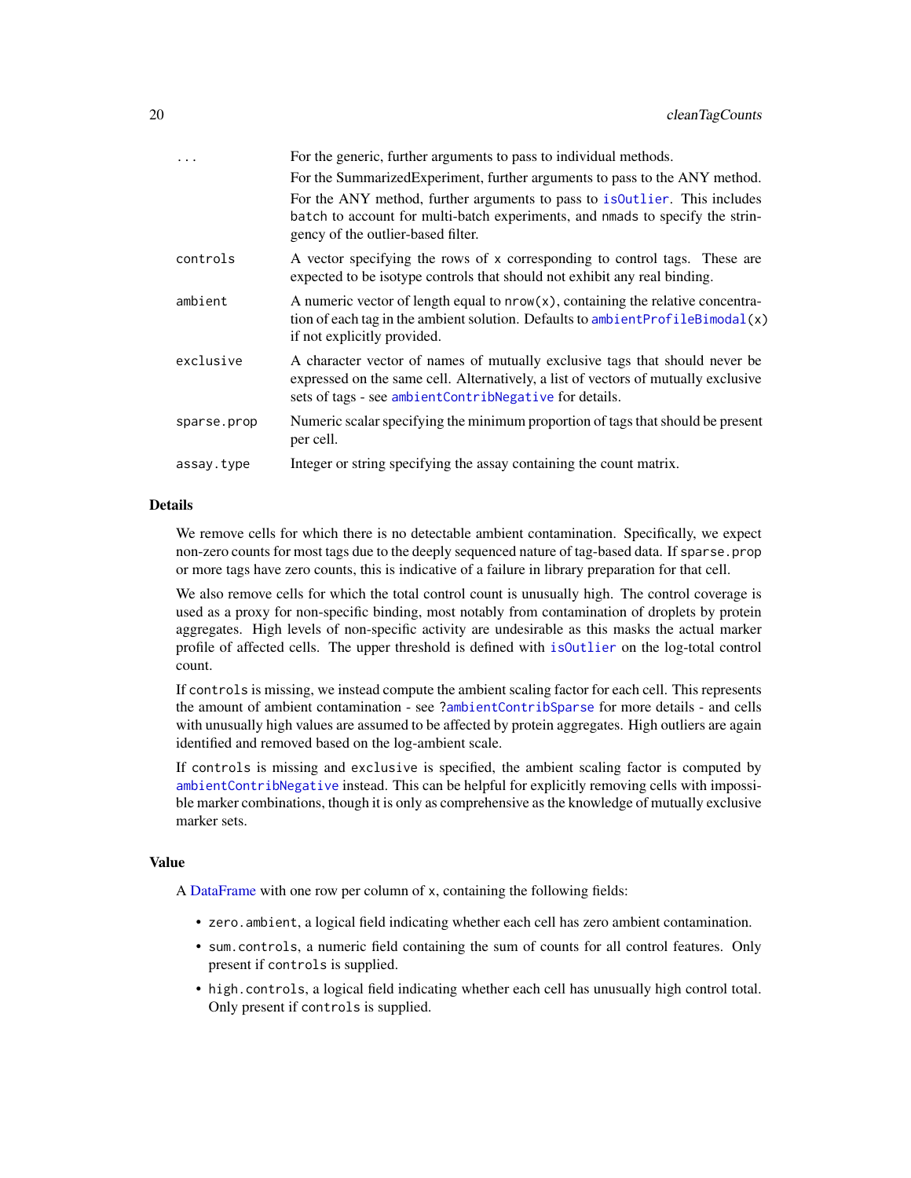| | |
|---|---|
| `...` | For the generic, further arguments to pass to individual methods.<br>For the SummarizedExperiment, further arguments to pass to the ANY method.<br>For the ANY method, further arguments to pass to `isOutlier`. This includes `batch` to account for multi-batch experiments, and `nmads` to specify the stringency of the outlier-based filter. |
| `controls` | A vector specifying the rows of `x` corresponding to control tags. These are expected to be isotype controls that should not exhibit any real binding. |
| `ambient` | A numeric vector of length equal to `nrow(x)`, containing the relative concentration of each tag in the ambient solution. Defaults to `ambientProfileBimodal(x)` if not explicitly provided. |
| `exclusive` | A character vector of names of mutually exclusive tags that should never be expressed on the same cell. Alternatively, a list of vectors of mutually exclusive sets of tags - see `ambientContribNegative` for details. |
| `sparse.prop` | Numeric scalar specifying the minimum proportion of tags that should be present per cell. |
| `assay.type` | Integer or string specifying the assay containing the count matrix. |

## Details

We remove cells for which there is no detectable ambient contamination. Specifically, we expect non-zero counts for most tags due to the deeply sequenced nature of tag-based data. If `sparse.prop` or more tags have zero counts, this is indicative of a failure in library preparation for that cell.

We also remove cells for which the total control count is unusually high. The control coverage is used as a proxy for non-specific binding, most notably from contamination of droplets by protein aggregates. High levels of non-specific activity are undesirable as this masks the actual marker profile of affected cells. The upper threshold is defined with `isOutlier` on the log-total control count.

If `controls` is missing, we instead compute the ambient scaling factor for each cell. This represents the amount of ambient contamination - see `?ambientContribSparse` for more details - and cells with unusually high values are assumed to be affected by protein aggregates. High outliers are again identified and removed based on the log-ambient scale.

If `controls` is missing and `exclusive` is specified, the ambient scaling factor is computed by `ambientContribNegative` instead. This can be helpful for explicitly removing cells with impossible marker combinations, though it is only as comprehensive as the knowledge of mutually exclusive marker sets.

## Value

A DataFrame with one row per column of `x`, containing the following fields:

- `zero.ambient`, a logical field indicating whether each cell has zero ambient contamination.
- `sum.controls`, a numeric field containing the sum of counts for all control features. Only present if `controls` is supplied.
- `high.controls`, a logical field indicating whether each cell has unusually high control total. Only present if `controls` is supplied.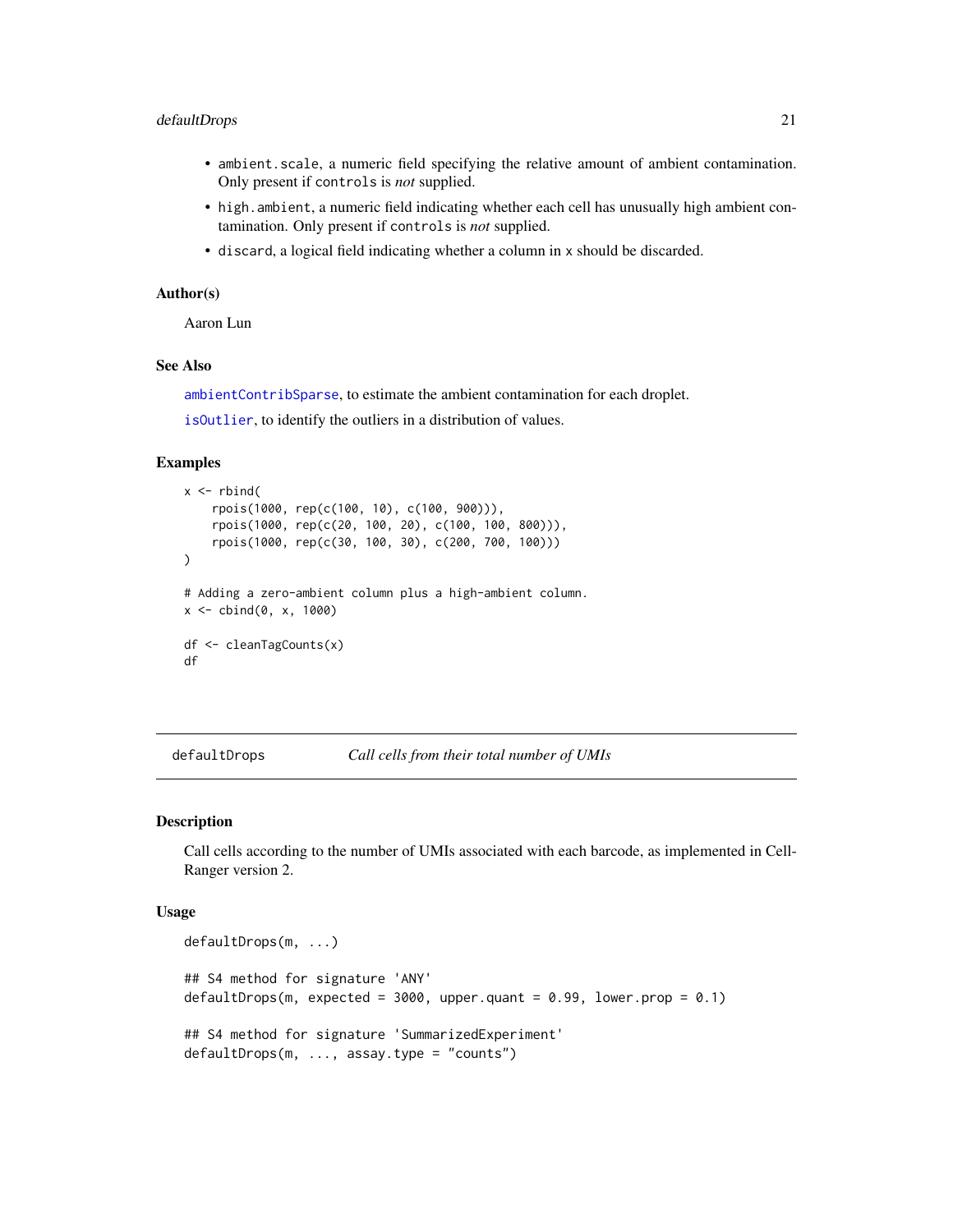- ambient.scale, a numeric field specifying the relative amount of ambient contamination. Only present if controls is *not* supplied.
- high.ambient, a numeric field indicating whether each cell has unusually high ambient contamination. Only present if controls is *not* supplied.
- discard, a logical field indicating whether a column in x should be discarded.

### Author(s)

Aaron Lun

### See Also

ambientContribSparse, to estimate the ambient contamination for each droplet.

isOutlier, to identify the outliers in a distribution of values.

### Examples

```
x <- rbind(
    rpois(1000, rep(c(100, 10), c(100, 900))),
    rpois(1000, rep(c(20, 100, 20), c(100, 100, 800))),
    rpois(1000, rep(c(30, 100, 30), c(200, 700, 100)))
)

# Adding a zero-ambient column plus a high-ambient column.
x <- cbind(0, x, 1000)

df <- cleanTagCounts(x)
df
```

---

## defaultDrops *Call cells from their total number of UMIs*

### Description

Call cells according to the number of UMIs associated with each barcode, as implemented in Cell-Ranger version 2.

### Usage

```
defaultDrops(m, ...)

## S4 method for signature 'ANY'
defaultDrops(m, expected = 3000, upper.quant = 0.99, lower.prop = 0.1)

## S4 method for signature 'SummarizedExperiment'
defaultDrops(m, ..., assay.type = "counts")
```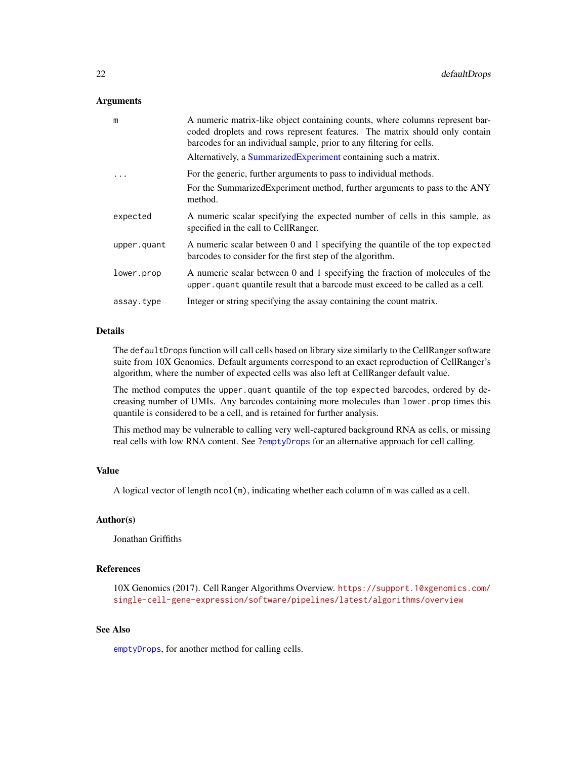### Arguments

| | |
|---|---|
| `m` | A numeric matrix-like object containing counts, where columns represent barcoded droplets and rows represent features. The matrix should only contain barcodes for an individual sample, prior to any filtering for cells. Alternatively, a SummarizedExperiment containing such a matrix. |
| `...` | For the generic, further arguments to pass to individual methods. For the SummarizedExperiment method, further arguments to pass to the ANY method. |
| `expected` | A numeric scalar specifying the expected number of cells in this sample, as specified in the call to CellRanger. |
| `upper.quant` | A numeric scalar between 0 and 1 specifying the quantile of the top `expected` barcodes to consider for the first step of the algorithm. |
| `lower.prop` | A numeric scalar between 0 and 1 specifying the fraction of molecules of the `upper.quant` quantile result that a barcode must exceed to be called as a cell. |
| `assay.type` | Integer or string specifying the assay containing the count matrix. |

### Details

The `defaultDrops` function will call cells based on library size similarly to the CellRanger software suite from 10X Genomics. Default arguments correspond to an exact reproduction of CellRanger's algorithm, where the number of expected cells was also left at CellRanger default value.

The method computes the `upper.quant` quantile of the top `expected` barcodes, ordered by decreasing number of UMIs. Any barcodes containing more molecules than `lower.prop` times this quantile is considered to be a cell, and is retained for further analysis.

This method may be vulnerable to calling very well-captured background RNA as cells, or missing real cells with low RNA content. See `?emptyDrops` for an alternative approach for cell calling.

### Value

A logical vector of length `ncol(m)`, indicating whether each column of `m` was called as a cell.

### Author(s)

Jonathan Griffiths

### References

10X Genomics (2017). Cell Ranger Algorithms Overview. https://support.10xgenomics.com/single-cell-gene-expression/software/pipelines/latest/algorithms/overview

### See Also

`emptyDrops`, for another method for calling cells.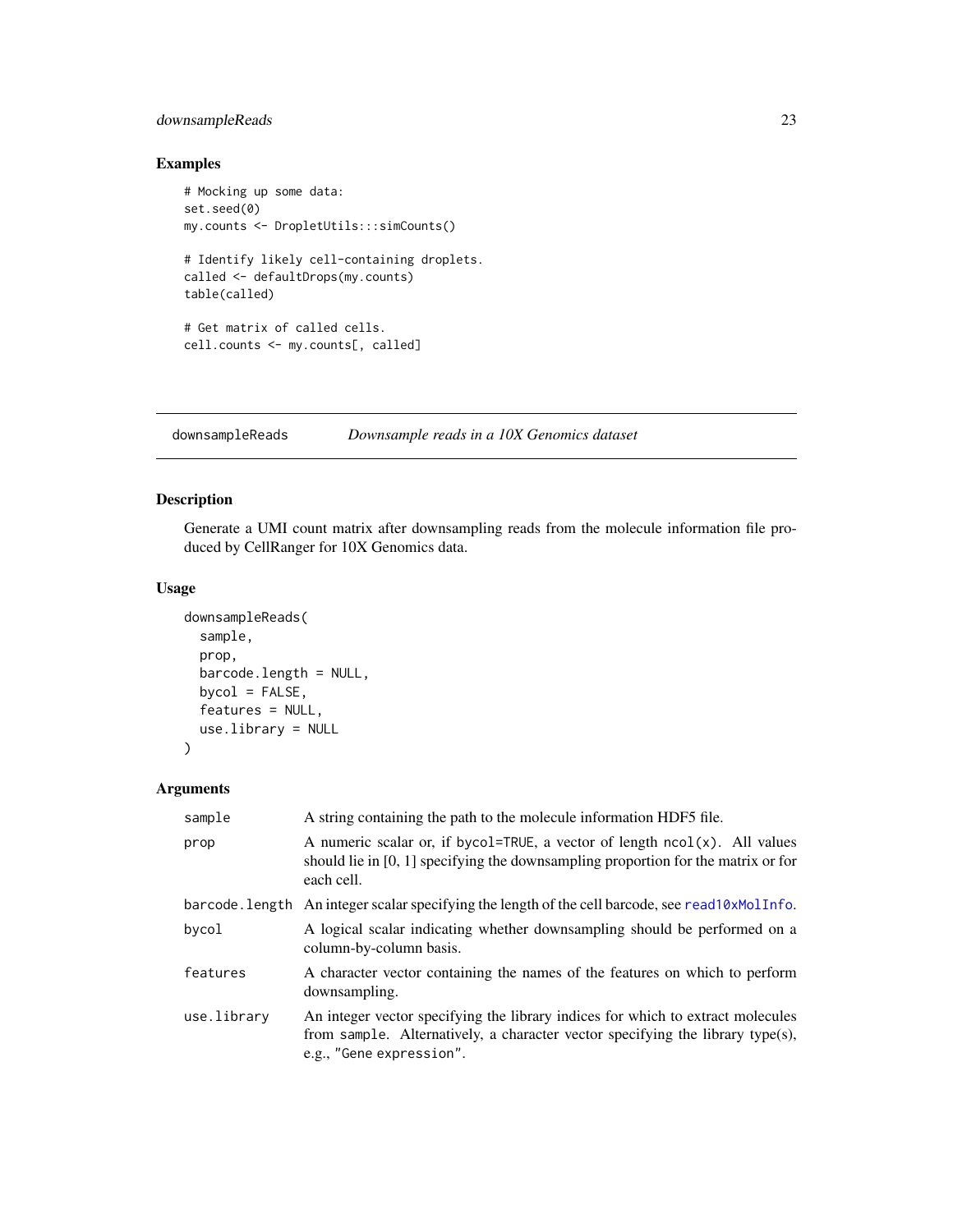## Examples

```
# Mocking up some data:
set.seed(0)
my.counts <- DropletUtils:::simCounts()

# Identify likely cell-containing droplets.
called <- defaultDrops(my.counts)
table(called)

# Get matrix of called cells.
cell.counts <- my.counts[, called]
```

---

# downsampleReads    *Downsample reads in a 10X Genomics dataset*

---

## Description

Generate a UMI count matrix after downsampling reads from the molecule information file produced by CellRanger for 10X Genomics data.

## Usage

```
downsampleReads(
  sample,
  prop,
  barcode.length = NULL,
  bycol = FALSE,
  features = NULL,
  use.library = NULL
)
```

## Arguments

| | |
|---|---|
| `sample` | A string containing the path to the molecule information HDF5 file. |
| `prop` | A numeric scalar or, if `bycol=TRUE`, a vector of length `ncol(x)`. All values should lie in [0, 1] specifying the downsampling proportion for the matrix or for each cell. |
| `barcode.length` | An integer scalar specifying the length of the cell barcode, see `read10xMolInfo`. |
| `bycol` | A logical scalar indicating whether downsampling should be performed on a column-by-column basis. |
| `features` | A character vector containing the names of the features on which to perform downsampling. |
| `use.library` | An integer vector specifying the library indices for which to extract molecules from `sample`. Alternatively, a character vector specifying the library type(s), e.g., `"Gene expression"`. |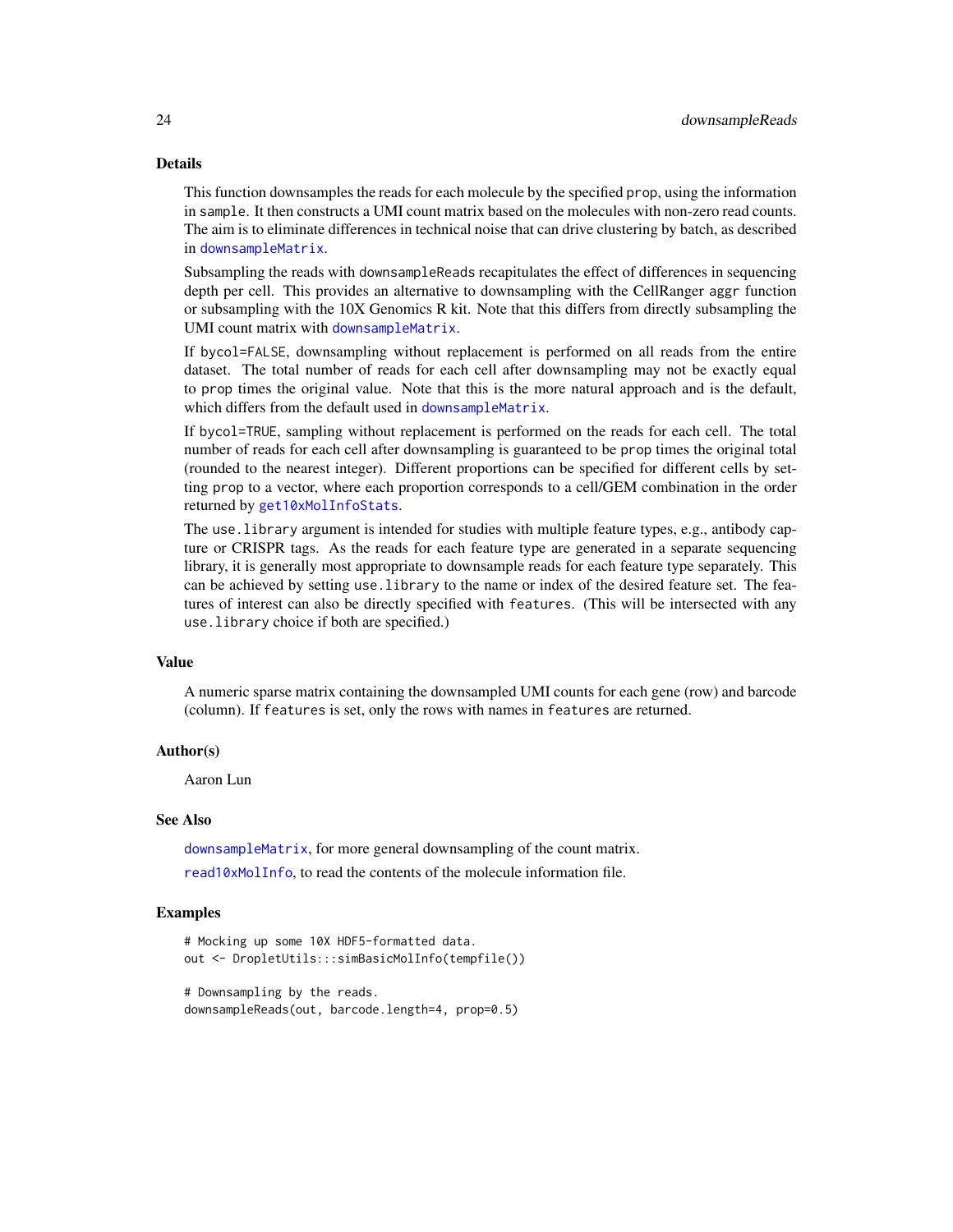## Details

This function downsamples the reads for each molecule by the specified `prop`, using the information in `sample`. It then constructs a UMI count matrix based on the molecules with non-zero read counts. The aim is to eliminate differences in technical noise that can drive clustering by batch, as described in `downsampleMatrix`.

Subsampling the reads with `downsampleReads` recapitulates the effect of differences in sequencing depth per cell. This provides an alternative to downsampling with the CellRanger `aggr` function or subsampling with the 10X Genomics R kit. Note that this differs from directly subsampling the UMI count matrix with `downsampleMatrix`.

If `bycol=FALSE`, downsampling without replacement is performed on all reads from the entire dataset. The total number of reads for each cell after downsampling may not be exactly equal to `prop` times the original value. Note that this is the more natural approach and is the default, which differs from the default used in `downsampleMatrix`.

If `bycol=TRUE`, sampling without replacement is performed on the reads for each cell. The total number of reads for each cell after downsampling is guaranteed to be `prop` times the original total (rounded to the nearest integer). Different proportions can be specified for different cells by setting `prop` to a vector, where each proportion corresponds to a cell/GEM combination in the order returned by `get10xMolInfoStats`.

The `use.library` argument is intended for studies with multiple feature types, e.g., antibody capture or CRISPR tags. As the reads for each feature type are generated in a separate sequencing library, it is generally most appropriate to downsample reads for each feature type separately. This can be achieved by setting `use.library` to the name or index of the desired feature set. The features of interest can also be directly specified with `features`. (This will be intersected with any `use.library` choice if both are specified.)

## Value

A numeric sparse matrix containing the downsampled UMI counts for each gene (row) and barcode (column). If `features` is set, only the rows with names in `features` are returned.

## Author(s)

Aaron Lun

## See Also

`downsampleMatrix`, for more general downsampling of the count matrix.

`read10xMolInfo`, to read the contents of the molecule information file.

## Examples

```
# Mocking up some 10X HDF5-formatted data.
out <- DropletUtils:::simBasicMolInfo(tempfile())

# Downsampling by the reads.
downsampleReads(out, barcode.length=4, prop=0.5)
```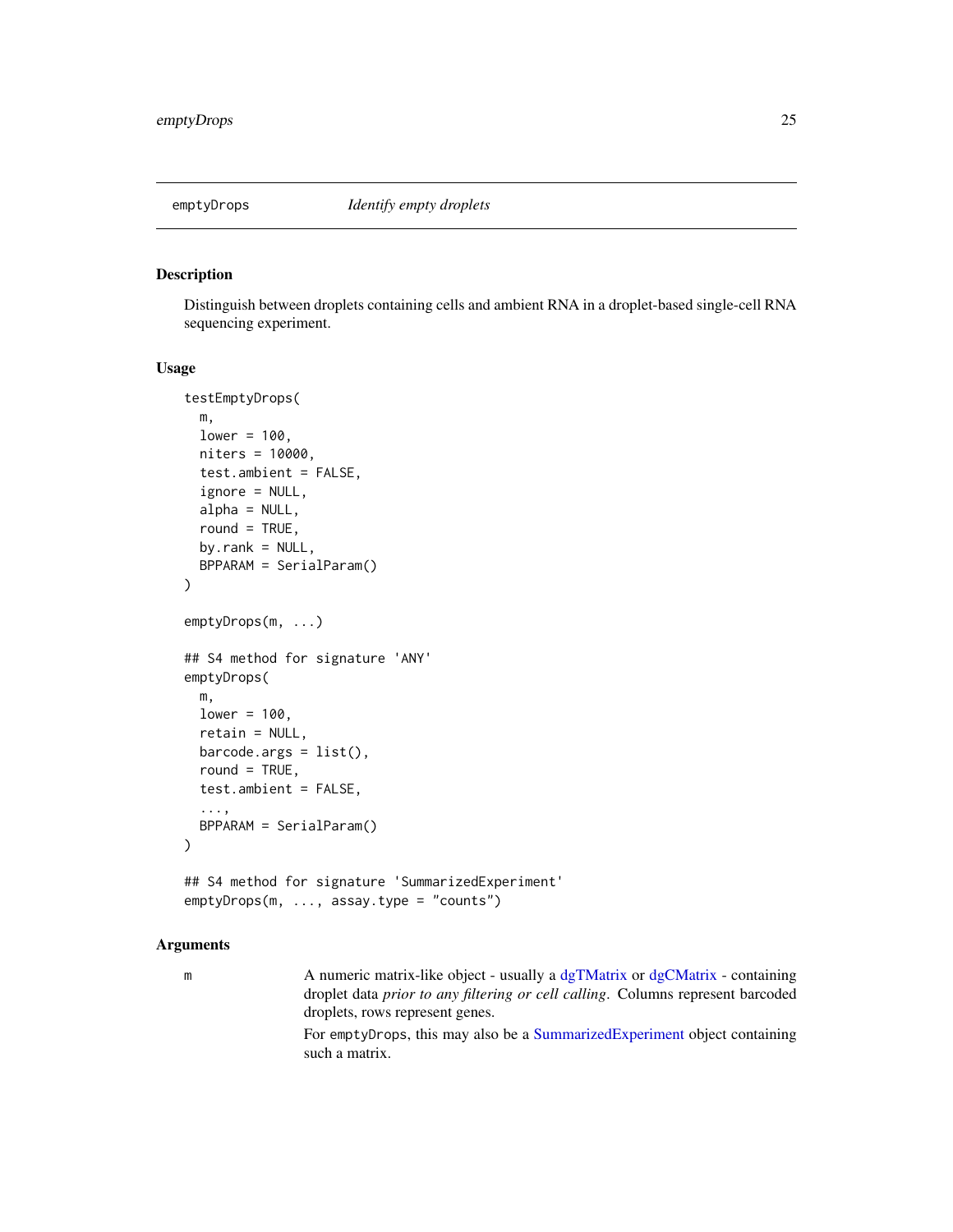# emptyDrops — *Identify empty droplets*

## Description

Distinguish between droplets containing cells and ambient RNA in a droplet-based single-cell RNA sequencing experiment.

## Usage

```
testEmptyDrops(
  m,
  lower = 100,
  niters = 10000,
  test.ambient = FALSE,
  ignore = NULL,
  alpha = NULL,
  round = TRUE,
  by.rank = NULL,
  BPPARAM = SerialParam()
)

emptyDrops(m, ...)

## S4 method for signature 'ANY'
emptyDrops(
  m,
  lower = 100,
  retain = NULL,
  barcode.args = list(),
  round = TRUE,
  test.ambient = FALSE,
  ...,
  BPPARAM = SerialParam()
)

## S4 method for signature 'SummarizedExperiment'
emptyDrops(m, ..., assay.type = "counts")
```

## Arguments

**m** — A numeric matrix-like object - usually a dgTMatrix or dgCMatrix - containing droplet data *prior to any filtering or cell calling*. Columns represent barcoded droplets, rows represent genes.

For emptyDrops, this may also be a SummarizedExperiment object containing such a matrix.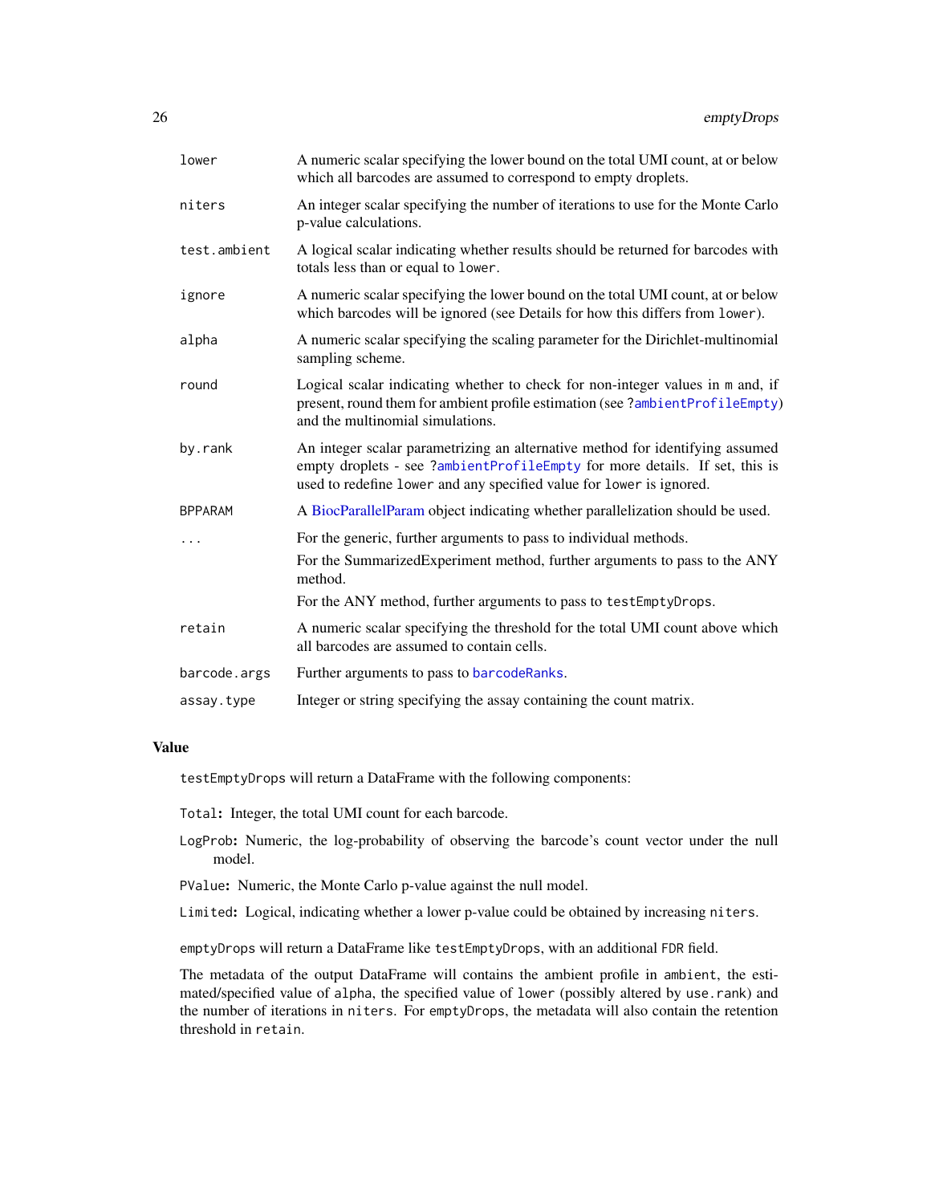| | |
|---|---|
| lower | A numeric scalar specifying the lower bound on the total UMI count, at or below which all barcodes are assumed to correspond to empty droplets. |
| niters | An integer scalar specifying the number of iterations to use for the Monte Carlo p-value calculations. |
| test.ambient | A logical scalar indicating whether results should be returned for barcodes with totals less than or equal to `lower`. |
| ignore | A numeric scalar specifying the lower bound on the total UMI count, at or below which barcodes will be ignored (see Details for how this differs from `lower`). |
| alpha | A numeric scalar specifying the scaling parameter for the Dirichlet-multinomial sampling scheme. |
| round | Logical scalar indicating whether to check for non-integer values in `m` and, if present, round them for ambient profile estimation (see `?ambientProfileEmpty`) and the multinomial simulations. |
| by.rank | An integer scalar parametrizing an alternative method for identifying assumed empty droplets - see `?ambientProfileEmpty` for more details. If set, this is used to redefine `lower` and any specified value for `lower` is ignored. |
| BPPARAM | A BiocParallelParam object indicating whether parallelization should be used. |
| ... | For the generic, further arguments to pass to individual methods. For the SummarizedExperiment method, further arguments to pass to the ANY method. For the ANY method, further arguments to pass to `testEmptyDrops`. |
| retain | A numeric scalar specifying the threshold for the total UMI count above which all barcodes are assumed to contain cells. |
| barcode.args | Further arguments to pass to `barcodeRanks`. |
| assay.type | Integer or string specifying the assay containing the count matrix. |

## Value

`testEmptyDrops` will return a DataFrame with the following components:

- `Total`: Integer, the total UMI count for each barcode.
- `LogProb`: Numeric, the log-probability of observing the barcode's count vector under the null model.
- `PValue`: Numeric, the Monte Carlo p-value against the null model.
- `Limited`: Logical, indicating whether a lower p-value could be obtained by increasing `niters`.

`emptyDrops` will return a DataFrame like `testEmptyDrops`, with an additional `FDR` field.

The metadata of the output DataFrame will contains the ambient profile in `ambient`, the estimated/specified value of `alpha`, the specified value of `lower` (possibly altered by `use.rank`) and the number of iterations in `niters`. For `emptyDrops`, the metadata will also contain the retention threshold in `retain`.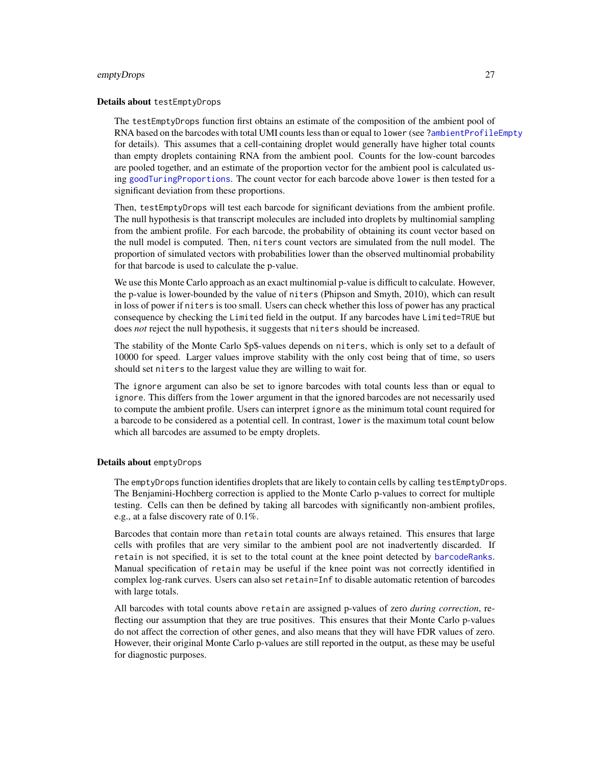### Details about testEmptyDrops

The testEmptyDrops function first obtains an estimate of the composition of the ambient pool of RNA based on the barcodes with total UMI counts less than or equal to lower (see ?ambientProfileEmpty for details). This assumes that a cell-containing droplet would generally have higher total counts than empty droplets containing RNA from the ambient pool. Counts for the low-count barcodes are pooled together, and an estimate of the proportion vector for the ambient pool is calculated using goodTuringProportions. The count vector for each barcode above lower is then tested for a significant deviation from these proportions.

Then, testEmptyDrops will test each barcode for significant deviations from the ambient profile. The null hypothesis is that transcript molecules are included into droplets by multinomial sampling from the ambient profile. For each barcode, the probability of obtaining its count vector based on the null model is computed. Then, niters count vectors are simulated from the null model. The proportion of simulated vectors with probabilities lower than the observed multinomial probability for that barcode is used to calculate the p-value.

We use this Monte Carlo approach as an exact multinomial p-value is difficult to calculate. However, the p-value is lower-bounded by the value of niters (Phipson and Smyth, 2010), which can result in loss of power if niters is too small. Users can check whether this loss of power has any practical consequence by checking the Limited field in the output. If any barcodes have Limited=TRUE but does *not* reject the null hypothesis, it suggests that niters should be increased.

The stability of the Monte Carlo $p$-values depends on niters, which is only set to a default of 10000 for speed. Larger values improve stability with the only cost being that of time, so users should set niters to the largest value they are willing to wait for.

The ignore argument can also be set to ignore barcodes with total counts less than or equal to ignore. This differs from the lower argument in that the ignored barcodes are not necessarily used to compute the ambient profile. Users can interpret ignore as the minimum total count required for a barcode to be considered as a potential cell. In contrast, lower is the maximum total count below which all barcodes are assumed to be empty droplets.

### Details about emptyDrops

The emptyDrops function identifies droplets that are likely to contain cells by calling testEmptyDrops. The Benjamini-Hochberg correction is applied to the Monte Carlo p-values to correct for multiple testing. Cells can then be defined by taking all barcodes with significantly non-ambient profiles, e.g., at a false discovery rate of 0.1%.

Barcodes that contain more than retain total counts are always retained. This ensures that large cells with profiles that are very similar to the ambient pool are not inadvertently discarded. If retain is not specified, it is set to the total count at the knee point detected by barcodeRanks. Manual specification of retain may be useful if the knee point was not correctly identified in complex log-rank curves. Users can also set retain=Inf to disable automatic retention of barcodes with large totals.

All barcodes with total counts above retain are assigned p-values of zero *during correction*, reflecting our assumption that they are true positives. This ensures that their Monte Carlo p-values do not affect the correction of other genes, and also means that they will have FDR values of zero. However, their original Monte Carlo p-values are still reported in the output, as these may be useful for diagnostic purposes.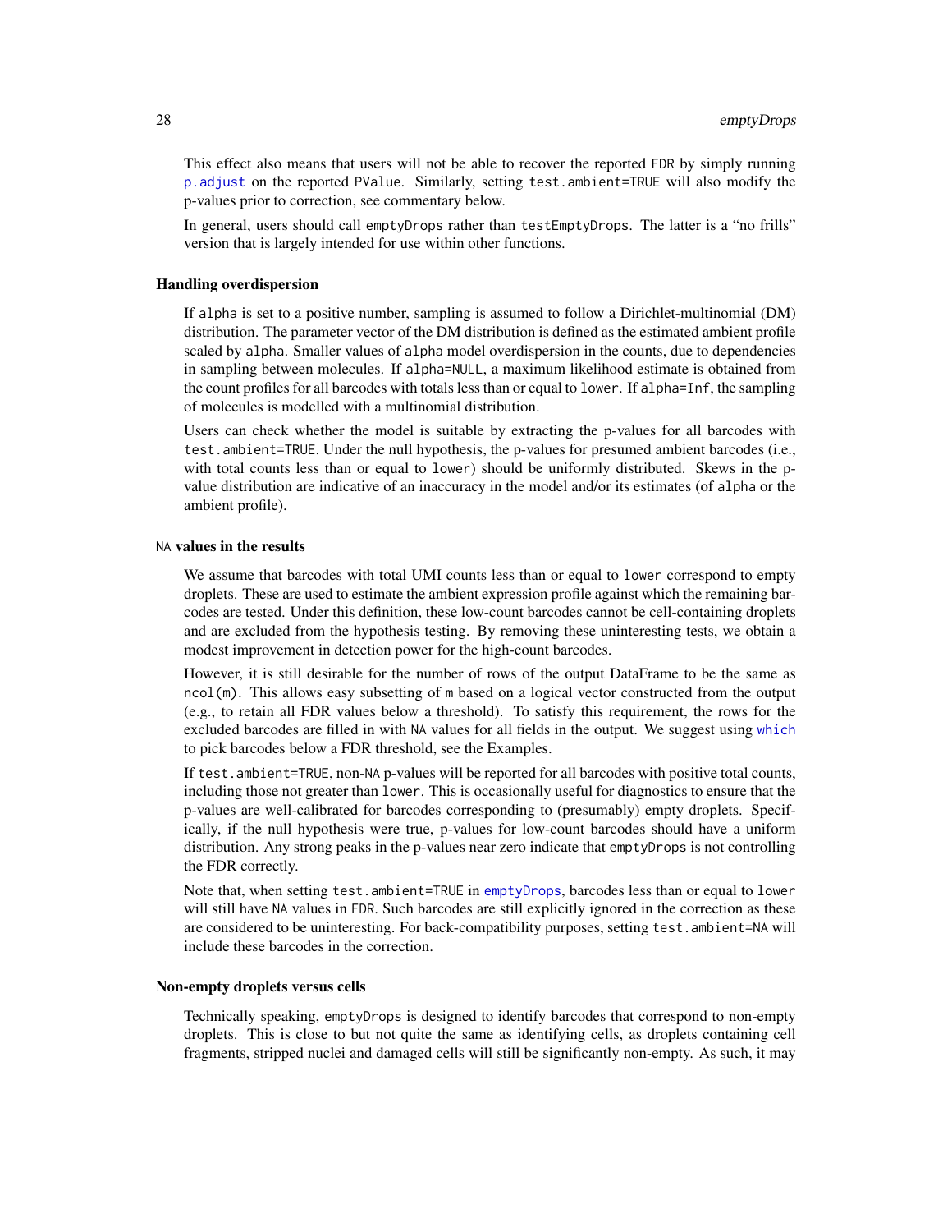This effect also means that users will not be able to recover the reported FDR by simply running p.adjust on the reported PValue. Similarly, setting test.ambient=TRUE will also modify the p-values prior to correction, see commentary below.

In general, users should call emptyDrops rather than testEmptyDrops. The latter is a "no frills" version that is largely intended for use within other functions.

### Handling overdispersion

If alpha is set to a positive number, sampling is assumed to follow a Dirichlet-multinomial (DM) distribution. The parameter vector of the DM distribution is defined as the estimated ambient profile scaled by alpha. Smaller values of alpha model overdispersion in the counts, due to dependencies in sampling between molecules. If alpha=NULL, a maximum likelihood estimate is obtained from the count profiles for all barcodes with totals less than or equal to lower. If alpha=Inf, the sampling of molecules is modelled with a multinomial distribution.

Users can check whether the model is suitable by extracting the p-values for all barcodes with test.ambient=TRUE. Under the null hypothesis, the p-values for presumed ambient barcodes (i.e., with total counts less than or equal to lower) should be uniformly distributed. Skews in the p-value distribution are indicative of an inaccuracy in the model and/or its estimates (of alpha or the ambient profile).

### NA values in the results

We assume that barcodes with total UMI counts less than or equal to lower correspond to empty droplets. These are used to estimate the ambient expression profile against which the remaining barcodes are tested. Under this definition, these low-count barcodes cannot be cell-containing droplets and are excluded from the hypothesis testing. By removing these uninteresting tests, we obtain a modest improvement in detection power for the high-count barcodes.

However, it is still desirable for the number of rows of the output DataFrame to be the same as ncol(m). This allows easy subsetting of m based on a logical vector constructed from the output (e.g., to retain all FDR values below a threshold). To satisfy this requirement, the rows for the excluded barcodes are filled in with NA values for all fields in the output. We suggest using which to pick barcodes below a FDR threshold, see the Examples.

If test.ambient=TRUE, non-NA p-values will be reported for all barcodes with positive total counts, including those not greater than lower. This is occasionally useful for diagnostics to ensure that the p-values are well-calibrated for barcodes corresponding to (presumably) empty droplets. Specifically, if the null hypothesis were true, p-values for low-count barcodes should have a uniform distribution. Any strong peaks in the p-values near zero indicate that emptyDrops is not controlling the FDR correctly.

Note that, when setting test.ambient=TRUE in emptyDrops, barcodes less than or equal to lower will still have NA values in FDR. Such barcodes are still explicitly ignored in the correction as these are considered to be uninteresting. For back-compatibility purposes, setting test.ambient=NA will include these barcodes in the correction.

### Non-empty droplets versus cells

Technically speaking, emptyDrops is designed to identify barcodes that correspond to non-empty droplets. This is close to but not quite the same as identifying cells, as droplets containing cell fragments, stripped nuclei and damaged cells will still be significantly non-empty. As such, it may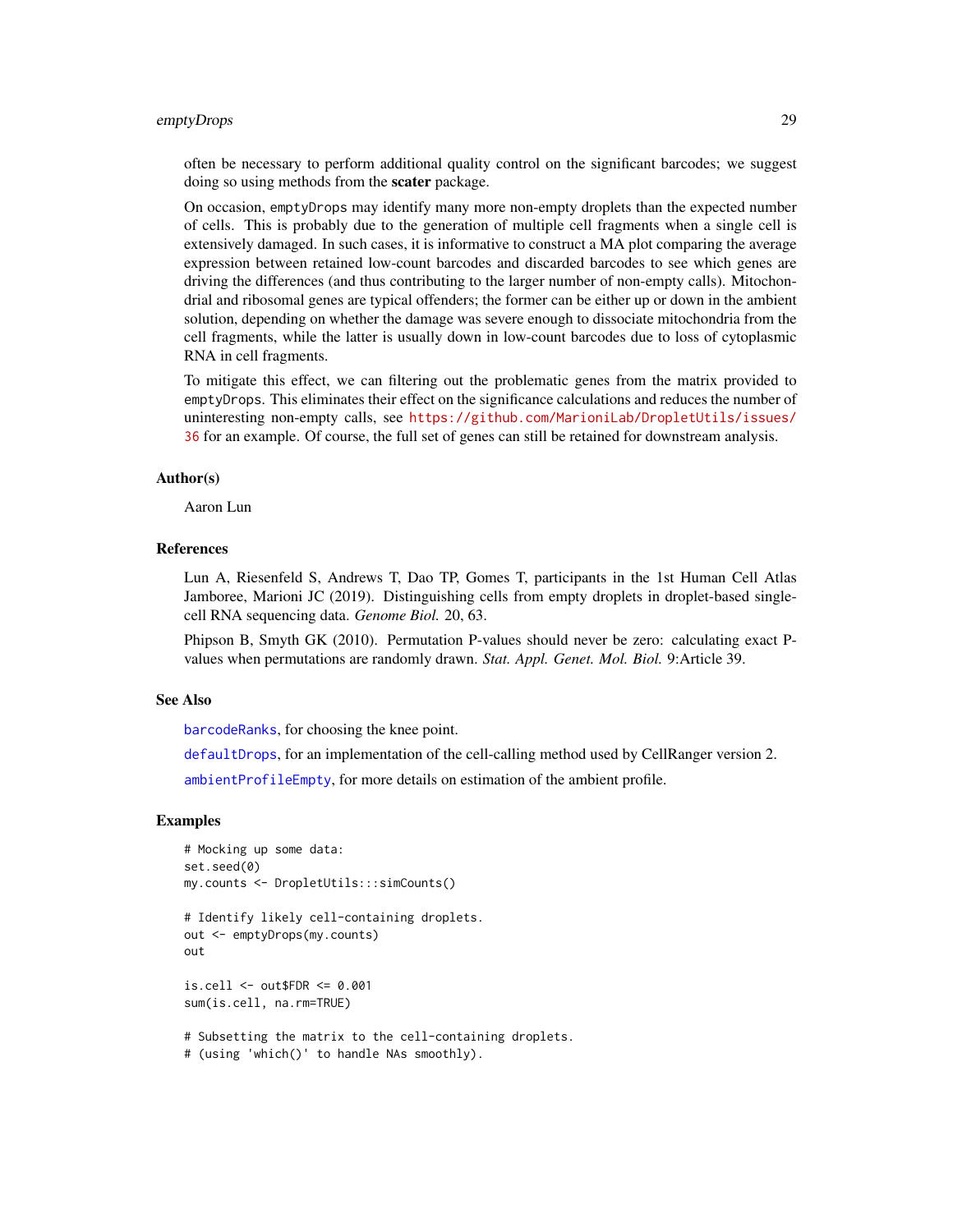often be necessary to perform additional quality control on the significant barcodes; we suggest doing so using methods from the **scater** package.

On occasion, emptyDrops may identify many more non-empty droplets than the expected number of cells. This is probably due to the generation of multiple cell fragments when a single cell is extensively damaged. In such cases, it is informative to construct a MA plot comparing the average expression between retained low-count barcodes and discarded barcodes to see which genes are driving the differences (and thus contributing to the larger number of non-empty calls). Mitochondrial and ribosomal genes are typical offenders; the former can be either up or down in the ambient solution, depending on whether the damage was severe enough to dissociate mitochondria from the cell fragments, while the latter is usually down in low-count barcodes due to loss of cytoplasmic RNA in cell fragments.

To mitigate this effect, we can filtering out the problematic genes from the matrix provided to emptyDrops. This eliminates their effect on the significance calculations and reduces the number of uninteresting non-empty calls, see https://github.com/MarioniLab/DropletUtils/issues/36 for an example. Of course, the full set of genes can still be retained for downstream analysis.

### Author(s)

Aaron Lun

### References

Lun A, Riesenfeld S, Andrews T, Dao TP, Gomes T, participants in the 1st Human Cell Atlas Jamboree, Marioni JC (2019). Distinguishing cells from empty droplets in droplet-based single-cell RNA sequencing data. *Genome Biol.* 20, 63.

Phipson B, Smyth GK (2010). Permutation P-values should never be zero: calculating exact P-values when permutations are randomly drawn. *Stat. Appl. Genet. Mol. Biol.* 9:Article 39.

### See Also

barcodeRanks, for choosing the knee point.

defaultDrops, for an implementation of the cell-calling method used by CellRanger version 2.

ambientProfileEmpty, for more details on estimation of the ambient profile.

### Examples

```
# Mocking up some data:
set.seed(0)
my.counts <- DropletUtils:::simCounts()

# Identify likely cell-containing droplets.
out <- emptyDrops(my.counts)
out

is.cell <- out$FDR <= 0.001
sum(is.cell, na.rm=TRUE)

# Subsetting the matrix to the cell-containing droplets.
# (using 'which()' to handle NAs smoothly).
```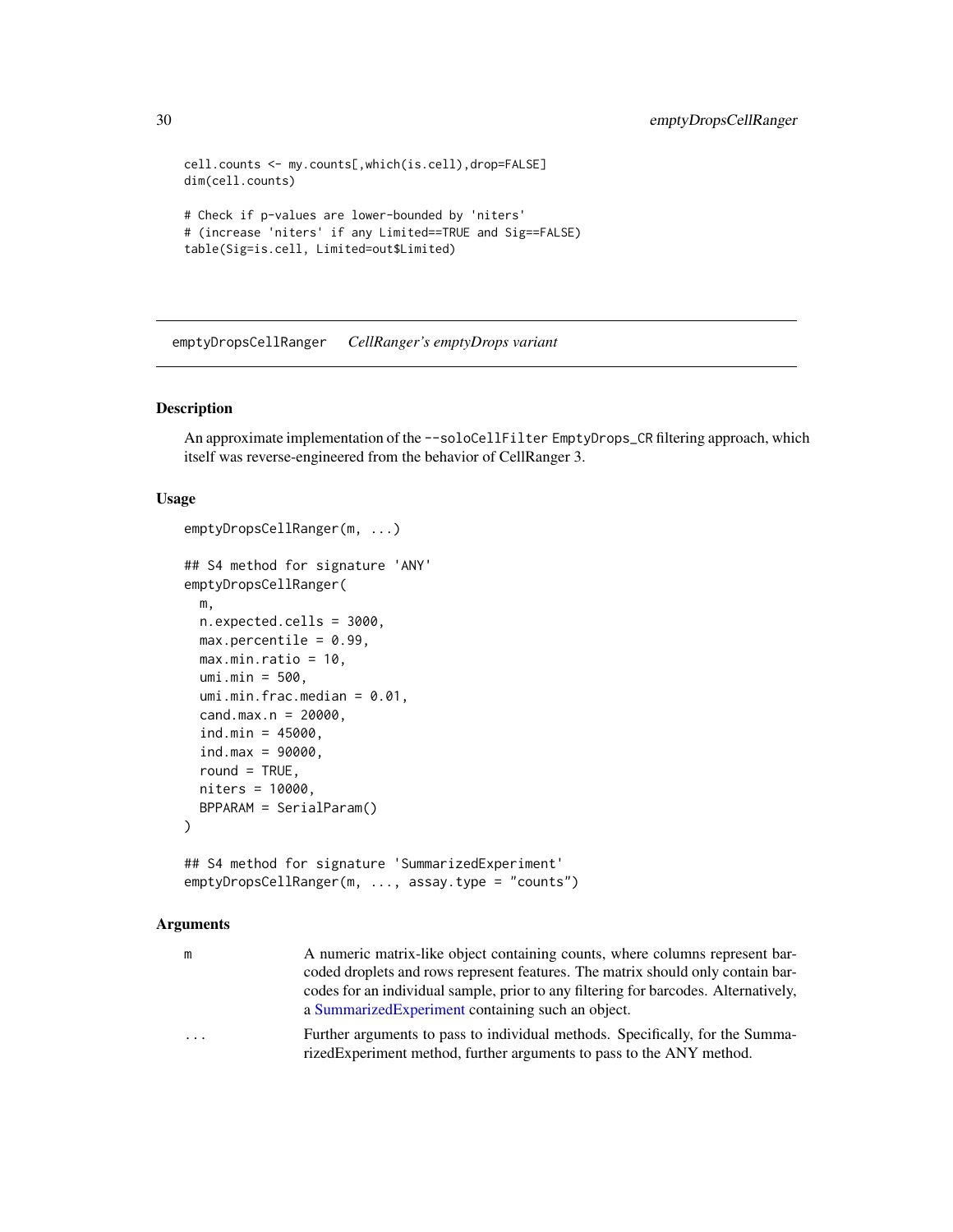```
cell.counts <- my.counts[,which(is.cell),drop=FALSE]
dim(cell.counts)

# Check if p-values are lower-bounded by 'niters'
# (increase 'niters' if any Limited==TRUE and Sig==FALSE)
table(Sig=is.cell, Limited=out$Limited)
```

---

## emptyDropsCellRanger    *CellRanger's emptyDrops variant*

---

### Description

An approximate implementation of the `--soloCellFilter EmptyDrops_CR` filtering approach, which itself was reverse-engineered from the behavior of CellRanger 3.

### Usage

```
emptyDropsCellRanger(m, ...)

## S4 method for signature 'ANY'
emptyDropsCellRanger(
  m,
  n.expected.cells = 3000,
  max.percentile = 0.99,
  max.min.ratio = 10,
  umi.min = 500,
  umi.min.frac.median = 0.01,
  cand.max.n = 20000,
  ind.min = 45000,
  ind.max = 90000,
  round = TRUE,
  niters = 10000,
  BPPARAM = SerialParam()
)

## S4 method for signature 'SummarizedExperiment'
emptyDropsCellRanger(m, ..., assay.type = "counts")
```

### Arguments

| | |
|---|---|
| `m` | A numeric matrix-like object containing counts, where columns represent barcoded droplets and rows represent features. The matrix should only contain barcodes for an individual sample, prior to any filtering for barcodes. Alternatively, a SummarizedExperiment containing such an object. |
| `...` | Further arguments to pass to individual methods. Specifically, for the SummarizedExperiment method, further arguments to pass to the ANY method. |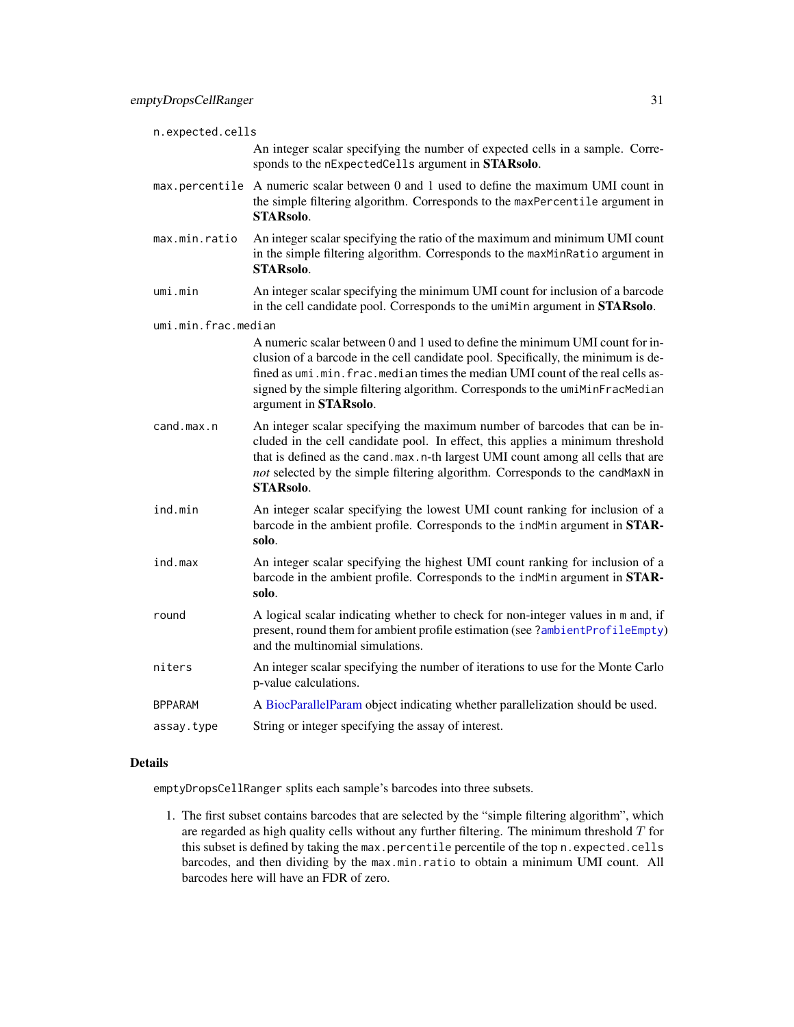`n.expected.cells`
: An integer scalar specifying the number of expected cells in a sample. Corresponds to the `nExpectedCells` argument in **STARsolo**.

`max.percentile`
: A numeric scalar between 0 and 1 used to define the maximum UMI count in the simple filtering algorithm. Corresponds to the `maxPercentile` argument in **STARsolo**.

`max.min.ratio`
: An integer scalar specifying the ratio of the maximum and minimum UMI count in the simple filtering algorithm. Corresponds to the `maxMinRatio` argument in **STARsolo**.

`umi.min`
: An integer scalar specifying the minimum UMI count for inclusion of a barcode in the cell candidate pool. Corresponds to the `umiMin` argument in **STARsolo**.

`umi.min.frac.median`
: A numeric scalar between 0 and 1 used to define the minimum UMI count for inclusion of a barcode in the cell candidate pool. Specifically, the minimum is defined as `umi.min.frac.median` times the median UMI count of the real cells assigned by the simple filtering algorithm. Corresponds to the `umiMinFracMedian` argument in **STARsolo**.

`cand.max.n`
: An integer scalar specifying the maximum number of barcodes that can be included in the cell candidate pool. In effect, this applies a minimum threshold that is defined as the `cand.max.n`-th largest UMI count among all cells that are *not* selected by the simple filtering algorithm. Corresponds to the `candMaxN` in **STARsolo**.

`ind.min`
: An integer scalar specifying the lowest UMI count ranking for inclusion of a barcode in the ambient profile. Corresponds to the `indMin` argument in **STARsolo**.

`ind.max`
: An integer scalar specifying the highest UMI count ranking for inclusion of a barcode in the ambient profile. Corresponds to the `indMin` argument in **STARsolo**.

`round`
: A logical scalar indicating whether to check for non-integer values in `m` and, if present, round them for ambient profile estimation (see `?ambientProfileEmpty`) and the multinomial simulations.

`niters`
: An integer scalar specifying the number of iterations to use for the Monte Carlo p-value calculations.

`BPPARAM`
: A BiocParallelParam object indicating whether parallelization should be used.

`assay.type`
: String or integer specifying the assay of interest.

### Details

`emptyDropsCellRanger` splits each sample's barcodes into three subsets.

1. The first subset contains barcodes that are selected by the "simple filtering algorithm", which are regarded as high quality cells without any further filtering. The minimum threshold $T$ for this subset is defined by taking the `max.percentile` percentile of the top `n.expected.cells` barcodes, and then dividing by the `max.min.ratio` to obtain a minimum UMI count. All barcodes here will have an FDR of zero.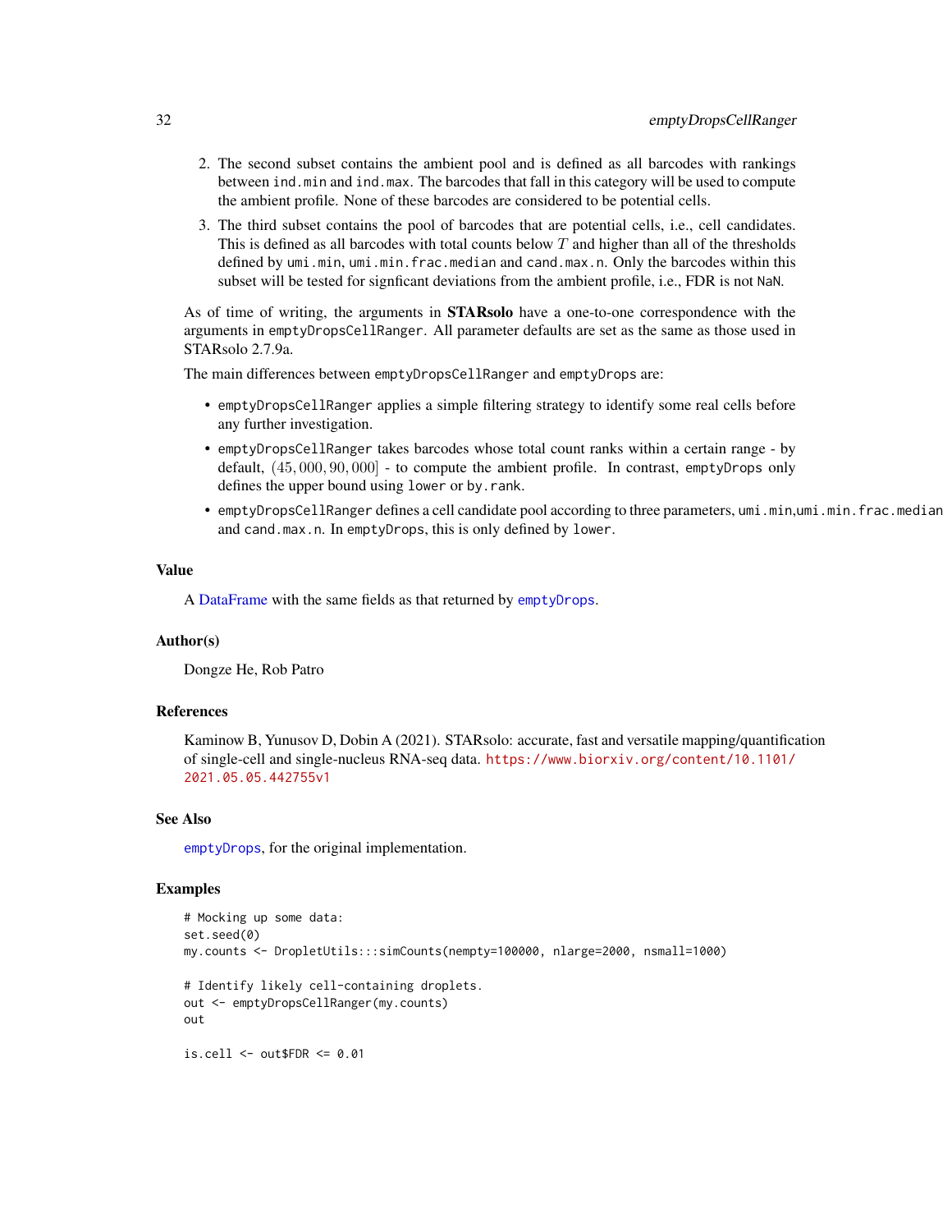2. The second subset contains the ambient pool and is defined as all barcodes with rankings between `ind.min` and `ind.max`. The barcodes that fall in this category will be used to compute the ambient profile. None of these barcodes are considered to be potential cells.
3. The third subset contains the pool of barcodes that are potential cells, i.e., cell candidates. This is defined as all barcodes with total counts below $T$ and higher than all of the thresholds defined by `umi.min`, `umi.min.frac.median` and `cand.max.n`. Only the barcodes within this subset will be tested for signficant deviations from the ambient profile, i.e., FDR is not `NaN`.

As of time of writing, the arguments in **STARsolo** have a one-to-one correspondence with the arguments in `emptyDropsCellRanger`. All parameter defaults are set as the same as those used in STARsolo 2.7.9a.

The main differences between `emptyDropsCellRanger` and `emptyDrops` are:

- `emptyDropsCellRanger` applies a simple filtering strategy to identify some real cells before any further investigation.
- `emptyDropsCellRanger` takes barcodes whose total count ranks within a certain range - by default, $(45,000, 90,000]$ - to compute the ambient profile. In contrast, `emptyDrops` only defines the upper bound using `lower` or `by.rank`.
- `emptyDropsCellRanger` defines a cell candidate pool according to three parameters, `umi.min`,`umi.min.frac.median` and `cand.max.n`. In `emptyDrops`, this is only defined by `lower`.

## Value

A DataFrame with the same fields as that returned by `emptyDrops`.

## Author(s)

Dongze He, Rob Patro

## References

Kaminow B, Yunusov D, Dobin A (2021). STARsolo: accurate, fast and versatile mapping/quantification of single-cell and single-nucleus RNA-seq data. https://www.biorxiv.org/content/10.1101/2021.05.05.442755v1

## See Also

`emptyDrops`, for the original implementation.

## Examples

```
# Mocking up some data:
set.seed(0)
my.counts <- DropletUtils:::simCounts(nempty=100000, nlarge=2000, nsmall=1000)

# Identify likely cell-containing droplets.
out <- emptyDropsCellRanger(my.counts)
out

is.cell <- out$FDR <= 0.01
```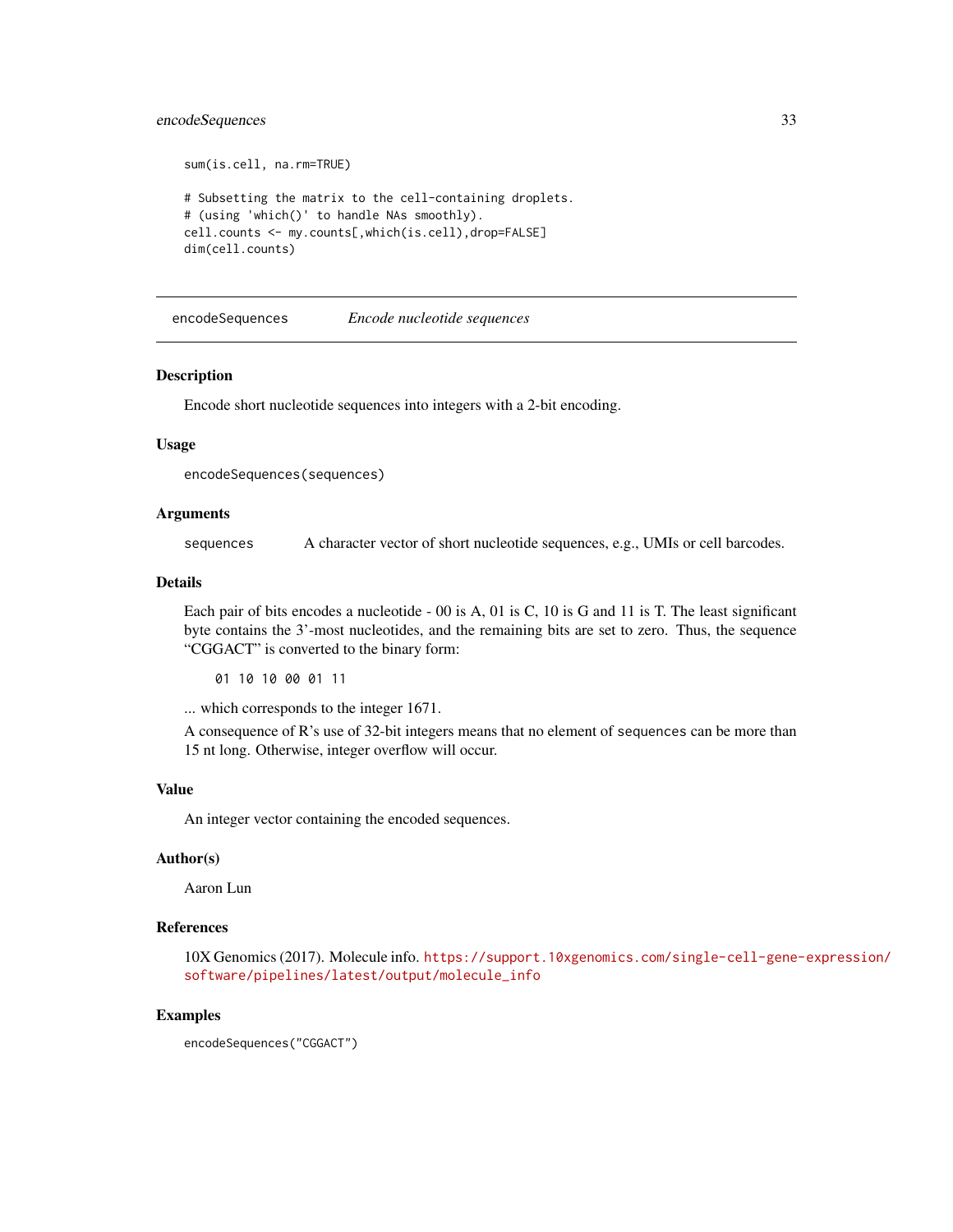```
sum(is.cell, na.rm=TRUE)

# Subsetting the matrix to the cell-containing droplets.
# (using 'which()' to handle NAs smoothly).
cell.counts <- my.counts[,which(is.cell),drop=FALSE]
dim(cell.counts)
```

---

## encodeSequences — *Encode nucleotide sequences*

---

### Description

Encode short nucleotide sequences into integers with a 2-bit encoding.

### Usage

```
encodeSequences(sequences)
```

### Arguments

| | |
|---|---|
| `sequences` | A character vector of short nucleotide sequences, e.g., UMIs or cell barcodes. |

### Details

Each pair of bits encodes a nucleotide - 00 is A, 01 is C, 10 is G and 11 is T. The least significant byte contains the 3'-most nucleotides, and the remaining bits are set to zero. Thus, the sequence "CGGACT" is converted to the binary form:

```
01 10 10 00 01 11
```

... which corresponds to the integer 1671.

A consequence of R's use of 32-bit integers means that no element of `sequences` can be more than 15 nt long. Otherwise, integer overflow will occur.

### Value

An integer vector containing the encoded sequences.

### Author(s)

Aaron Lun

### References

10X Genomics (2017). Molecule info. https://support.10xgenomics.com/single-cell-gene-expression/software/pipelines/latest/output/molecule_info

### Examples

```
encodeSequences("CGGACT")
```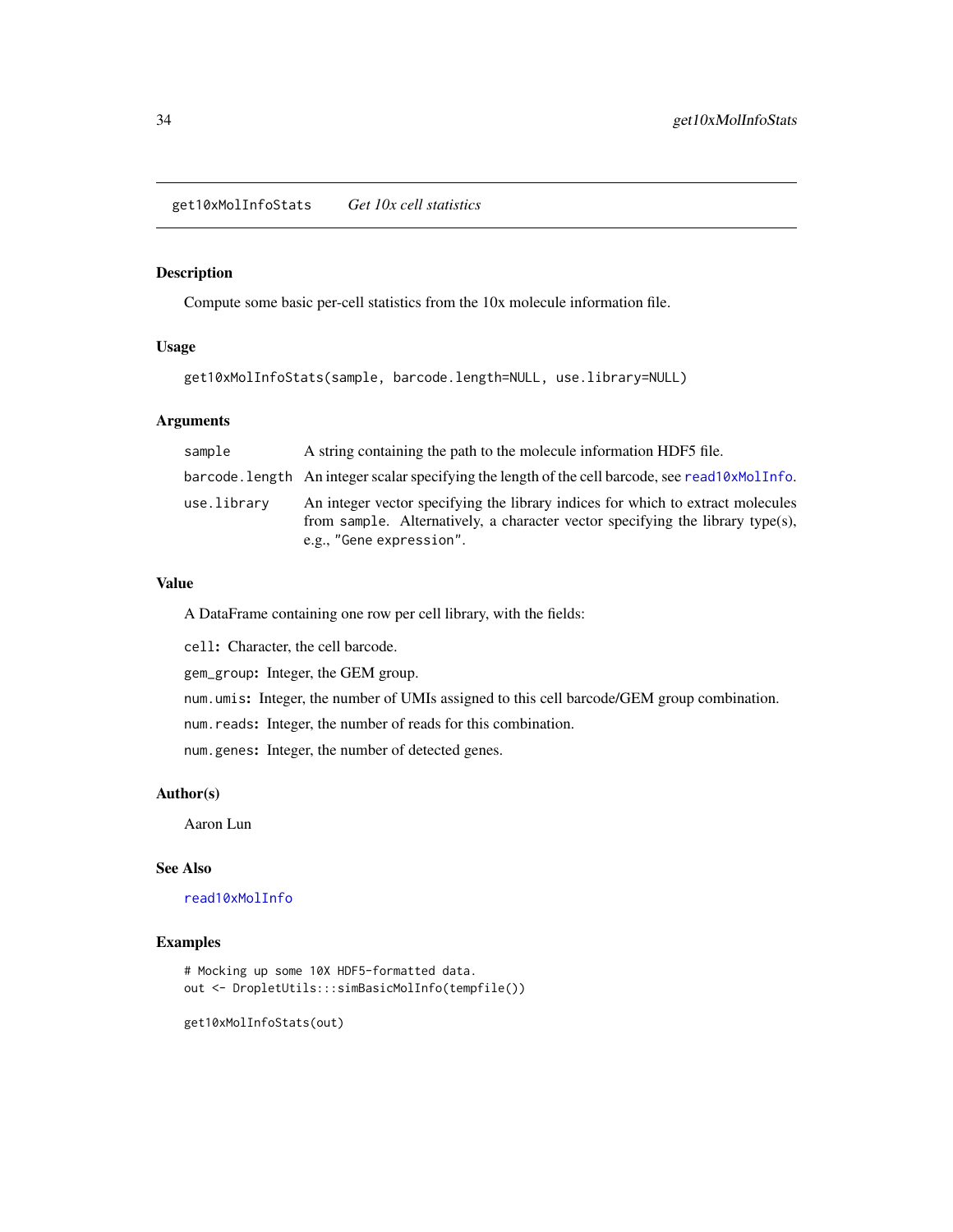## get10xMolInfoStats *Get 10x cell statistics*

### Description

Compute some basic per-cell statistics from the 10x molecule information file.

### Usage

```
get10xMolInfoStats(sample, barcode.length=NULL, use.library=NULL)
```

### Arguments

| | |
|---|---|
| `sample` | A string containing the path to the molecule information HDF5 file. |
| `barcode.length` | An integer scalar specifying the length of the cell barcode, see `read10xMolInfo`. |
| `use.library` | An integer vector specifying the library indices for which to extract molecules from `sample`. Alternatively, a character vector specifying the library type(s), e.g., `"Gene expression"`. |

### Value

A DataFrame containing one row per cell library, with the fields:

`cell`**:** Character, the cell barcode.

`gem_group`**:** Integer, the GEM group.

`num.umis`**:** Integer, the number of UMIs assigned to this cell barcode/GEM group combination.

`num.reads`**:** Integer, the number of reads for this combination.

`num.genes`**:** Integer, the number of detected genes.

### Author(s)

Aaron Lun

### See Also

`read10xMolInfo`

### Examples

```
# Mocking up some 10X HDF5-formatted data.
out <- DropletUtils:::simBasicMolInfo(tempfile())

get10xMolInfoStats(out)
```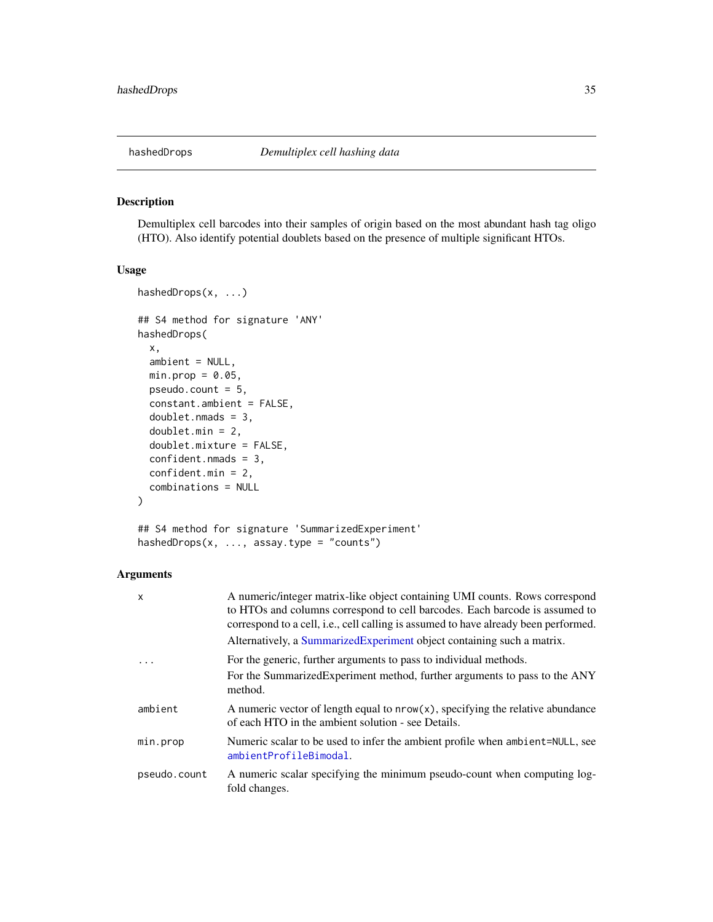## hashedDrops — *Demultiplex cell hashing data*

### Description

Demultiplex cell barcodes into their samples of origin based on the most abundant hash tag oligo (HTO). Also identify potential doublets based on the presence of multiple significant HTOs.

### Usage

```
hashedDrops(x, ...)

## S4 method for signature 'ANY'
hashedDrops(
  x,
  ambient = NULL,
  min.prop = 0.05,
  pseudo.count = 5,
  constant.ambient = FALSE,
  doublet.nmads = 3,
  doublet.min = 2,
  doublet.mixture = FALSE,
  confident.nmads = 3,
  confident.min = 2,
  combinations = NULL
)

## S4 method for signature 'SummarizedExperiment'
hashedDrops(x, ..., assay.type = "counts")
```

### Arguments

| | |
|---|---|
| `x` | A numeric/integer matrix-like object containing UMI counts. Rows correspond to HTOs and columns correspond to cell barcodes. Each barcode is assumed to correspond to a cell, i.e., cell calling is assumed to have already been performed.<br>Alternatively, a SummarizedExperiment object containing such a matrix. |
| `...` | For the generic, further arguments to pass to individual methods.<br>For the SummarizedExperiment method, further arguments to pass to the ANY method. |
| `ambient` | A numeric vector of length equal to `nrow(x)`, specifying the relative abundance of each HTO in the ambient solution - see Details. |
| `min.prop` | Numeric scalar to be used to infer the ambient profile when `ambient=NULL`, see `ambientProfileBimodal`. |
| `pseudo.count` | A numeric scalar specifying the minimum pseudo-count when computing log-fold changes. |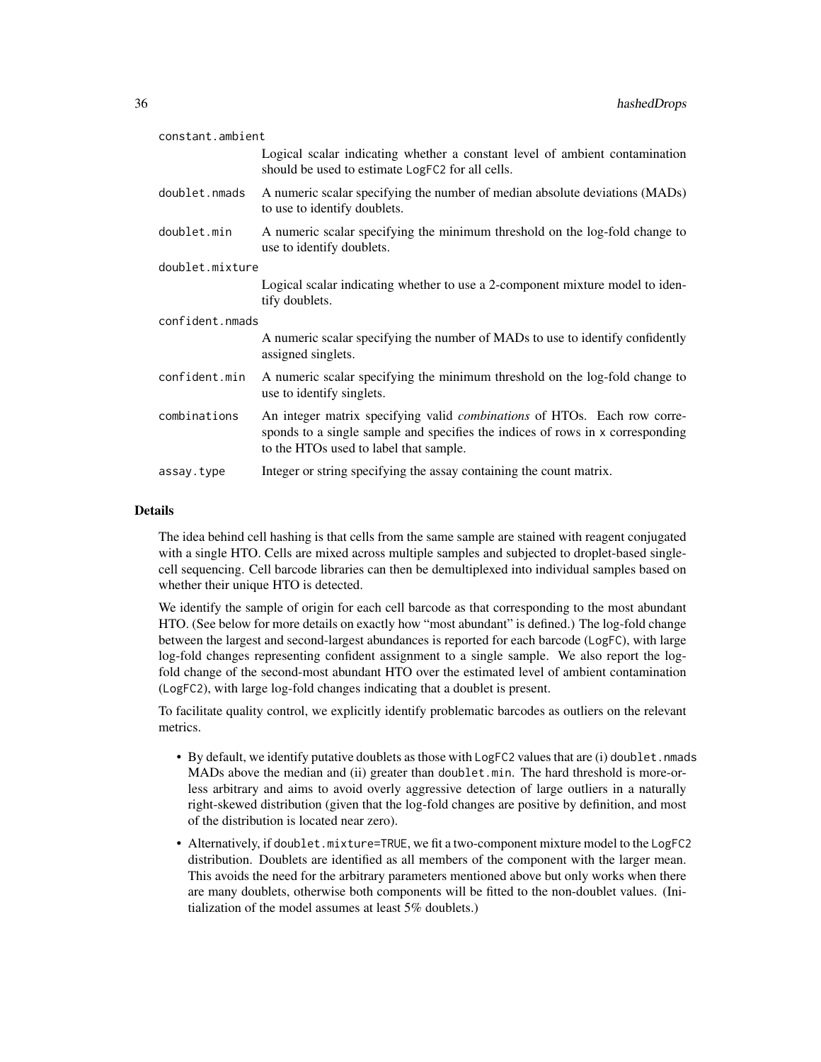constant.ambient
: Logical scalar indicating whether a constant level of ambient contamination should be used to estimate LogFC2 for all cells.

doublet.nmads
: A numeric scalar specifying the number of median absolute deviations (MADs) to use to identify doublets.

doublet.min
: A numeric scalar specifying the minimum threshold on the log-fold change to use to identify doublets.

doublet.mixture
: Logical scalar indicating whether to use a 2-component mixture model to identify doublets.

confident.nmads
: A numeric scalar specifying the number of MADs to use to identify confidently assigned singlets.

confident.min
: A numeric scalar specifying the minimum threshold on the log-fold change to use to identify singlets.

combinations
: An integer matrix specifying valid *combinations* of HTOs. Each row corresponds to a single sample and specifies the indices of rows in x corresponding to the HTOs used to label that sample.

assay.type
: Integer or string specifying the assay containing the count matrix.

## Details

The idea behind cell hashing is that cells from the same sample are stained with reagent conjugated with a single HTO. Cells are mixed across multiple samples and subjected to droplet-based single-cell sequencing. Cell barcode libraries can then be demultiplexed into individual samples based on whether their unique HTO is detected.

We identify the sample of origin for each cell barcode as that corresponding to the most abundant HTO. (See below for more details on exactly how "most abundant" is defined.) The log-fold change between the largest and second-largest abundances is reported for each barcode (LogFC), with large log-fold changes representing confident assignment to a single sample. We also report the log-fold change of the second-most abundant HTO over the estimated level of ambient contamination (LogFC2), with large log-fold changes indicating that a doublet is present.

To facilitate quality control, we explicitly identify problematic barcodes as outliers on the relevant metrics.

- By default, we identify putative doublets as those with LogFC2 values that are (i) doublet.nmads MADs above the median and (ii) greater than doublet.min. The hard threshold is more-or-less arbitrary and aims to avoid overly aggressive detection of large outliers in a naturally right-skewed distribution (given that the log-fold changes are positive by definition, and most of the distribution is located near zero).
- Alternatively, if doublet.mixture=TRUE, we fit a two-component mixture model to the LogFC2 distribution. Doublets are identified as all members of the component with the larger mean. This avoids the need for the arbitrary parameters mentioned above but only works when there are many doublets, otherwise both components will be fitted to the non-doublet values. (Initialization of the model assumes at least 5% doublets.)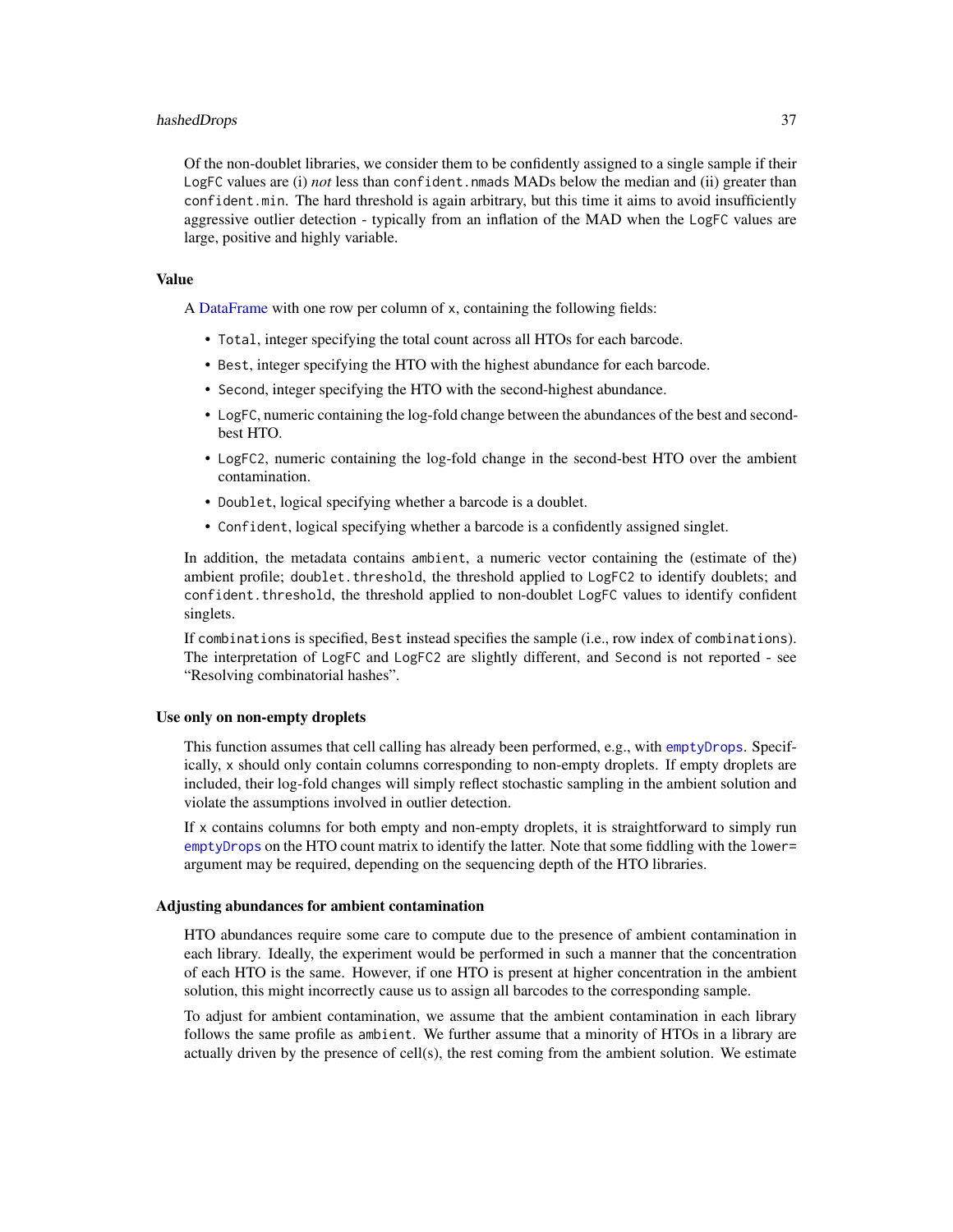Of the non-doublet libraries, we consider them to be confidently assigned to a single sample if their `LogFC` values are (i) *not* less than `confident.nmads` MADs below the median and (ii) greater than `confident.min`. The hard threshold is again arbitrary, but this time it aims to avoid insufficiently aggressive outlier detection - typically from an inflation of the MAD when the `LogFC` values are large, positive and highly variable.

### Value

A DataFrame with one row per column of `x`, containing the following fields:

- `Total`, integer specifying the total count across all HTOs for each barcode.
- `Best`, integer specifying the HTO with the highest abundance for each barcode.
- `Second`, integer specifying the HTO with the second-highest abundance.
- `LogFC`, numeric containing the log-fold change between the abundances of the best and second-best HTO.
- `LogFC2`, numeric containing the log-fold change in the second-best HTO over the ambient contamination.
- `Doublet`, logical specifying whether a barcode is a doublet.
- `Confident`, logical specifying whether a barcode is a confidently assigned singlet.

In addition, the metadata contains `ambient`, a numeric vector containing the (estimate of the) ambient profile; `doublet.threshold`, the threshold applied to `LogFC2` to identify doublets; and `confident.threshold`, the threshold applied to non-doublet `LogFC` values to identify confident singlets.

If `combinations` is specified, `Best` instead specifies the sample (i.e., row index of `combinations`). The interpretation of `LogFC` and `LogFC2` are slightly different, and `Second` is not reported - see "Resolving combinatorial hashes".

### Use only on non-empty droplets

This function assumes that cell calling has already been performed, e.g., with `emptyDrops`. Specifically, `x` should only contain columns corresponding to non-empty droplets. If empty droplets are included, their log-fold changes will simply reflect stochastic sampling in the ambient solution and violate the assumptions involved in outlier detection.

If `x` contains columns for both empty and non-empty droplets, it is straightforward to simply run `emptyDrops` on the HTO count matrix to identify the latter. Note that some fiddling with the `lower=` argument may be required, depending on the sequencing depth of the HTO libraries.

### Adjusting abundances for ambient contamination

HTO abundances require some care to compute due to the presence of ambient contamination in each library. Ideally, the experiment would be performed in such a manner that the concentration of each HTO is the same. However, if one HTO is present at higher concentration in the ambient solution, this might incorrectly cause us to assign all barcodes to the corresponding sample.

To adjust for ambient contamination, we assume that the ambient contamination in each library follows the same profile as `ambient`. We further assume that a minority of HTOs in a library are actually driven by the presence of cell(s), the rest coming from the ambient solution. We estimate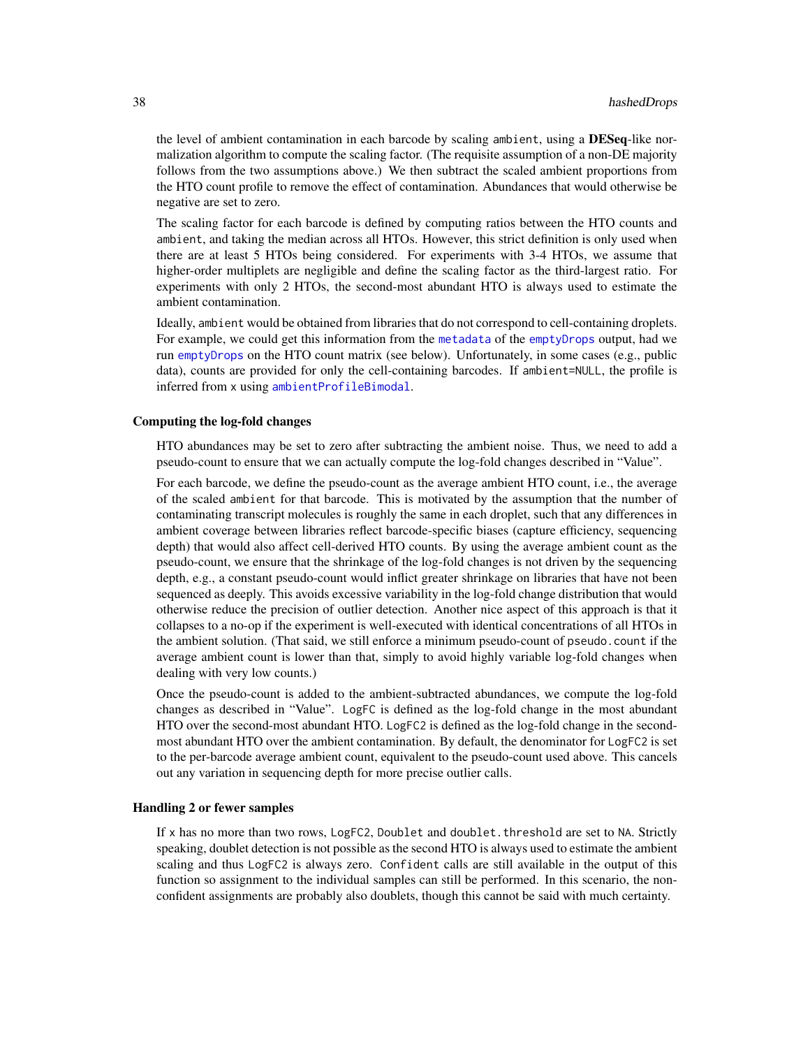the level of ambient contamination in each barcode by scaling `ambient`, using a **DESeq**-like normalization algorithm to compute the scaling factor. (The requisite assumption of a non-DE majority follows from the two assumptions above.) We then subtract the scaled ambient proportions from the HTO count profile to remove the effect of contamination. Abundances that would otherwise be negative are set to zero.

The scaling factor for each barcode is defined by computing ratios between the HTO counts and `ambient`, and taking the median across all HTOs. However, this strict definition is only used when there are at least 5 HTOs being considered. For experiments with 3-4 HTOs, we assume that higher-order multiplets are negligible and define the scaling factor as the third-largest ratio. For experiments with only 2 HTOs, the second-most abundant HTO is always used to estimate the ambient contamination.

Ideally, `ambient` would be obtained from libraries that do not correspond to cell-containing droplets. For example, we could get this information from the `metadata` of the `emptyDrops` output, had we run `emptyDrops` on the HTO count matrix (see below). Unfortunately, in some cases (e.g., public data), counts are provided for only the cell-containing barcodes. If `ambient=NULL`, the profile is inferred from `x` using `ambientProfileBimodal`.

### Computing the log-fold changes

HTO abundances may be set to zero after subtracting the ambient noise. Thus, we need to add a pseudo-count to ensure that we can actually compute the log-fold changes described in "Value".

For each barcode, we define the pseudo-count as the average ambient HTO count, i.e., the average of the scaled `ambient` for that barcode. This is motivated by the assumption that the number of contaminating transcript molecules is roughly the same in each droplet, such that any differences in ambient coverage between libraries reflect barcode-specific biases (capture efficiency, sequencing depth) that would also affect cell-derived HTO counts. By using the average ambient count as the pseudo-count, we ensure that the shrinkage of the log-fold changes is not driven by the sequencing depth, e.g., a constant pseudo-count would inflict greater shrinkage on libraries that have not been sequenced as deeply. This avoids excessive variability in the log-fold change distribution that would otherwise reduce the precision of outlier detection. Another nice aspect of this approach is that it collapses to a no-op if the experiment is well-executed with identical concentrations of all HTOs in the ambient solution. (That said, we still enforce a minimum pseudo-count of `pseudo.count` if the average ambient count is lower than that, simply to avoid highly variable log-fold changes when dealing with very low counts.)

Once the pseudo-count is added to the ambient-subtracted abundances, we compute the log-fold changes as described in "Value". `LogFC` is defined as the log-fold change in the most abundant HTO over the second-most abundant HTO. `LogFC2` is defined as the log-fold change in the second-most abundant HTO over the ambient contamination. By default, the denominator for `LogFC2` is set to the per-barcode average ambient count, equivalent to the pseudo-count used above. This cancels out any variation in sequencing depth for more precise outlier calls.

### Handling 2 or fewer samples

If `x` has no more than two rows, `LogFC2`, `Doublet` and `doublet.threshold` are set to `NA`. Strictly speaking, doublet detection is not possible as the second HTO is always used to estimate the ambient scaling and thus `LogFC2` is always zero. `Confident` calls are still available in the output of this function so assignment to the individual samples can still be performed. In this scenario, the non-confident assignments are probably also doublets, though this cannot be said with much certainty.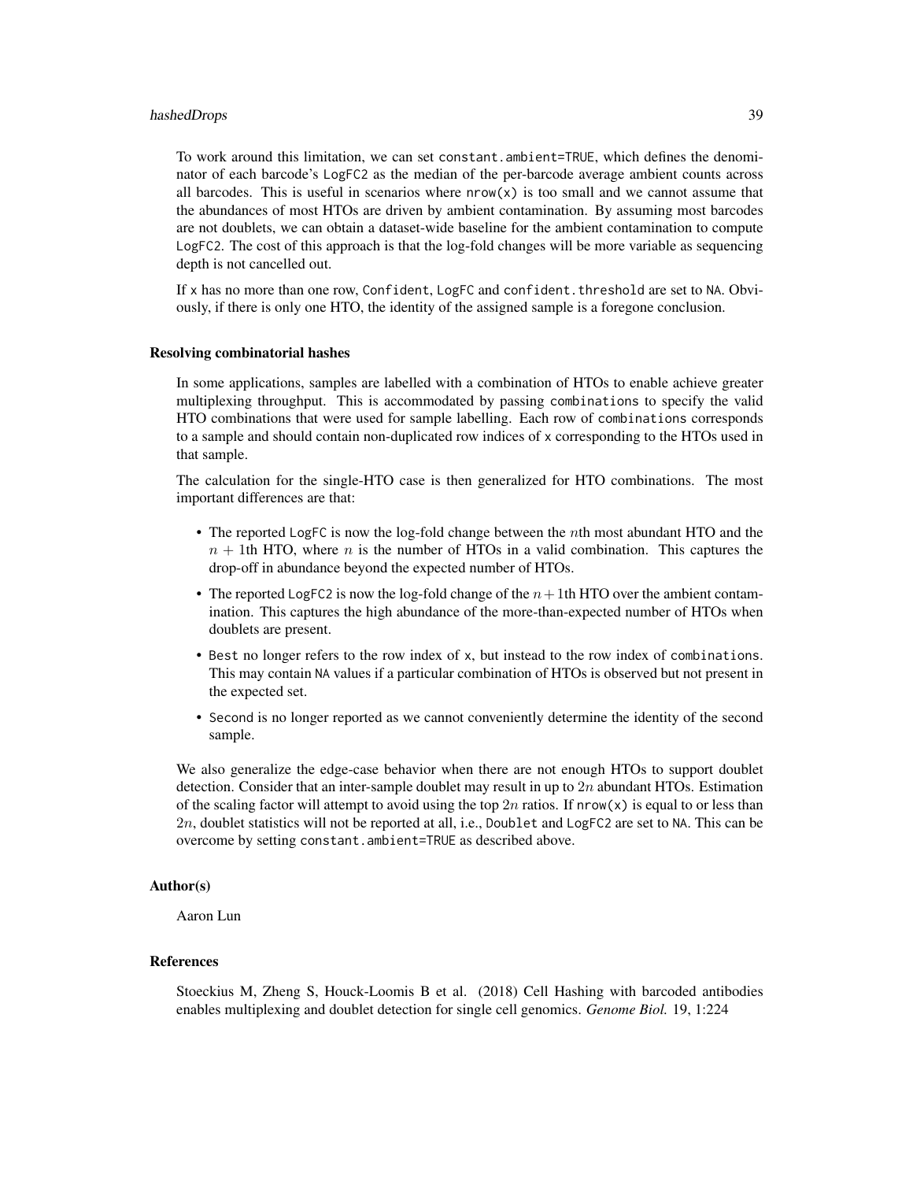To work around this limitation, we can set constant.ambient=TRUE, which defines the denominator of each barcode's LogFC2 as the median of the per-barcode average ambient counts across all barcodes. This is useful in scenarios where nrow(x) is too small and we cannot assume that the abundances of most HTOs are driven by ambient contamination. By assuming most barcodes are not doublets, we can obtain a dataset-wide baseline for the ambient contamination to compute LogFC2. The cost of this approach is that the log-fold changes will be more variable as sequencing depth is not cancelled out.

If x has no more than one row, Confident, LogFC and confident.threshold are set to NA. Obviously, if there is only one HTO, the identity of the assigned sample is a foregone conclusion.

### Resolving combinatorial hashes

In some applications, samples are labelled with a combination of HTOs to enable achieve greater multiplexing throughput. This is accommodated by passing combinations to specify the valid HTO combinations that were used for sample labelling. Each row of combinations corresponds to a sample and should contain non-duplicated row indices of x corresponding to the HTOs used in that sample.

The calculation for the single-HTO case is then generalized for HTO combinations. The most important differences are that:

- The reported LogFC is now the log-fold change between the $n$th most abundant HTO and the $n + 1$th HTO, where $n$ is the number of HTOs in a valid combination. This captures the drop-off in abundance beyond the expected number of HTOs.
- The reported LogFC2 is now the log-fold change of the $n + 1$th HTO over the ambient contamination. This captures the high abundance of the more-than-expected number of HTOs when doublets are present.
- Best no longer refers to the row index of x, but instead to the row index of combinations. This may contain NA values if a particular combination of HTOs is observed but not present in the expected set.
- Second is no longer reported as we cannot conveniently determine the identity of the second sample.

We also generalize the edge-case behavior when there are not enough HTOs to support doublet detection. Consider that an inter-sample doublet may result in up to $2n$ abundant HTOs. Estimation of the scaling factor will attempt to avoid using the top $2n$ ratios. If nrow(x) is equal to or less than $2n$, doublet statistics will not be reported at all, i.e., Doublet and LogFC2 are set to NA. This can be overcome by setting constant.ambient=TRUE as described above.

## Author(s)

Aaron Lun

## References

Stoeckius M, Zheng S, Houck-Loomis B et al. (2018) Cell Hashing with barcoded antibodies enables multiplexing and doublet detection for single cell genomics. *Genome Biol.* 19, 1:224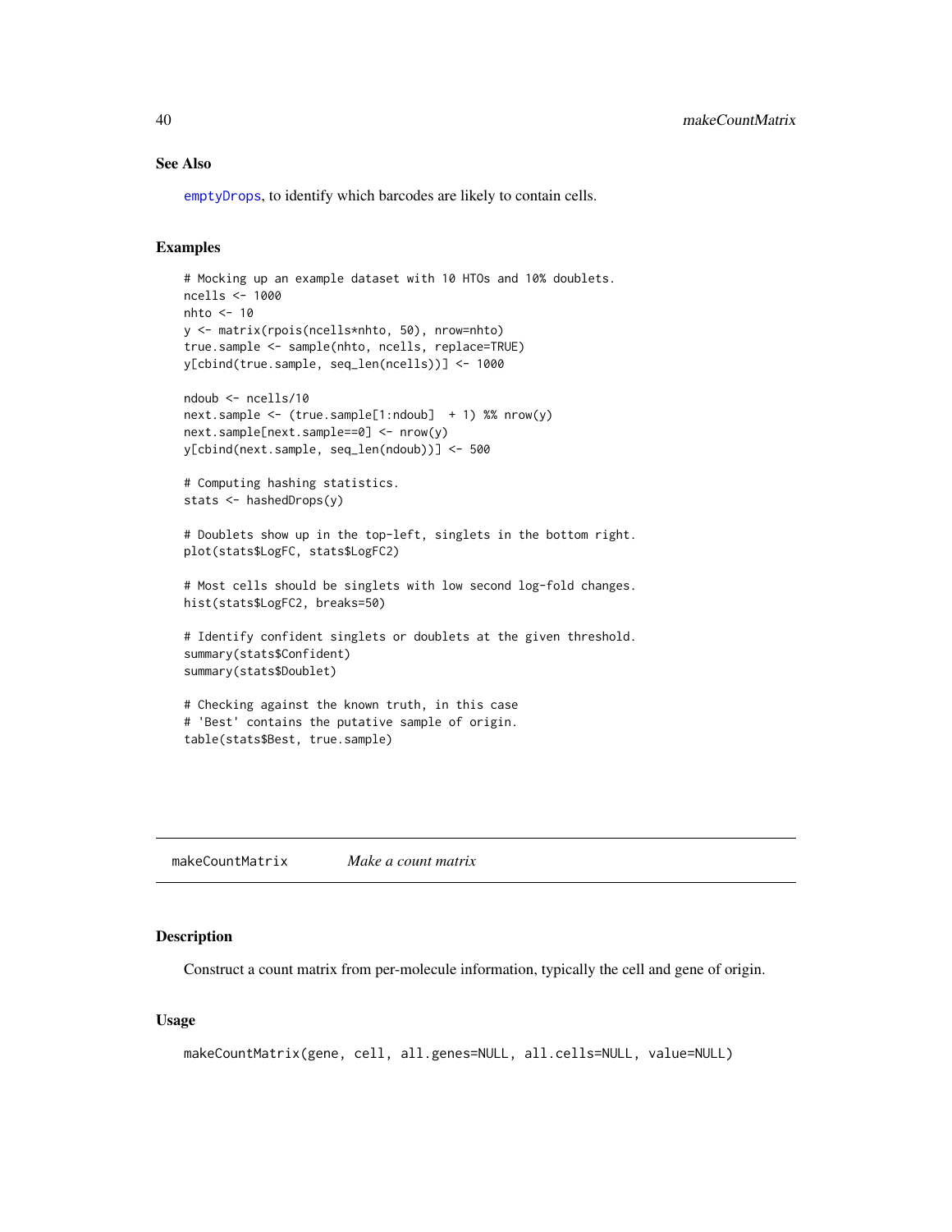### See Also

emptyDrops, to identify which barcodes are likely to contain cells.

### Examples

```
# Mocking up an example dataset with 10 HTOs and 10% doublets.
ncells <- 1000
nhto <- 10
y <- matrix(rpois(ncells*nhto, 50), nrow=nhto)
true.sample <- sample(nhto, ncells, replace=TRUE)
y[cbind(true.sample, seq_len(ncells))] <- 1000

ndoub <- ncells/10
next.sample <- (true.sample[1:ndoub]  + 1) %% nrow(y)
next.sample[next.sample==0] <- nrow(y)
y[cbind(next.sample, seq_len(ndoub))] <- 500

# Computing hashing statistics.
stats <- hashedDrops(y)

# Doublets show up in the top-left, singlets in the bottom right.
plot(stats$LogFC, stats$LogFC2)

# Most cells should be singlets with low second log-fold changes.
hist(stats$LogFC2, breaks=50)

# Identify confident singlets or doublets at the given threshold.
summary(stats$Confident)
summary(stats$Doublet)

# Checking against the known truth, in this case
# 'Best' contains the putative sample of origin.
table(stats$Best, true.sample)
```

## makeCountMatrix *Make a count matrix*

### Description

Construct a count matrix from per-molecule information, typically the cell and gene of origin.

### Usage

```
makeCountMatrix(gene, cell, all.genes=NULL, all.cells=NULL, value=NULL)
```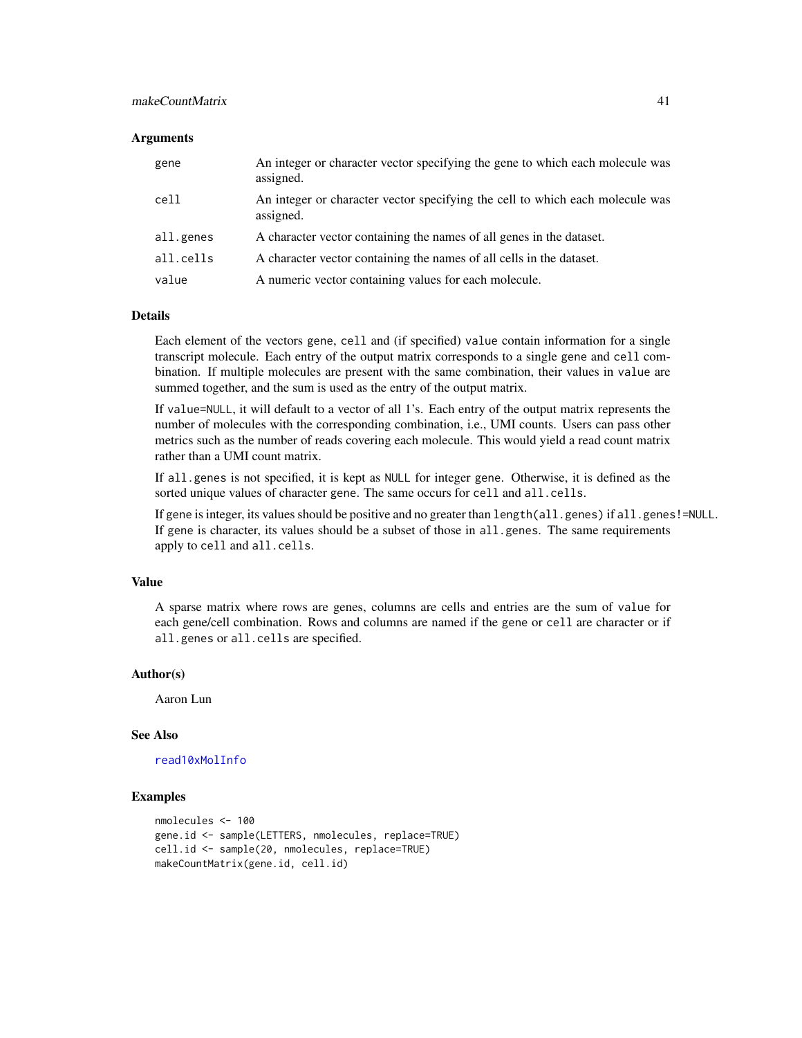## Arguments

| | |
|---|---|
| gene | An integer or character vector specifying the gene to which each molecule was assigned. |
| cell | An integer or character vector specifying the cell to which each molecule was assigned. |
| all.genes | A character vector containing the names of all genes in the dataset. |
| all.cells | A character vector containing the names of all cells in the dataset. |
| value | A numeric vector containing values for each molecule. |

## Details

Each element of the vectors gene, cell and (if specified) value contain information for a single transcript molecule. Each entry of the output matrix corresponds to a single gene and cell combination. If multiple molecules are present with the same combination, their values in value are summed together, and the sum is used as the entry of the output matrix.

If value=NULL, it will default to a vector of all 1's. Each entry of the output matrix represents the number of molecules with the corresponding combination, i.e., UMI counts. Users can pass other metrics such as the number of reads covering each molecule. This would yield a read count matrix rather than a UMI count matrix.

If all.genes is not specified, it is kept as NULL for integer gene. Otherwise, it is defined as the sorted unique values of character gene. The same occurs for cell and all.cells.

If gene is integer, its values should be positive and no greater than length(all.genes) if all.genes!=NULL. If gene is character, its values should be a subset of those in all.genes. The same requirements apply to cell and all.cells.

## Value

A sparse matrix where rows are genes, columns are cells and entries are the sum of value for each gene/cell combination. Rows and columns are named if the gene or cell are character or if all.genes or all.cells are specified.

## Author(s)

Aaron Lun

## See Also

read10xMolInfo

## Examples

```
nmolecules <- 100
gene.id <- sample(LETTERS, nmolecules, replace=TRUE)
cell.id <- sample(20, nmolecules, replace=TRUE)
makeCountMatrix(gene.id, cell.id)
```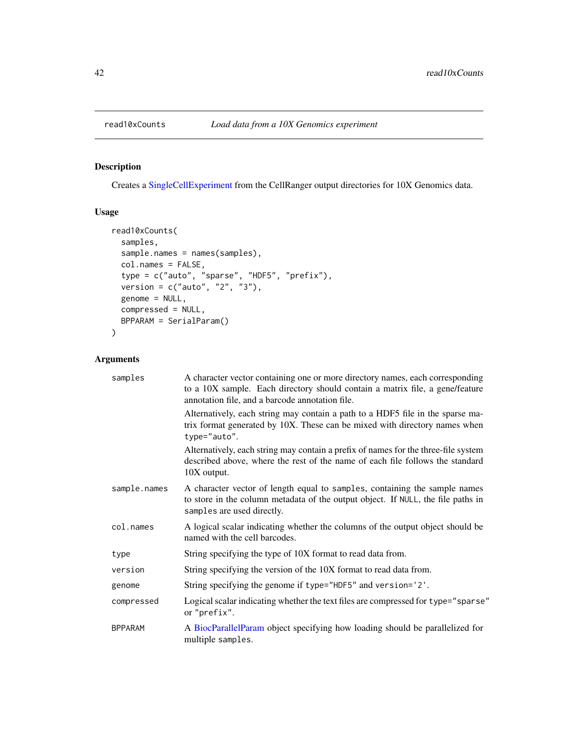## read10xCounts — *Load data from a 10X Genomics experiment*

### Description

Creates a SingleCellExperiment from the CellRanger output directories for 10X Genomics data.

### Usage

```
read10xCounts(
  samples,
  sample.names = names(samples),
  col.names = FALSE,
  type = c("auto", "sparse", "HDF5", "prefix"),
  version = c("auto", "2", "3"),
  genome = NULL,
  compressed = NULL,
  BPPARAM = SerialParam()
)
```

### Arguments

| Argument | Description |
|---|---|
| `samples` | A character vector containing one or more directory names, each corresponding to a 10X sample. Each directory should contain a matrix file, a gene/feature annotation file, and a barcode annotation file.<br><br>Alternatively, each string may contain a path to a HDF5 file in the sparse matrix format generated by 10X. These can be mixed with directory names when `type="auto"`.<br><br>Alternatively, each string may contain a prefix of names for the three-file system described above, where the rest of the name of each file follows the standard 10X output. |
| `sample.names` | A character vector of length equal to `samples`, containing the sample names to store in the column metadata of the output object. If `NULL`, the file paths in `samples` are used directly. |
| `col.names` | A logical scalar indicating whether the columns of the output object should be named with the cell barcodes. |
| `type` | String specifying the type of 10X format to read data from. |
| `version` | String specifying the version of the 10X format to read data from. |
| `genome` | String specifying the genome if `type="HDF5"` and `version='2'`. |
| `compressed` | Logical scalar indicating whether the text files are compressed for `type="sparse"` or `"prefix"`. |
| `BPPARAM` | A BiocParallelParam object specifying how loading should be parallelized for multiple `samples`. |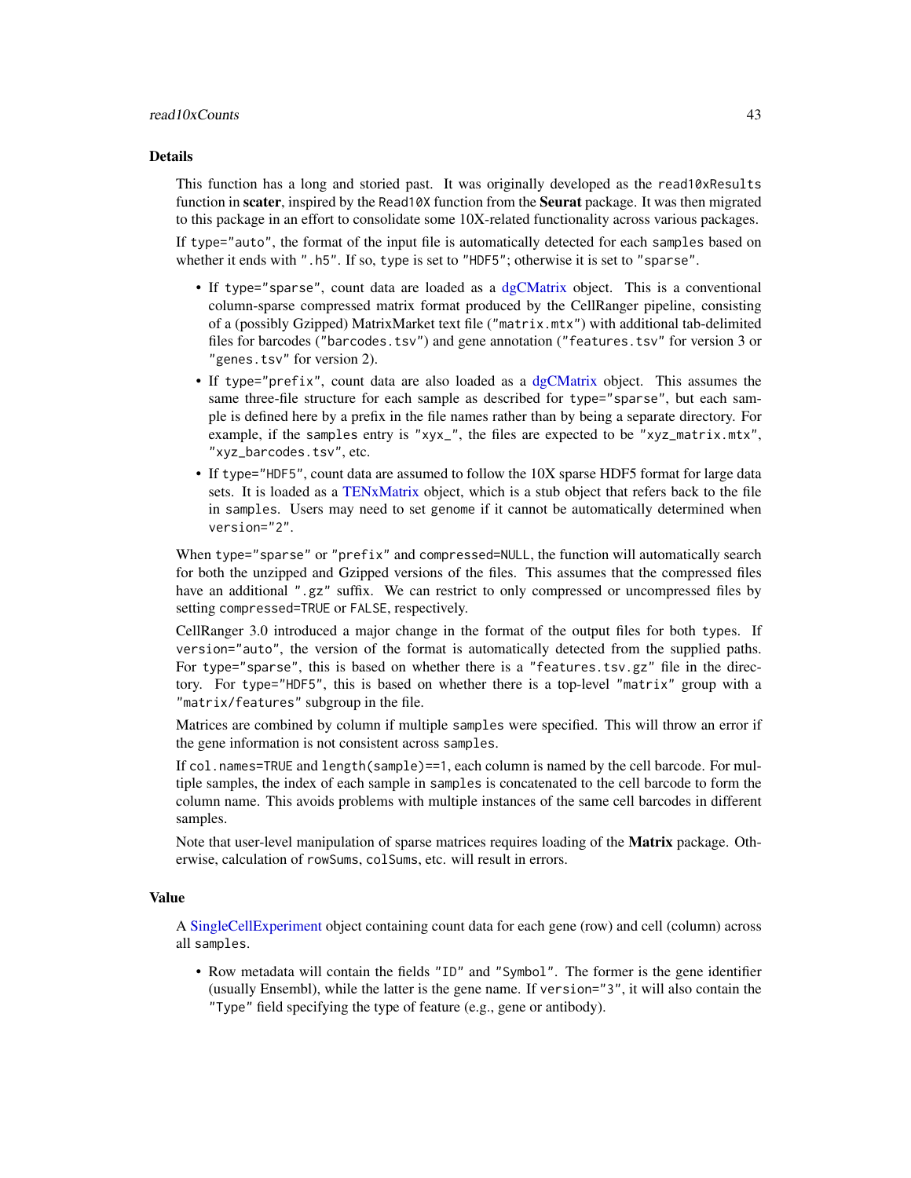## Details

This function has a long and storied past. It was originally developed as the `read10xResults` function in **scater**, inspired by the `Read10X` function from the **Seurat** package. It was then migrated to this package in an effort to consolidate some 10X-related functionality across various packages.

If `type="auto"`, the format of the input file is automatically detected for each `samples` based on whether it ends with `".h5"`. If so, `type` is set to `"HDF5"`; otherwise it is set to `"sparse"`.

- If `type="sparse"`, count data are loaded as a dgCMatrix object. This is a conventional column-sparse compressed matrix format produced by the CellRanger pipeline, consisting of a (possibly Gzipped) MatrixMarket text file (`"matrix.mtx"`) with additional tab-delimited files for barcodes (`"barcodes.tsv"`) and gene annotation (`"features.tsv"` for version 3 or `"genes.tsv"` for version 2).
- If `type="prefix"`, count data are also loaded as a dgCMatrix object. This assumes the same three-file structure for each sample as described for `type="sparse"`, but each sample is defined here by a prefix in the file names rather than by being a separate directory. For example, if the `samples` entry is `"xyx_"`, the files are expected to be `"xyz_matrix.mtx"`, `"xyz_barcodes.tsv"`, etc.
- If `type="HDF5"`, count data are assumed to follow the 10X sparse HDF5 format for large data sets. It is loaded as a TENxMatrix object, which is a stub object that refers back to the file in `samples`. Users may need to set `genome` if it cannot be automatically determined when `version="2"`.

When `type="sparse"` or `"prefix"` and `compressed=NULL`, the function will automatically search for both the unzipped and Gzipped versions of the files. This assumes that the compressed files have an additional `".gz"` suffix. We can restrict to only compressed or uncompressed files by setting `compressed=TRUE` or `FALSE`, respectively.

CellRanger 3.0 introduced a major change in the format of the output files for both types. If `version="auto"`, the version of the format is automatically detected from the supplied paths. For `type="sparse"`, this is based on whether there is a `"features.tsv.gz"` file in the directory. For `type="HDF5"`, this is based on whether there is a top-level `"matrix"` group with a `"matrix/features"` subgroup in the file.

Matrices are combined by column if multiple `samples` were specified. This will throw an error if the gene information is not consistent across `samples`.

If `col.names=TRUE` and `length(sample)==1`, each column is named by the cell barcode. For multiple samples, the index of each sample in `samples` is concatenated to the cell barcode to form the column name. This avoids problems with multiple instances of the same cell barcodes in different samples.

Note that user-level manipulation of sparse matrices requires loading of the **Matrix** package. Otherwise, calculation of `rowSums`, `colSums`, etc. will result in errors.

## Value

A SingleCellExperiment object containing count data for each gene (row) and cell (column) across all `samples`.

- Row metadata will contain the fields `"ID"` and `"Symbol"`. The former is the gene identifier (usually Ensembl), while the latter is the gene name. If `version="3"`, it will also contain the `"Type"` field specifying the type of feature (e.g., gene or antibody).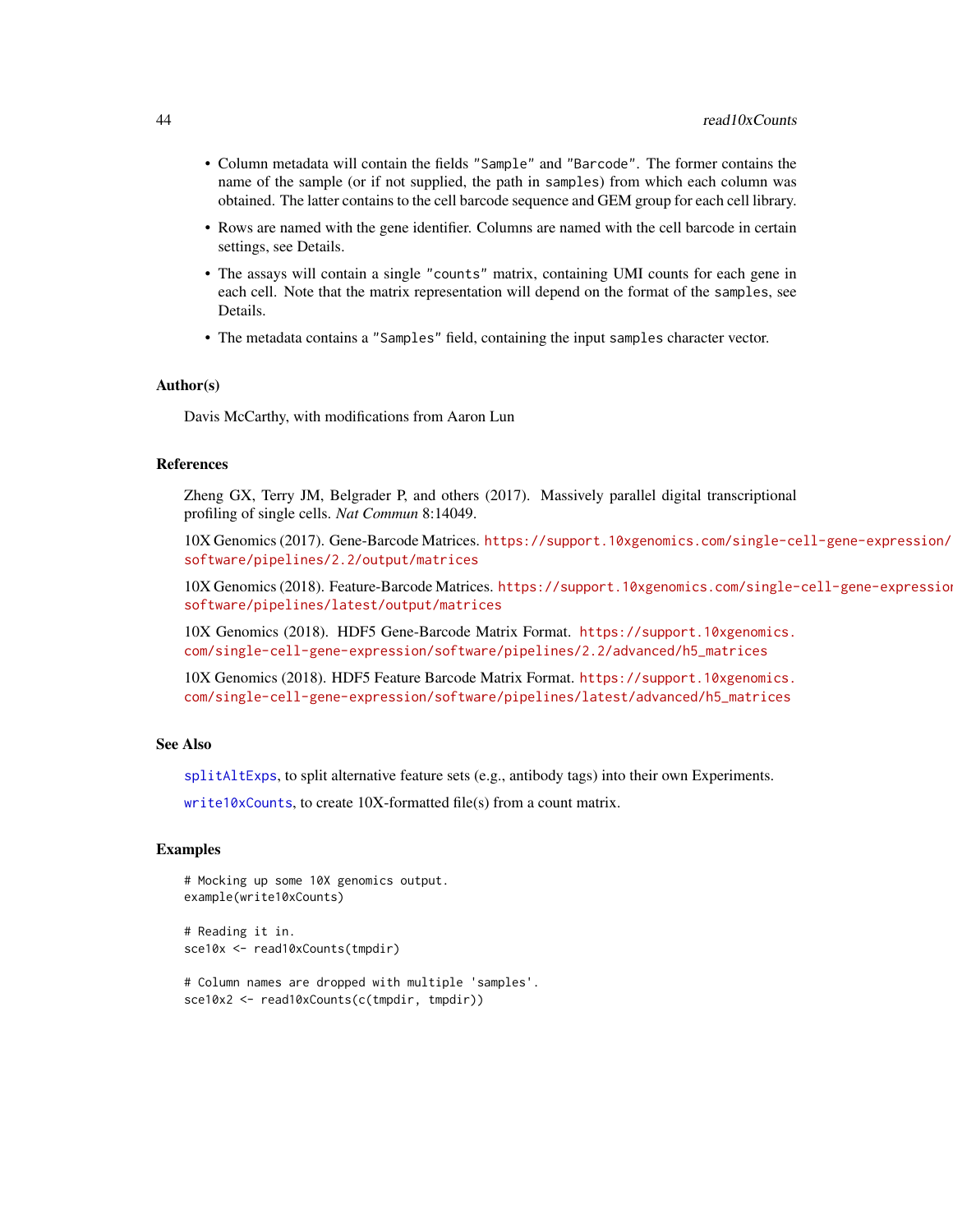- Column metadata will contain the fields "Sample" and "Barcode". The former contains the name of the sample (or if not supplied, the path in samples) from which each column was obtained. The latter contains to the cell barcode sequence and GEM group for each cell library.
- Rows are named with the gene identifier. Columns are named with the cell barcode in certain settings, see Details.
- The assays will contain a single "counts" matrix, containing UMI counts for each gene in each cell. Note that the matrix representation will depend on the format of the samples, see Details.
- The metadata contains a "Samples" field, containing the input samples character vector.

### Author(s)

Davis McCarthy, with modifications from Aaron Lun

### References

Zheng GX, Terry JM, Belgrader P, and others (2017). Massively parallel digital transcriptional profiling of single cells. *Nat Commun* 8:14049.

10X Genomics (2017). Gene-Barcode Matrices. https://support.10xgenomics.com/single-cell-gene-expression/software/pipelines/2.2/output/matrices

10X Genomics (2018). Feature-Barcode Matrices. https://support.10xgenomics.com/single-cell-gene-expression/software/pipelines/latest/output/matrices

10X Genomics (2018). HDF5 Gene-Barcode Matrix Format. https://support.10xgenomics.com/single-cell-gene-expression/software/pipelines/2.2/advanced/h5_matrices

10X Genomics (2018). HDF5 Feature Barcode Matrix Format. https://support.10xgenomics.com/single-cell-gene-expression/software/pipelines/latest/advanced/h5_matrices

### See Also

splitAltExps, to split alternative feature sets (e.g., antibody tags) into their own Experiments.

write10xCounts, to create 10X-formatted file(s) from a count matrix.

### Examples

```
# Mocking up some 10X genomics output.
example(write10xCounts)

# Reading it in.
sce10x <- read10xCounts(tmpdir)

# Column names are dropped with multiple 'samples'.
sce10x2 <- read10xCounts(c(tmpdir, tmpdir))
```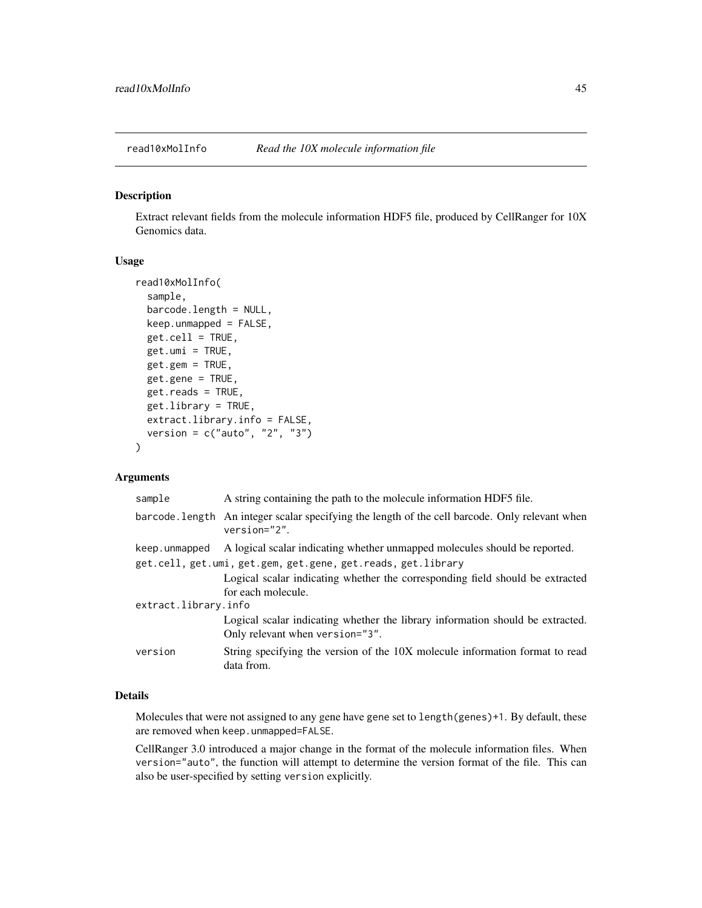## read10xMolInfo *Read the 10X molecule information file*

### Description

Extract relevant fields from the molecule information HDF5 file, produced by CellRanger for 10X Genomics data.

### Usage

```
read10xMolInfo(
  sample,
  barcode.length = NULL,
  keep.unmapped = FALSE,
  get.cell = TRUE,
  get.umi = TRUE,
  get.gem = TRUE,
  get.gene = TRUE,
  get.reads = TRUE,
  get.library = TRUE,
  extract.library.info = FALSE,
  version = c("auto", "2", "3")
)
```

### Arguments

| | |
|---|---|
| `sample` | A string containing the path to the molecule information HDF5 file. |
| `barcode.length` | An integer scalar specifying the length of the cell barcode. Only relevant when `version="2"`. |
| `keep.unmapped` | A logical scalar indicating whether unmapped molecules should be reported. |
| `get.cell, get.umi, get.gem, get.gene, get.reads, get.library` | Logical scalar indicating whether the corresponding field should be extracted for each molecule. |
| `extract.library.info` | Logical scalar indicating whether the library information should be extracted. Only relevant when `version="3"`. |
| `version` | String specifying the version of the 10X molecule information format to read data from. |

### Details

Molecules that were not assigned to any gene have gene set to `length(genes)+1`. By default, these are removed when `keep.unmapped=FALSE`.

CellRanger 3.0 introduced a major change in the format of the molecule information files. When `version="auto"`, the function will attempt to determine the version format of the file. This can also be user-specified by setting `version` explicitly.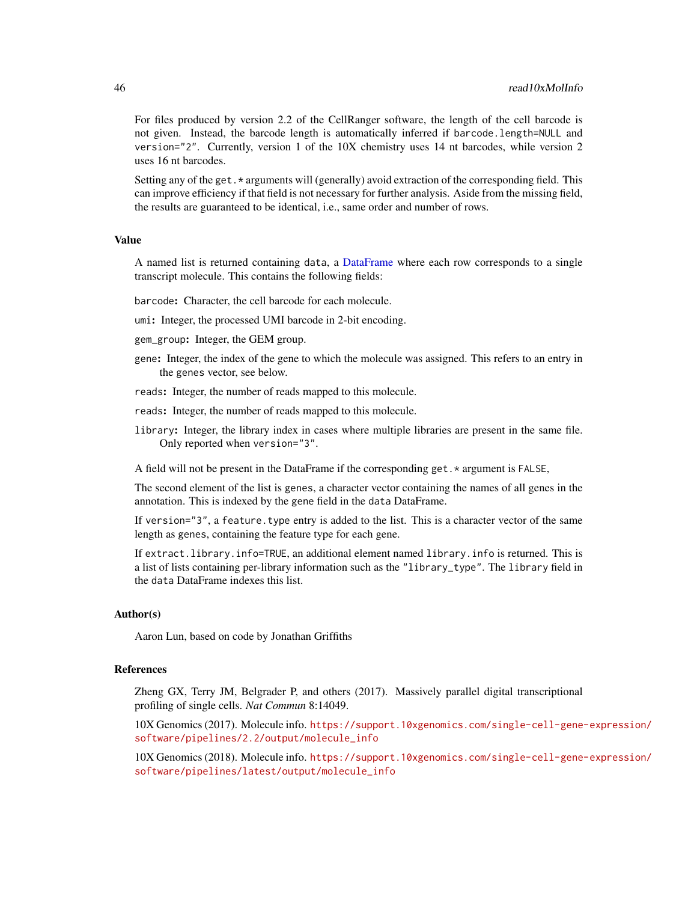For files produced by version 2.2 of the CellRanger software, the length of the cell barcode is not given. Instead, the barcode length is automatically inferred if `barcode.length=NULL` and `version="2"`. Currently, version 1 of the 10X chemistry uses 14 nt barcodes, while version 2 uses 16 nt barcodes.

Setting any of the `get.*` arguments will (generally) avoid extraction of the corresponding field. This can improve efficiency if that field is not necessary for further analysis. Aside from the missing field, the results are guaranteed to be identical, i.e., same order and number of rows.

## Value

A named list is returned containing `data`, a DataFrame where each row corresponds to a single transcript molecule. This contains the following fields:

`barcode`**:** Character, the cell barcode for each molecule.

`umi`**:** Integer, the processed UMI barcode in 2-bit encoding.

`gem_group`**:** Integer, the GEM group.

`gene`**:** Integer, the index of the gene to which the molecule was assigned. This refers to an entry in the `genes` vector, see below.

`reads`**:** Integer, the number of reads mapped to this molecule.

`reads`**:** Integer, the number of reads mapped to this molecule.

`library`**:** Integer, the library index in cases where multiple libraries are present in the same file. Only reported when `version="3"`.

A field will not be present in the DataFrame if the corresponding `get.*` argument is `FALSE`,

The second element of the list is `genes`, a character vector containing the names of all genes in the annotation. This is indexed by the `gene` field in the `data` DataFrame.

If `version="3"`, a `feature.type` entry is added to the list. This is a character vector of the same length as `genes`, containing the feature type for each gene.

If `extract.library.info=TRUE`, an additional element named `library.info` is returned. This is a list of lists containing per-library information such as the `"library_type"`. The `library` field in the `data` DataFrame indexes this list.

## Author(s)

Aaron Lun, based on code by Jonathan Griffiths

## References

Zheng GX, Terry JM, Belgrader P, and others (2017). Massively parallel digital transcriptional profiling of single cells. *Nat Commun* 8:14049.

10X Genomics (2017). Molecule info. https://support.10xgenomics.com/single-cell-gene-expression/software/pipelines/2.2/output/molecule_info

10X Genomics (2018). Molecule info. https://support.10xgenomics.com/single-cell-gene-expression/software/pipelines/latest/output/molecule_info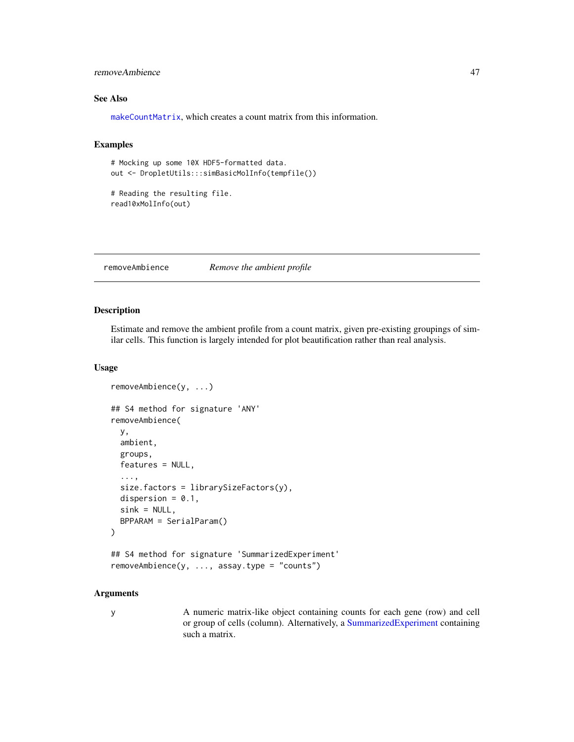## See Also

makeCountMatrix, which creates a count matrix from this information.

## Examples

```
# Mocking up some 10X HDF5-formatted data.
out <- DropletUtils:::simBasicMolInfo(tempfile())

# Reading the resulting file.
read10xMolInfo(out)
```

---

# removeAmbience &nbsp;&nbsp;&nbsp;&nbsp; *Remove the ambient profile*

---

## Description

Estimate and remove the ambient profile from a count matrix, given pre-existing groupings of similar cells. This function is largely intended for plot beautification rather than real analysis.

## Usage

```
removeAmbience(y, ...)

## S4 method for signature 'ANY'
removeAmbience(
  y,
  ambient,
  groups,
  features = NULL,
  ...,
  size.factors = librarySizeFactors(y),
  dispersion = 0.1,
  sink = NULL,
  BPPARAM = SerialParam()
)

## S4 method for signature 'SummarizedExperiment'
removeAmbience(y, ..., assay.type = "counts")
```

## Arguments

| | |
|---|---|
| y | A numeric matrix-like object containing counts for each gene (row) and cell or group of cells (column). Alternatively, a SummarizedExperiment containing such a matrix. |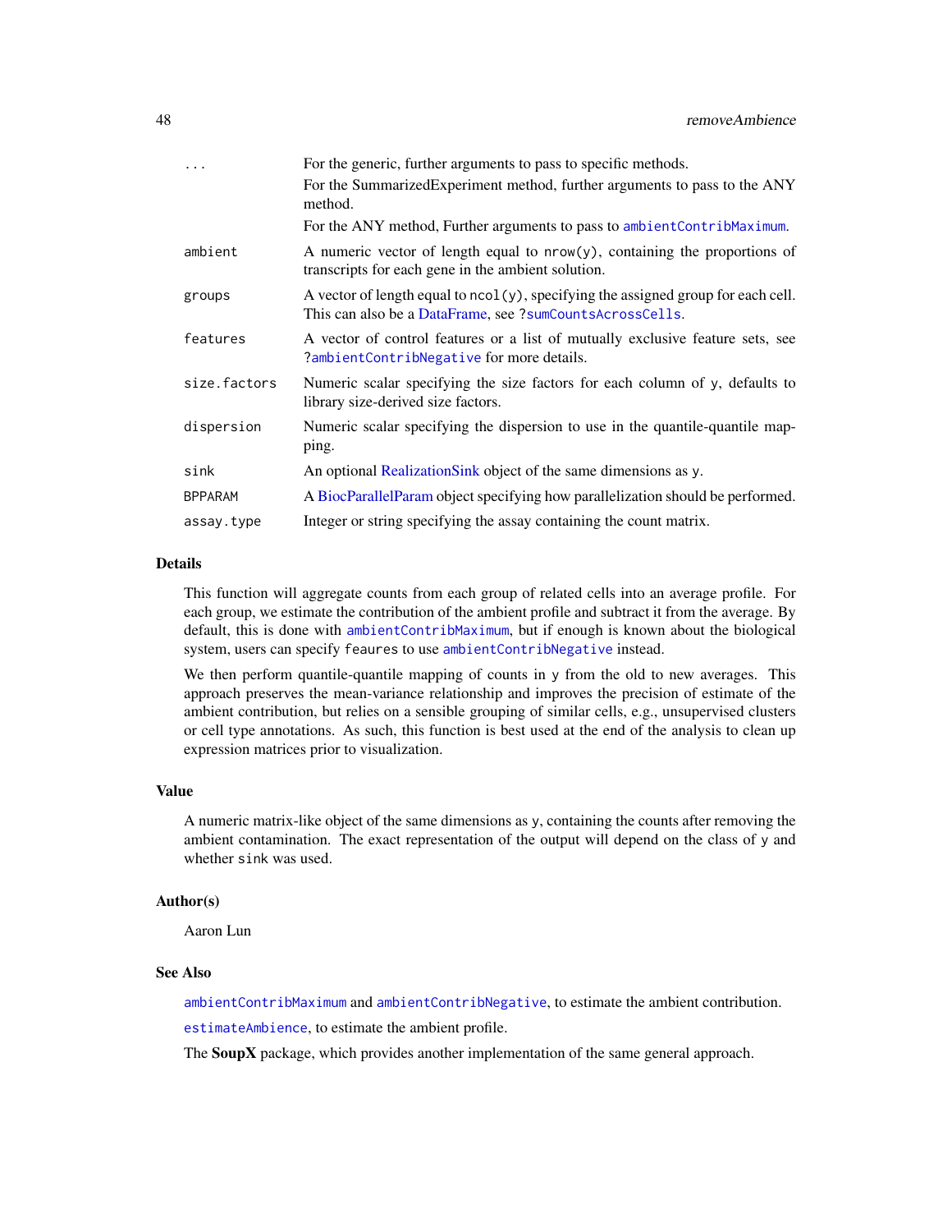| | |
|---|---|
| `...` | For the generic, further arguments to pass to specific methods. <br> For the SummarizedExperiment method, further arguments to pass to the ANY method. <br> For the ANY method, Further arguments to pass to `ambientContribMaximum`. |
| `ambient` | A numeric vector of length equal to `nrow(y)`, containing the proportions of transcripts for each gene in the ambient solution. |
| `groups` | A vector of length equal to `ncol(y)`, specifying the assigned group for each cell. This can also be a DataFrame, see `?sumCountsAcrossCells`. |
| `features` | A vector of control features or a list of mutually exclusive feature sets, see `?ambientContribNegative` for more details. |
| `size.factors` | Numeric scalar specifying the size factors for each column of y, defaults to library size-derived size factors. |
| `dispersion` | Numeric scalar specifying the dispersion to use in the quantile-quantile mapping. |
| `sink` | An optional RealizationSink object of the same dimensions as y. |
| `BPPARAM` | A BiocParallelParam object specifying how parallelization should be performed. |
| `assay.type` | Integer or string specifying the assay containing the count matrix. |

## Details

This function will aggregate counts from each group of related cells into an average profile. For each group, we estimate the contribution of the ambient profile and subtract it from the average. By default, this is done with `ambientContribMaximum`, but if enough is known about the biological system, users can specify `features` to use `ambientContribNegative` instead.

We then perform quantile-quantile mapping of counts in y from the old to new averages. This approach preserves the mean-variance relationship and improves the precision of estimate of the ambient contribution, but relies on a sensible grouping of similar cells, e.g., unsupervised clusters or cell type annotations. As such, this function is best used at the end of the analysis to clean up expression matrices prior to visualization.

## Value

A numeric matrix-like object of the same dimensions as y, containing the counts after removing the ambient contamination. The exact representation of the output will depend on the class of y and whether `sink` was used.

## Author(s)

Aaron Lun

## See Also

`ambientContribMaximum` and `ambientContribNegative`, to estimate the ambient contribution.

`estimateAmbience`, to estimate the ambient profile.

The **SoupX** package, which provides another implementation of the same general approach.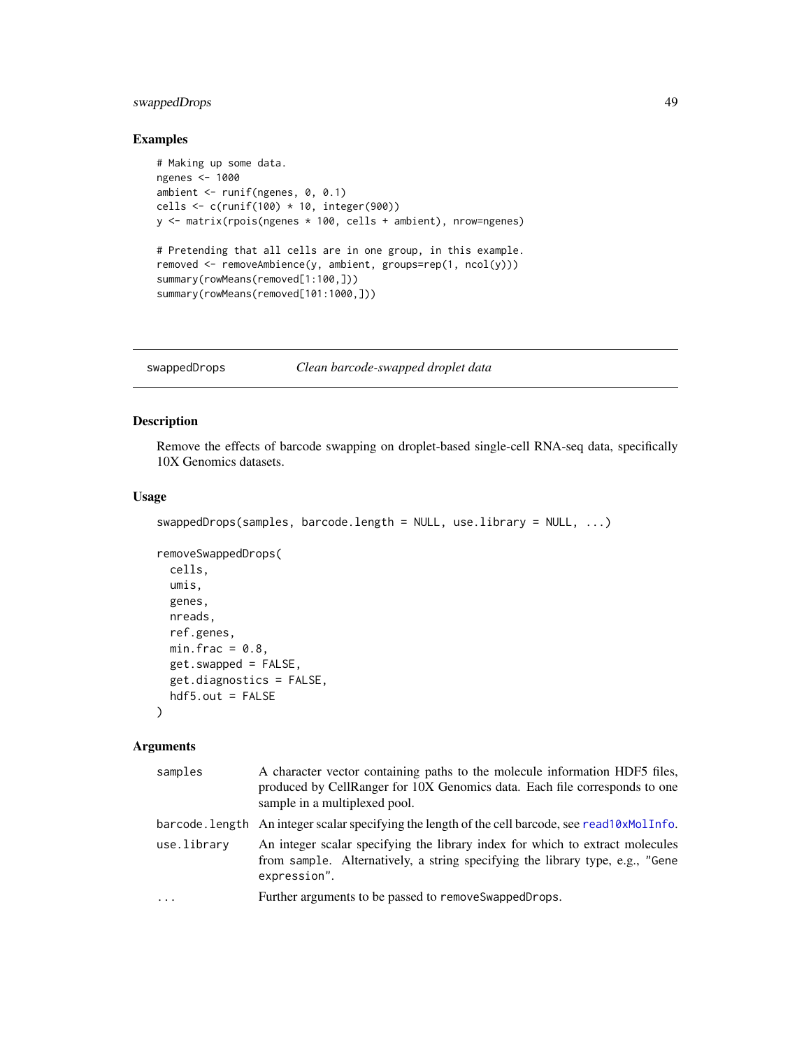### Examples

```
# Making up some data.
ngenes <- 1000
ambient <- runif(ngenes, 0, 0.1)
cells <- c(runif(100) * 10, integer(900))
y <- matrix(rpois(ngenes * 100, cells + ambient), nrow=ngenes)

# Pretending that all cells are in one group, in this example.
removed <- removeAmbience(y, ambient, groups=rep(1, ncol(y)))
summary(rowMeans(removed[1:100,]))
summary(rowMeans(removed[101:1000,]))
```

---

## swappedDrops — *Clean barcode-swapped droplet data*

### Description

Remove the effects of barcode swapping on droplet-based single-cell RNA-seq data, specifically 10X Genomics datasets.

### Usage

```
swappedDrops(samples, barcode.length = NULL, use.library = NULL, ...)

removeSwappedDrops(
  cells,
  umis,
  genes,
  nreads,
  ref.genes,
  min.frac = 0.8,
  get.swapped = FALSE,
  get.diagnostics = FALSE,
  hdf5.out = FALSE
)
```

### Arguments

| | |
|---|---|
| `samples` | A character vector containing paths to the molecule information HDF5 files, produced by CellRanger for 10X Genomics data. Each file corresponds to one sample in a multiplexed pool. |
| `barcode.length` | An integer scalar specifying the length of the cell barcode, see `read10xMolInfo`. |
| `use.library` | An integer scalar specifying the library index for which to extract molecules from `sample`. Alternatively, a string specifying the library type, e.g., `"Gene expression"`. |
| `...` | Further arguments to be passed to `removeSwappedDrops`. |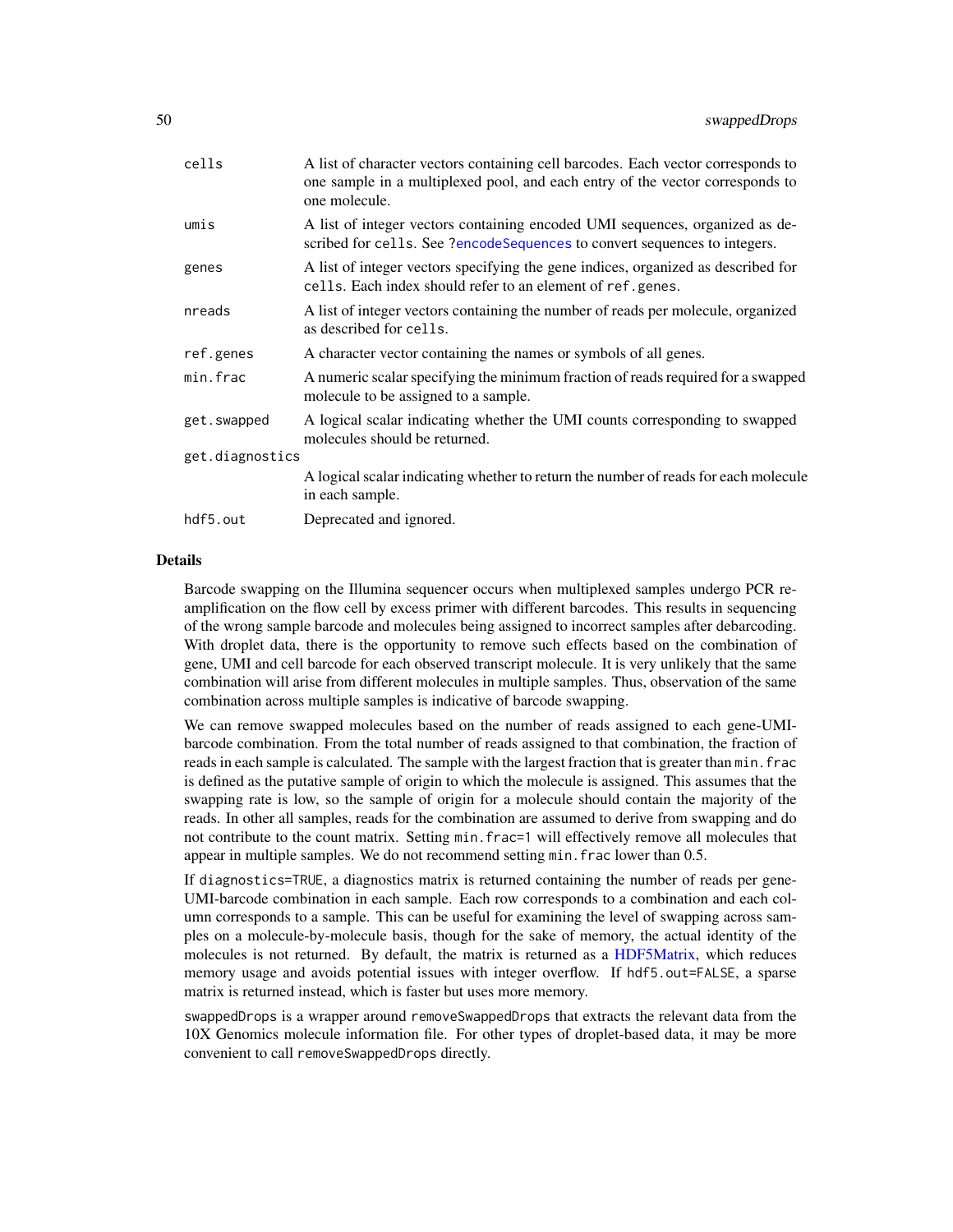| | |
|---|---|
| `cells` | A list of character vectors containing cell barcodes. Each vector corresponds to one sample in a multiplexed pool, and each entry of the vector corresponds to one molecule. |
| `umis` | A list of integer vectors containing encoded UMI sequences, organized as described for `cells`. See `?encodeSequences` to convert sequences to integers. |
| `genes` | A list of integer vectors specifying the gene indices, organized as described for `cells`. Each index should refer to an element of `ref.genes`. |
| `nreads` | A list of integer vectors containing the number of reads per molecule, organized as described for `cells`. |
| `ref.genes` | A character vector containing the names or symbols of all genes. |
| `min.frac` | A numeric scalar specifying the minimum fraction of reads required for a swapped molecule to be assigned to a sample. |
| `get.swapped` | A logical scalar indicating whether the UMI counts corresponding to swapped molecules should be returned. |
| `get.diagnostics` | A logical scalar indicating whether to return the number of reads for each molecule in each sample. |
| `hdf5.out` | Deprecated and ignored. |

## Details

Barcode swapping on the Illumina sequencer occurs when multiplexed samples undergo PCR re-amplification on the flow cell by excess primer with different barcodes. This results in sequencing of the wrong sample barcode and molecules being assigned to incorrect samples after debarcoding. With droplet data, there is the opportunity to remove such effects based on the combination of gene, UMI and cell barcode for each observed transcript molecule. It is very unlikely that the same combination will arise from different molecules in multiple samples. Thus, observation of the same combination across multiple samples is indicative of barcode swapping.

We can remove swapped molecules based on the number of reads assigned to each gene-UMI-barcode combination. From the total number of reads assigned to that combination, the fraction of reads in each sample is calculated. The sample with the largest fraction that is greater than `min.frac` is defined as the putative sample of origin to which the molecule is assigned. This assumes that the swapping rate is low, so the sample of origin for a molecule should contain the majority of the reads. In other all samples, reads for the combination are assumed to derive from swapping and do not contribute to the count matrix. Setting `min.frac=1` will effectively remove all molecules that appear in multiple samples. We do not recommend setting `min.frac` lower than 0.5.

If `diagnostics=TRUE`, a diagnostics matrix is returned containing the number of reads per gene-UMI-barcode combination in each sample. Each row corresponds to a combination and each column corresponds to a sample. This can be useful for examining the level of swapping across samples on a molecule-by-molecule basis, though for the sake of memory, the actual identity of the molecules is not returned. By default, the matrix is returned as a HDF5Matrix, which reduces memory usage and avoids potential issues with integer overflow. If `hdf5.out=FALSE`, a sparse matrix is returned instead, which is faster but uses more memory.

`swappedDrops` is a wrapper around `removeSwappedDrops` that extracts the relevant data from the 10X Genomics molecule information file. For other types of droplet-based data, it may be more convenient to call `removeSwappedDrops` directly.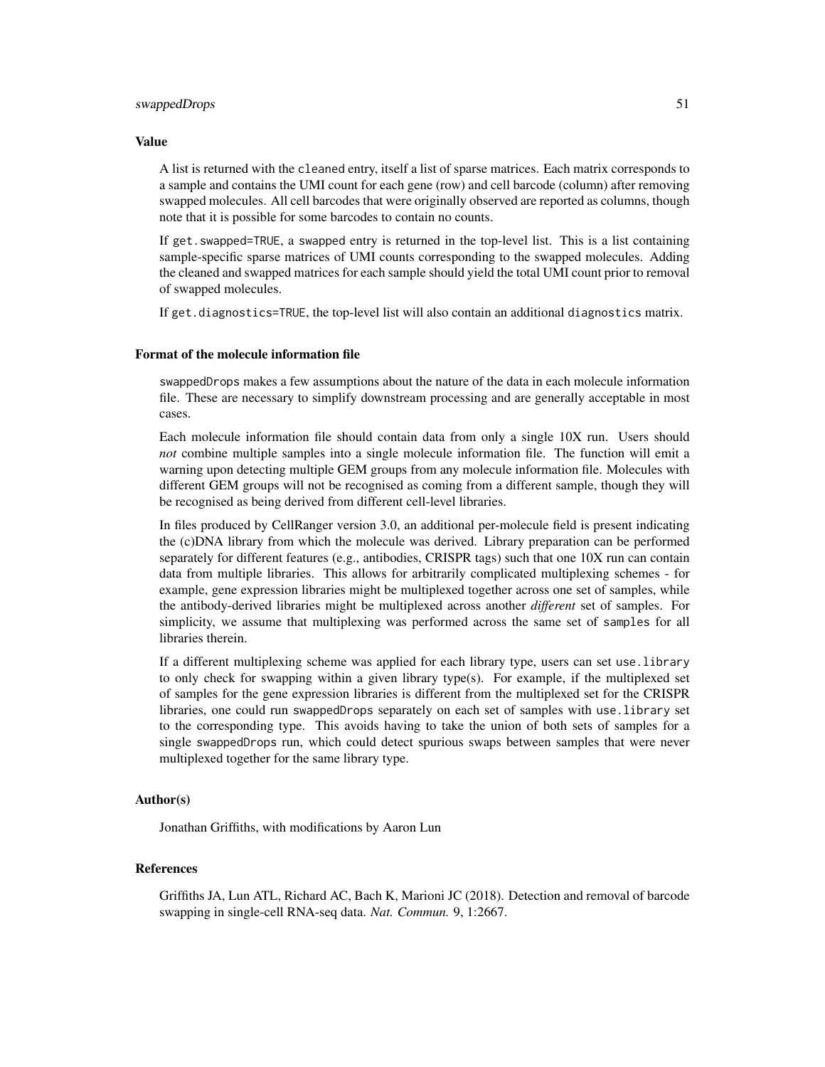## Value

A list is returned with the `cleaned` entry, itself a list of sparse matrices. Each matrix corresponds to a sample and contains the UMI count for each gene (row) and cell barcode (column) after removing swapped molecules. All cell barcodes that were originally observed are reported as columns, though note that it is possible for some barcodes to contain no counts.

If `get.swapped=TRUE`, a `swapped` entry is returned in the top-level list. This is a list containing sample-specific sparse matrices of UMI counts corresponding to the swapped molecules. Adding the cleaned and swapped matrices for each sample should yield the total UMI count prior to removal of swapped molecules.

If `get.diagnostics=TRUE`, the top-level list will also contain an additional `diagnostics` matrix.

## Format of the molecule information file

`swappedDrops` makes a few assumptions about the nature of the data in each molecule information file. These are necessary to simplify downstream processing and are generally acceptable in most cases.

Each molecule information file should contain data from only a single 10X run. Users should *not* combine multiple samples into a single molecule information file. The function will emit a warning upon detecting multiple GEM groups from any molecule information file. Molecules with different GEM groups will not be recognised as coming from a different sample, though they will be recognised as being derived from different cell-level libraries.

In files produced by CellRanger version 3.0, an additional per-molecule field is present indicating the (c)DNA library from which the molecule was derived. Library preparation can be performed separately for different features (e.g., antibodies, CRISPR tags) such that one 10X run can contain data from multiple libraries. This allows for arbitrarily complicated multiplexing schemes - for example, gene expression libraries might be multiplexed together across one set of samples, while the antibody-derived libraries might be multiplexed across another *different* set of samples. For simplicity, we assume that multiplexing was performed across the same set of `samples` for all libraries therein.

If a different multiplexing scheme was applied for each library type, users can set `use.library` to only check for swapping within a given library type(s). For example, if the multiplexed set of samples for the gene expression libraries is different from the multiplexed set for the CRISPR libraries, one could run `swappedDrops` separately on each set of samples with `use.library` set to the corresponding type. This avoids having to take the union of both sets of samples for a single `swappedDrops` run, which could detect spurious swaps between samples that were never multiplexed together for the same library type.

## Author(s)

Jonathan Griffiths, with modifications by Aaron Lun

## References

Griffiths JA, Lun ATL, Richard AC, Bach K, Marioni JC (2018). Detection and removal of barcode swapping in single-cell RNA-seq data. *Nat. Commun.* 9, 1:2667.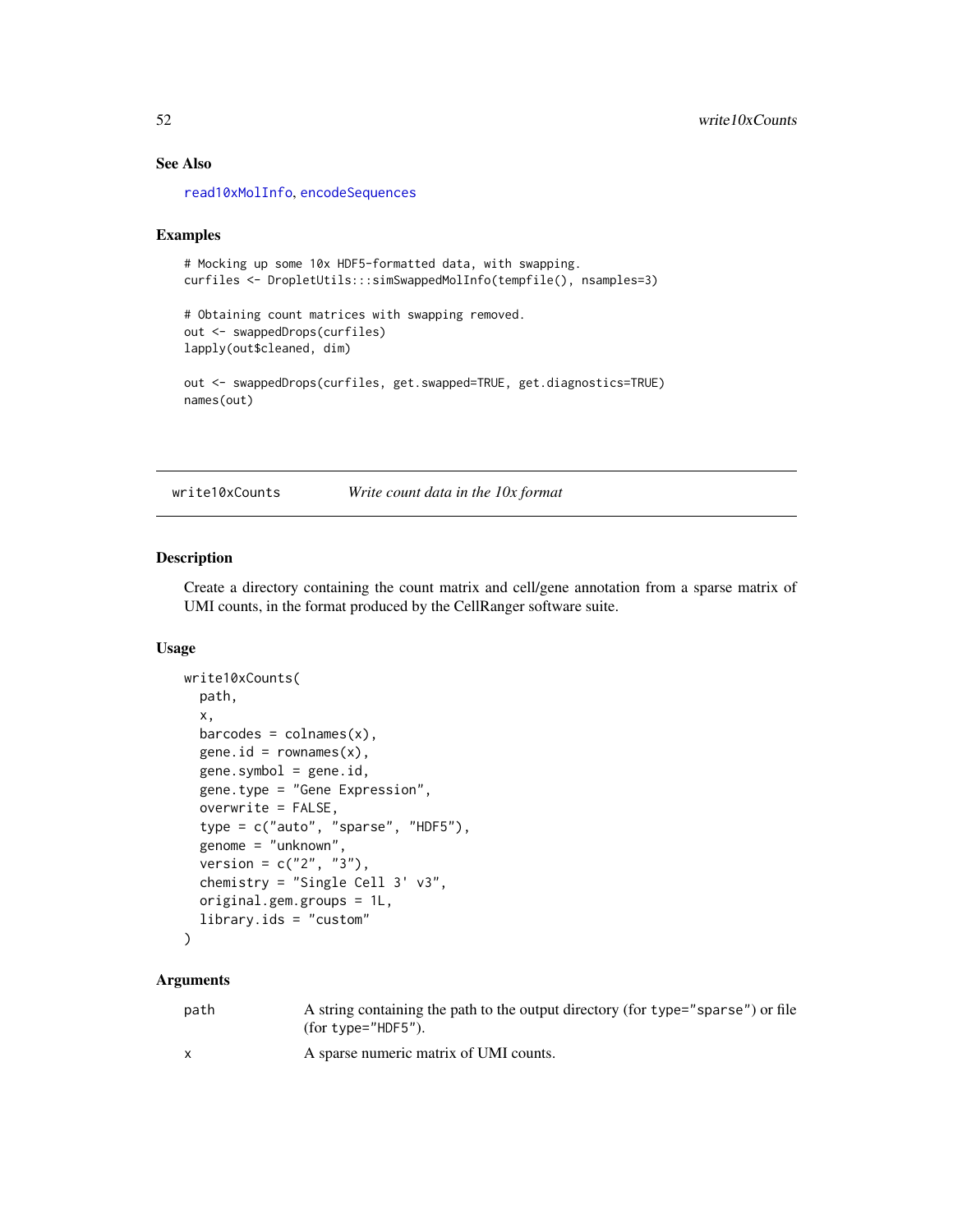## See Also

read10xMolInfo, encodeSequences

## Examples

```
# Mocking up some 10x HDF5-formatted data, with swapping.
curfiles <- DropletUtils:::simSwappedMolInfo(tempfile(), nsamples=3)

# Obtaining count matrices with swapping removed.
out <- swappedDrops(curfiles)
lapply(out$cleaned, dim)

out <- swappedDrops(curfiles, get.swapped=TRUE, get.diagnostics=TRUE)
names(out)
```

---

# write10xCounts *Write count data in the 10x format*

## Description

Create a directory containing the count matrix and cell/gene annotation from a sparse matrix of UMI counts, in the format produced by the CellRanger software suite.

## Usage

```
write10xCounts(
  path,
  x,
  barcodes = colnames(x),
  gene.id = rownames(x),
  gene.symbol = gene.id,
  gene.type = "Gene Expression",
  overwrite = FALSE,
  type = c("auto", "sparse", "HDF5"),
  genome = "unknown",
  version = c("2", "3"),
  chemistry = "Single Cell 3' v3",
  original.gem.groups = 1L,
  library.ids = "custom"
)
```

## Arguments

| | |
|---|---|
| path | A string containing the path to the output directory (for type="sparse") or file (for type="HDF5"). |
| x | A sparse numeric matrix of UMI counts. |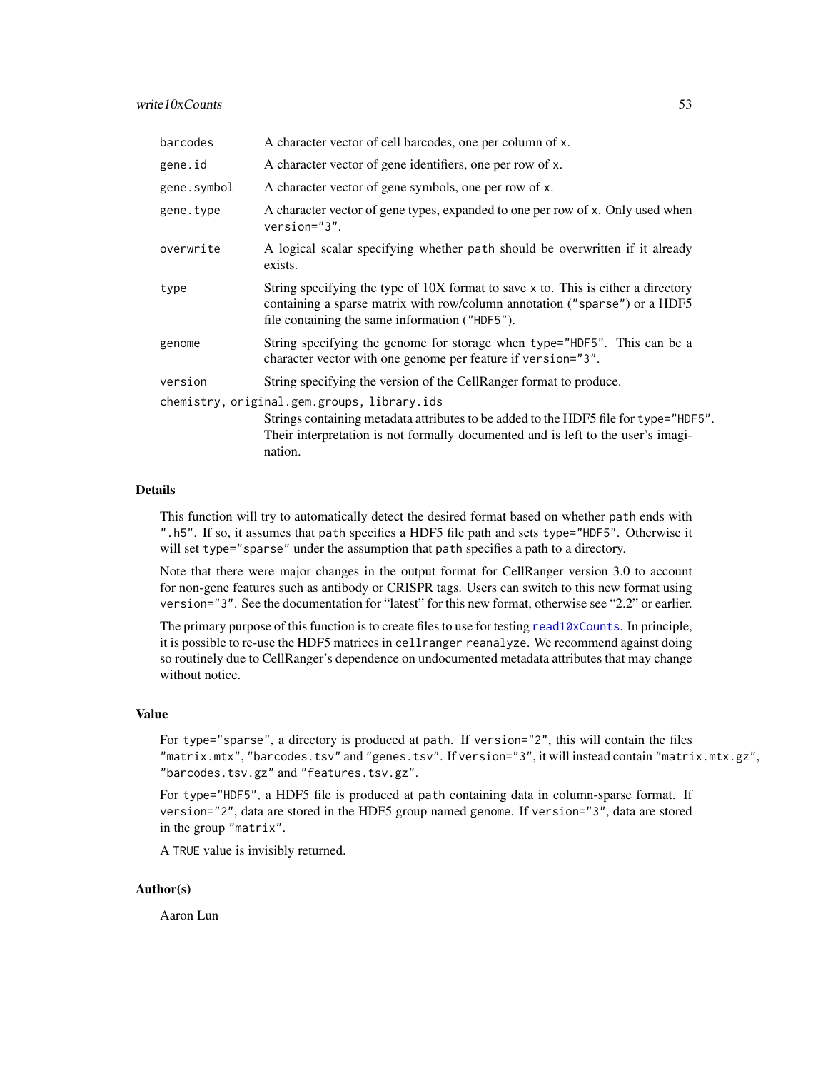| | |
|---|---|
| `barcodes` | A character vector of cell barcodes, one per column of `x`. |
| `gene.id` | A character vector of gene identifiers, one per row of `x`. |
| `gene.symbol` | A character vector of gene symbols, one per row of `x`. |
| `gene.type` | A character vector of gene types, expanded to one per row of `x`. Only used when `version="3"`. |
| `overwrite` | A logical scalar specifying whether `path` should be overwritten if it already exists. |
| `type` | String specifying the type of 10X format to save `x` to. This is either a directory containing a sparse matrix with row/column annotation (`"sparse"`) or a HDF5 file containing the same information (`"HDF5"`). |
| `genome` | String specifying the genome for storage when `type="HDF5"`. This can be a character vector with one genome per feature if `version="3"`. |
| `version` | String specifying the version of the CellRanger format to produce. |
| `chemistry, original.gem.groups, library.ids` | Strings containing metadata attributes to be added to the HDF5 file for `type="HDF5"`. Their interpretation is not formally documented and is left to the user's imagination. |

## Details

This function will try to automatically detect the desired format based on whether `path` ends with `".h5"`. If so, it assumes that `path` specifies a HDF5 file path and sets `type="HDF5"`. Otherwise it will set `type="sparse"` under the assumption that `path` specifies a path to a directory.

Note that there were major changes in the output format for CellRanger version 3.0 to account for non-gene features such as antibody or CRISPR tags. Users can switch to this new format using `version="3"`. See the documentation for "latest" for this new format, otherwise see "2.2" or earlier.

The primary purpose of this function is to create files to use for testing `read10xCounts`. In principle, it is possible to re-use the HDF5 matrices in `cellranger reanalyze`. We recommend against doing so routinely due to CellRanger's dependence on undocumented metadata attributes that may change without notice.

## Value

For `type="sparse"`, a directory is produced at `path`. If `version="2"`, this will contain the files `"matrix.mtx"`, `"barcodes.tsv"` and `"genes.tsv"`. If `version="3"`, it will instead contain `"matrix.mtx.gz"`, `"barcodes.tsv.gz"` and `"features.tsv.gz"`.

For `type="HDF5"`, a HDF5 file is produced at `path` containing data in column-sparse format. If `version="2"`, data are stored in the HDF5 group named `genome`. If `version="3"`, data are stored in the group `"matrix"`.

A `TRUE` value is invisibly returned.

## Author(s)

Aaron Lun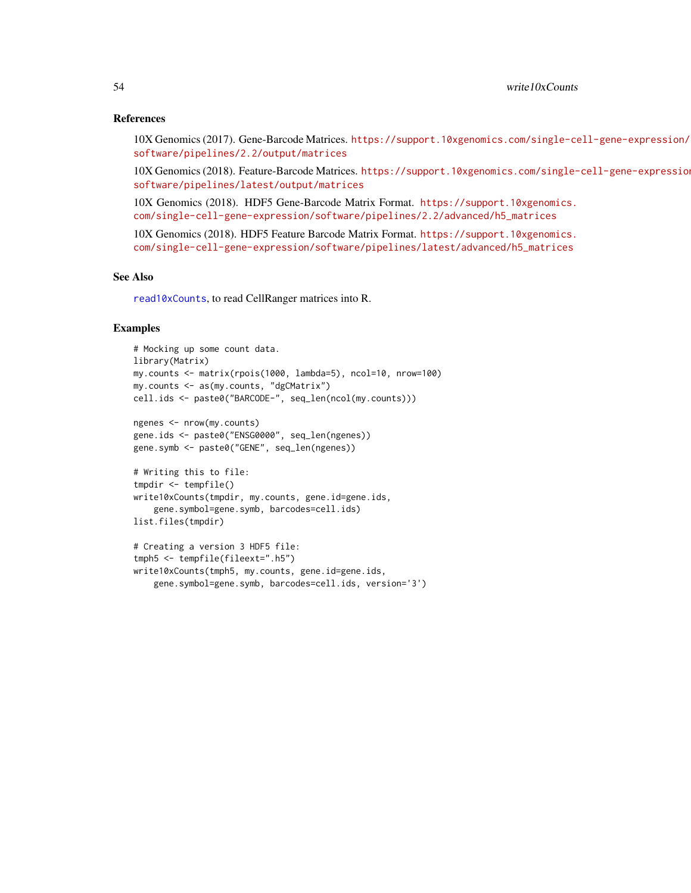## References

10X Genomics (2017). Gene-Barcode Matrices. https://support.10xgenomics.com/single-cell-gene-expression/software/pipelines/2.2/output/matrices

10X Genomics (2018). Feature-Barcode Matrices. https://support.10xgenomics.com/single-cell-gene-expression/software/pipelines/latest/output/matrices

10X Genomics (2018). HDF5 Gene-Barcode Matrix Format. https://support.10xgenomics.com/single-cell-gene-expression/software/pipelines/2.2/advanced/h5_matrices

10X Genomics (2018). HDF5 Feature Barcode Matrix Format. https://support.10xgenomics.com/single-cell-gene-expression/software/pipelines/latest/advanced/h5_matrices

## See Also

read10xCounts, to read CellRanger matrices into R.

## Examples

```
# Mocking up some count data.
library(Matrix)
my.counts <- matrix(rpois(1000, lambda=5), ncol=10, nrow=100)
my.counts <- as(my.counts, "dgCMatrix")
cell.ids <- paste0("BARCODE-", seq_len(ncol(my.counts)))

ngenes <- nrow(my.counts)
gene.ids <- paste0("ENSG0000", seq_len(ngenes))
gene.symb <- paste0("GENE", seq_len(ngenes))

# Writing this to file:
tmpdir <- tempfile()
write10xCounts(tmpdir, my.counts, gene.id=gene.ids,
    gene.symbol=gene.symb, barcodes=cell.ids)
list.files(tmpdir)

# Creating a version 3 HDF5 file:
tmph5 <- tempfile(fileext=".h5")
write10xCounts(tmph5, my.counts, gene.id=gene.ids,
    gene.symbol=gene.symb, barcodes=cell.ids, version='3')
```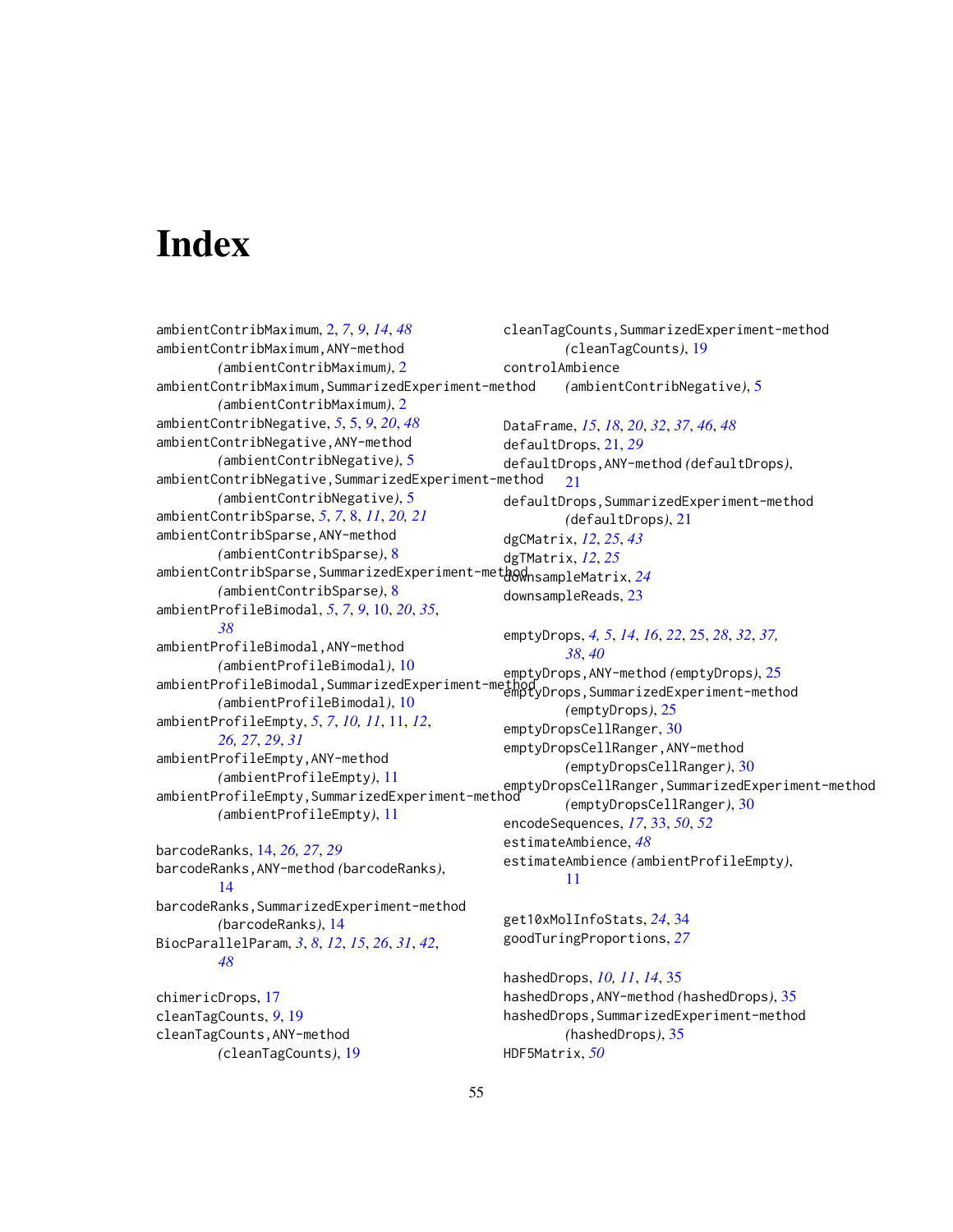# Index

ambientContribMaximum, 2, *7*, *9*, *14*, *48*
ambientContribMaximum,ANY-method (ambientContribMaximum), 2
ambientContribMaximum,SummarizedExperiment-method (ambientContribMaximum), 2
ambientContribNegative, *5*, 5, *9*, *20*, *48*
ambientContribNegative,ANY-method (ambientContribNegative), 5
ambientContribNegative,SummarizedExperiment-method (ambientContribNegative), 5
ambientContribSparse, *5*, *7*, 8, *11*, *20, 21*
ambientContribSparse,ANY-method (ambientContribSparse), 8
ambientContribSparse,SummarizedExperiment-method (ambientContribSparse), 8
ambientProfileBimodal, *5*, *7*, *9*, 10, *20*, *35*, *38*
ambientProfileBimodal,ANY-method (ambientProfileBimodal), 10
ambientProfileBimodal,SummarizedExperiment-method (ambientProfileBimodal), 10
ambientProfileEmpty, *5*, *7*, *10, 11*, 11, *12*, *26, 27*, *29*, *31*
ambientProfileEmpty,ANY-method (ambientProfileEmpty), 11
ambientProfileEmpty,SummarizedExperiment-method (ambientProfileEmpty), 11

barcodeRanks, 14, *26, 27*, *29*
barcodeRanks,ANY-method (barcodeRanks), 14
barcodeRanks,SummarizedExperiment-method (barcodeRanks), 14
BiocParallelParam, *3*, *8*, *12*, *15*, *26*, *31*, *42*, *48*

chimericDrops, 17
cleanTagCounts, *9*, 19
cleanTagCounts,ANY-method (cleanTagCounts), 19
cleanTagCounts,SummarizedExperiment-method (cleanTagCounts), 19
controlAmbience (ambientContribNegative), 5

DataFrame, *15*, *18*, *20*, *32*, *37*, *46*, *48*
defaultDrops, 21, *29*
defaultDrops,ANY-method (defaultDrops), 21
defaultDrops,SummarizedExperiment-method (defaultDrops), 21
dgCMatrix, *12*, *25*, *43*
dgTMatrix, *12*, *25*
downsampleMatrix, *24*
downsampleReads, 23

emptyDrops, *4, 5*, *14*, *16*, *22*, 25, *28*, *32*, *37*, *38*, *40*
emptyDrops,ANY-method (emptyDrops), 25
emptyDrops,SummarizedExperiment-method (emptyDrops), 25
emptyDropsCellRanger, 30
emptyDropsCellRanger,ANY-method (emptyDropsCellRanger), 30
emptyDropsCellRanger,SummarizedExperiment-method (emptyDropsCellRanger), 30
encodeSequences, *17*, 33, *50*, *52*
estimateAmbience, *48*
estimateAmbience (ambientProfileEmpty), 11

get10xMolInfoStats, *24*, 34
goodTuringProportions, *27*

hashedDrops, *10, 11*, *14*, 35
hashedDrops,ANY-method (hashedDrops), 35
hashedDrops,SummarizedExperiment-method (hashedDrops), 35
HDF5Matrix, *50*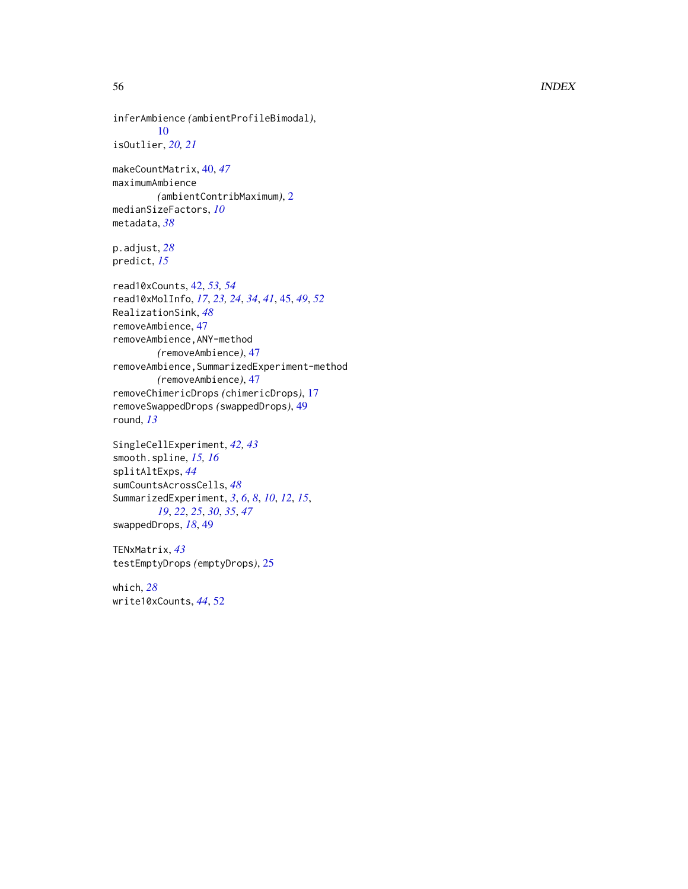inferAmbience (ambientProfileBimodal), 10
isOutlier, *20, 21*

makeCountMatrix, 40, *47*
maximumAmbience (ambientContribMaximum), 2
medianSizeFactors, *10*
metadata, *38*

p.adjust, *28*
predict, *15*

read10xCounts, 42, *53, 54*
read10xMolInfo, *17*, *23, 24*, *34*, *41*, 45, *49*, *52*
RealizationSink, *48*
removeAmbience, 47
removeAmbience,ANY-method (removeAmbience), 47
removeAmbience,SummarizedExperiment-method (removeAmbience), 47
removeChimericDrops (chimericDrops), 17
removeSwappedDrops (swappedDrops), 49
round, *13*

SingleCellExperiment, *42, 43*
smooth.spline, *15, 16*
splitAltExps, *44*
sumCountsAcrossCells, *48*
SummarizedExperiment, *3*, *6*, *8*, *10*, *12*, *15*, *19*, *22*, *25*, *30*, *35*, *47*
swappedDrops, *18*, 49

TENxMatrix, *43*
testEmptyDrops (emptyDrops), 25

which, *28*
write10xCounts, *44*, 52